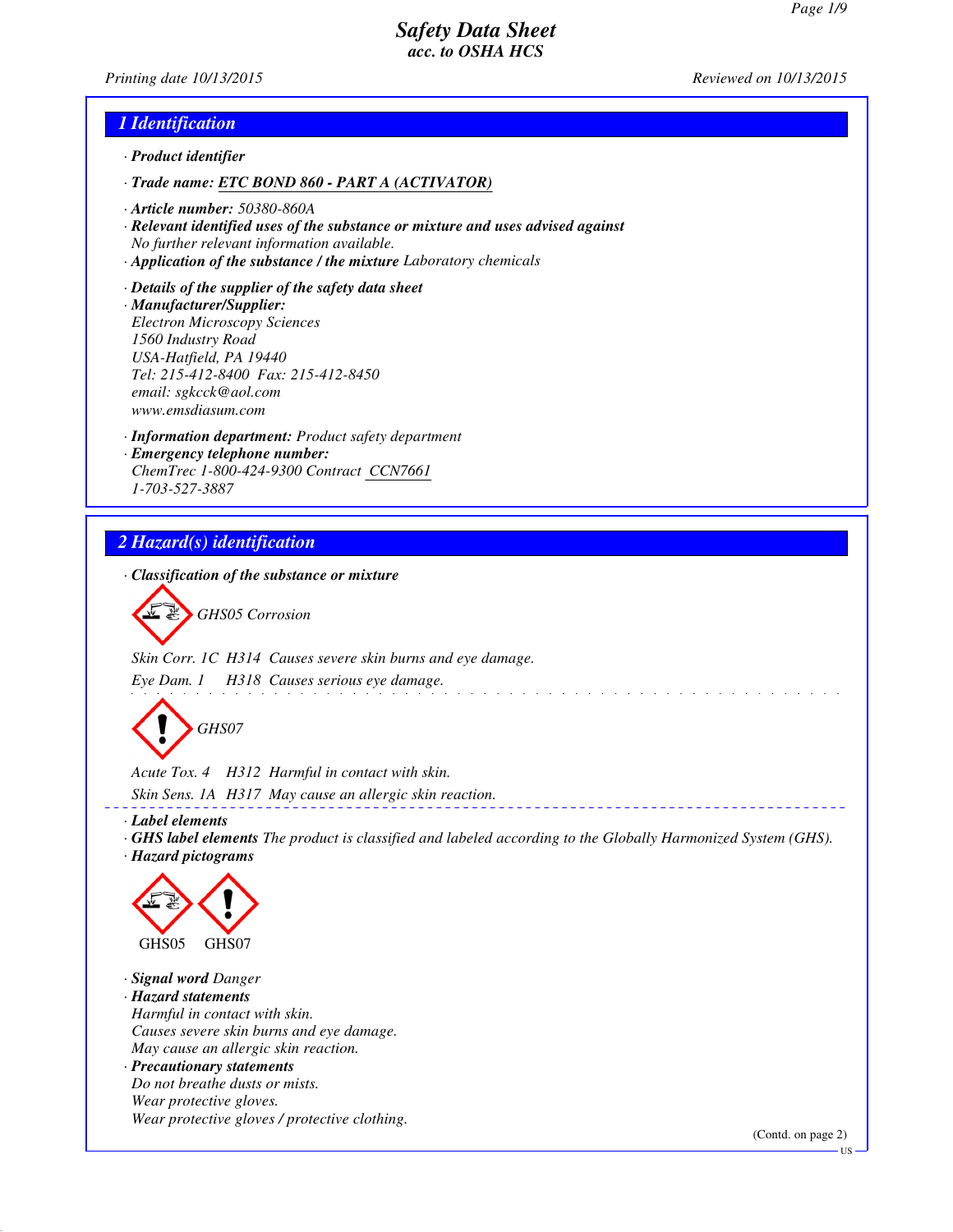# Safety Data Sheet
### acc. to OSHA HCS

Printing date 10/13/2015 | Reviewed on 10/13/2015

## 1 Identification

· **Product identifier**

· **Trade name: ETC BOND 860 - PART A (ACTIVATOR)**

· **Article number:** 50380-860A

· **Relevant identified uses of the substance or mixture and uses advised against**
No further relevant information available.

· **Application of the substance / the mixture** Laboratory chemicals

· **Details of the supplier of the safety data sheet**

· **Manufacturer/Supplier:**
Electron Microscopy Sciences
1560 Industry Road
USA-Hatfield, PA 19440
Tel: 215-412-8400 Fax: 215-412-8450
email: sgkcck@aol.com
www.emsdiasum.com

· **Information department:** Product safety department

· **Emergency telephone number:**
ChemTrec 1-800-424-9300 Contract CCN7661
1-703-527-3887

## 2 Hazard(s) identification

· **Classification of the substance or mixture**

GHS05 Corrosion

Skin Corr. 1C H314 Causes severe skin burns and eye damage.

Eye Dam. 1 H318 Causes serious eye damage.

GHS07

Acute Tox. 4 H312 Harmful in contact with skin.

Skin Sens. 1A H317 May cause an allergic skin reaction.

· **Label elements**

· **GHS label elements** The product is classified and labeled according to the Globally Harmonized System (GHS).

· **Hazard pictograms**

GHS05 GHS07

· **Signal word** Danger

· **Hazard statements**
Harmful in contact with skin.
Causes severe skin burns and eye damage.
May cause an allergic skin reaction.

· **Precautionary statements**
Do not breathe dusts or mists.
Wear protective gloves.
Wear protective gloves / protective clothing.

(Contd. on page 2)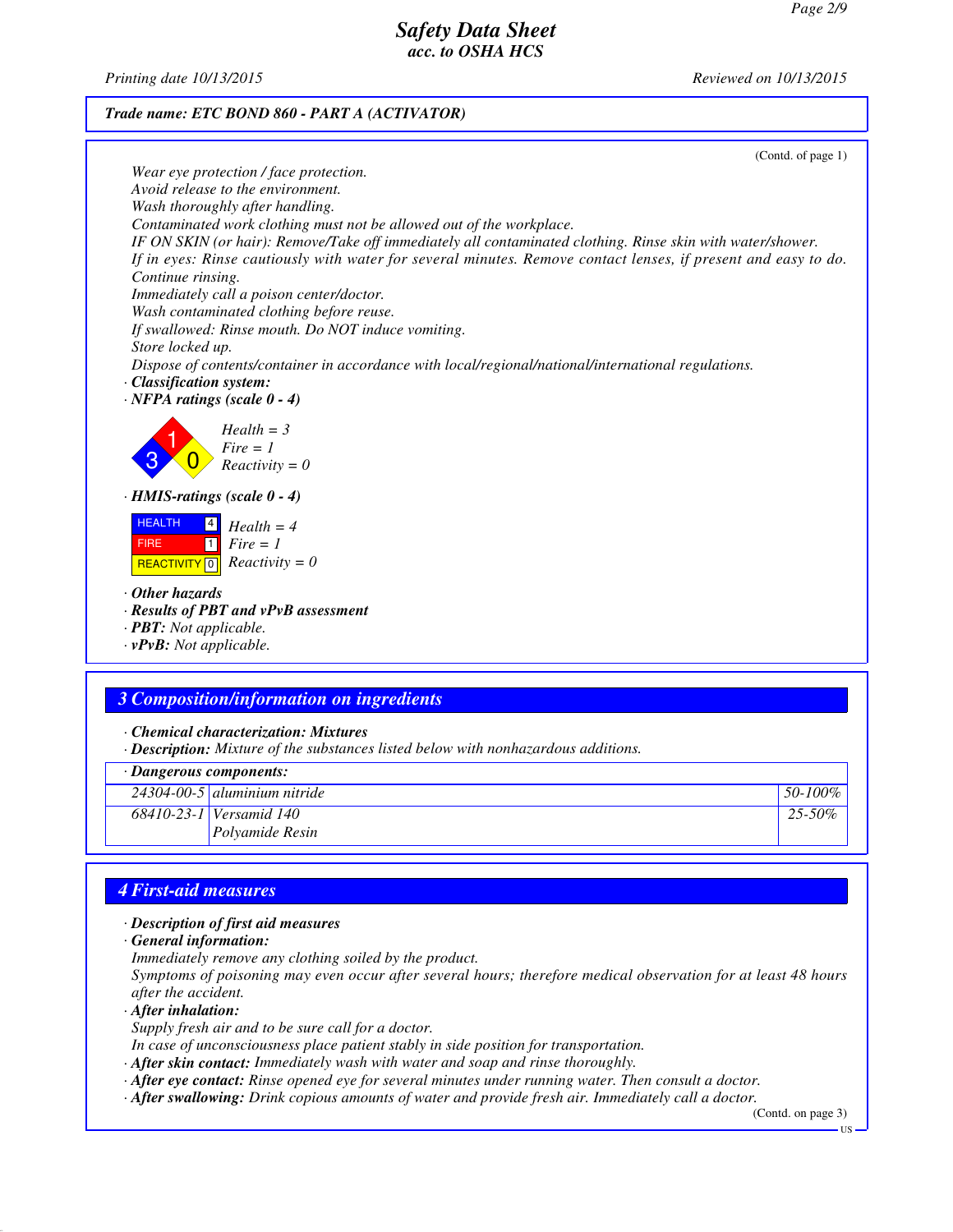*Trade name: ETC BOND 860 - PART A (ACTIVATOR)*

(Contd. of page 1)

*Wear eye protection / face protection.*
*Avoid release to the environment.*
*Wash thoroughly after handling.*
*Contaminated work clothing must not be allowed out of the workplace.*
*IF ON SKIN (or hair): Remove/Take off immediately all contaminated clothing. Rinse skin with water/shower.*
*If in eyes: Rinse cautiously with water for several minutes. Remove contact lenses, if present and easy to do. Continue rinsing.*
*Immediately call a poison center/doctor.*
*Wash contaminated clothing before reuse.*
*If swallowed: Rinse mouth. Do NOT induce vomiting.*
*Store locked up.*
*Dispose of contents/container in accordance with local/regional/national/international regulations.*

· **Classification system:**

· **NFPA ratings (scale 0 - 4)**

*Health = 3*
*Fire = 1*
*Reactivity = 0*

· **HMIS-ratings (scale 0 - 4)**

| | |
|---|---|
| HEALTH | 4 |
| FIRE | 1 |
| REACTIVITY | 0 |

*Health = 4*
*Fire = 1*
*Reactivity = 0*

· **Other hazards**
· **Results of PBT and vPvB assessment**
· **PBT:** Not applicable.
· **vPvB:** Not applicable.

## 3 Composition/information on ingredients

· **Chemical characterization: Mixtures**
· **Description:** Mixture of the substances listed below with nonhazardous additions.

| · Dangerous components: | | |
|---|---|---|
| 24304-00-5 | aluminium nitride | 50-100% |
| 68410-23-1 | Versamid 140<br>Polyamide Resin | 25-50% |

## 4 First-aid measures

· **Description of first aid measures**
· **General information:**
Immediately remove any clothing soiled by the product.
Symptoms of poisoning may even occur after several hours; therefore medical observation for at least 48 hours after the accident.
· **After inhalation:**
Supply fresh air and to be sure call for a doctor.
In case of unconsciousness place patient stably in side position for transportation.
· **After skin contact:** Immediately wash with water and soap and rinse thoroughly.
· **After eye contact:** Rinse opened eye for several minutes under running water. Then consult a doctor.
· **After swallowing:** Drink copious amounts of water and provide fresh air. Immediately call a doctor.

(Contd. on page 3)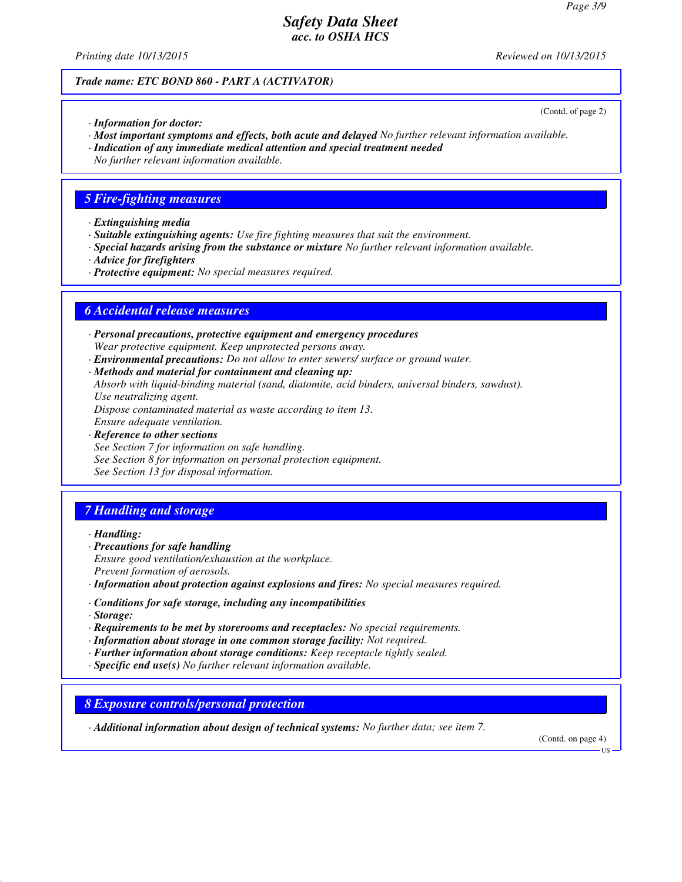**Trade name: ETC BOND 860 - PART A (ACTIVATOR)**

(Contd. of page 2)

· ***Information for doctor:***
· ***Most important symptoms and effects, both acute and delayed*** *No further relevant information available.*
· ***Indication of any immediate medical attention and special treatment needed***
*No further relevant information available.*

## 5 Fire-fighting measures

· ***Extinguishing media***
· ***Suitable extinguishing agents:*** *Use fire fighting measures that suit the environment.*
· ***Special hazards arising from the substance or mixture*** *No further relevant information available.*
· ***Advice for firefighters***
· ***Protective equipment:*** *No special measures required.*

## 6 Accidental release measures

· ***Personal precautions, protective equipment and emergency procedures***
*Wear protective equipment. Keep unprotected persons away.*
· ***Environmental precautions:*** *Do not allow to enter sewers/ surface or ground water.*
· ***Methods and material for containment and cleaning up:***
*Absorb with liquid-binding material (sand, diatomite, acid binders, universal binders, sawdust).*
*Use neutralizing agent.*
*Dispose contaminated material as waste according to item 13.*
*Ensure adequate ventilation.*
· ***Reference to other sections***
*See Section 7 for information on safe handling.*
*See Section 8 for information on personal protection equipment.*
*See Section 13 for disposal information.*

## 7 Handling and storage

· ***Handling:***
· ***Precautions for safe handling***
*Ensure good ventilation/exhaustion at the workplace.*
*Prevent formation of aerosols.*
· ***Information about protection against explosions and fires:*** *No special measures required.*

· ***Conditions for safe storage, including any incompatibilities***
· ***Storage:***
· ***Requirements to be met by storerooms and receptacles:*** *No special requirements.*
· ***Information about storage in one common storage facility:*** *Not required.*
· ***Further information about storage conditions:*** *Keep receptacle tightly sealed.*
· ***Specific end use(s)*** *No further relevant information available.*

## 8 Exposure controls/personal protection

· ***Additional information about design of technical systems:*** *No further data; see item 7.*

(Contd. on page 4)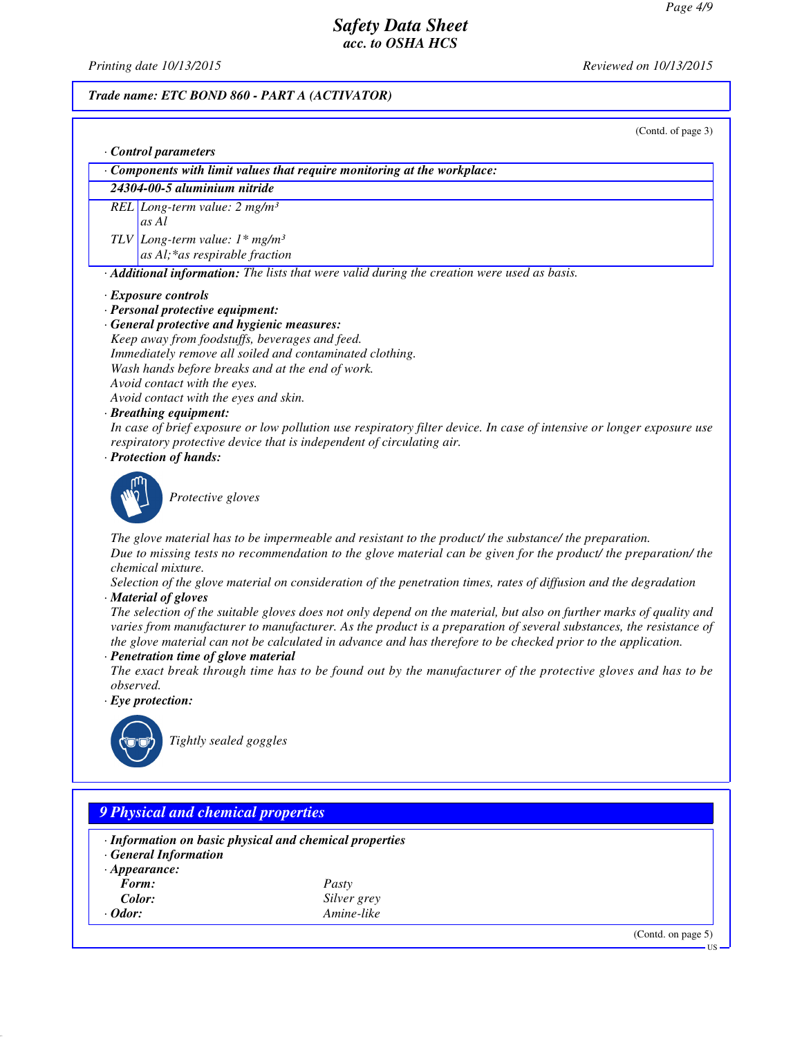(Contd. of page 3)

· **Control parameters**

| · **Components with limit values that require monitoring at the workplace:** | |
|---|---|
| **24304-00-5 aluminium nitride** | |
| REL | Long-term value: 2 mg/m³ as Al |
| TLV | Long-term value: 1* mg/m³ as Al;*as respirable fraction |

· **Additional information:** The lists that were valid during the creation were used as basis.

· **Exposure controls**
· **Personal protective equipment:**
· **General protective and hygienic measures:**
Keep away from foodstuffs, beverages and feed.
Immediately remove all soiled and contaminated clothing.
Wash hands before breaks and at the end of work.
Avoid contact with the eyes.
Avoid contact with the eyes and skin.
· **Breathing equipment:**
In case of brief exposure or low pollution use respiratory filter device. In case of intensive or longer exposure use respiratory protective device that is independent of circulating air.
· **Protection of hands:**

Protective gloves

The glove material has to be impermeable and resistant to the product/ the substance/ the preparation.
Due to missing tests no recommendation to the glove material can be given for the product/ the preparation/ the chemical mixture.
Selection of the glove material on consideration of the penetration times, rates of diffusion and the degradation
· **Material of gloves**
The selection of the suitable gloves does not only depend on the material, but also on further marks of quality and varies from manufacturer to manufacturer. As the product is a preparation of several substances, the resistance of the glove material can not be calculated in advance and has therefore to be checked prior to the application.
· **Penetration time of glove material**
The exact break through time has to be found out by the manufacturer of the protective gloves and has to be observed.
· **Eye protection:**

Tightly sealed goggles

## 9 Physical and chemical properties

· **Information on basic physical and chemical properties**
· **General Information**
· **Appearance:**

| | |
|---|---|
| **Form:** | Pasty |
| **Color:** | Silver grey |
| · **Odor:** | Amine-like |

(Contd. on page 5)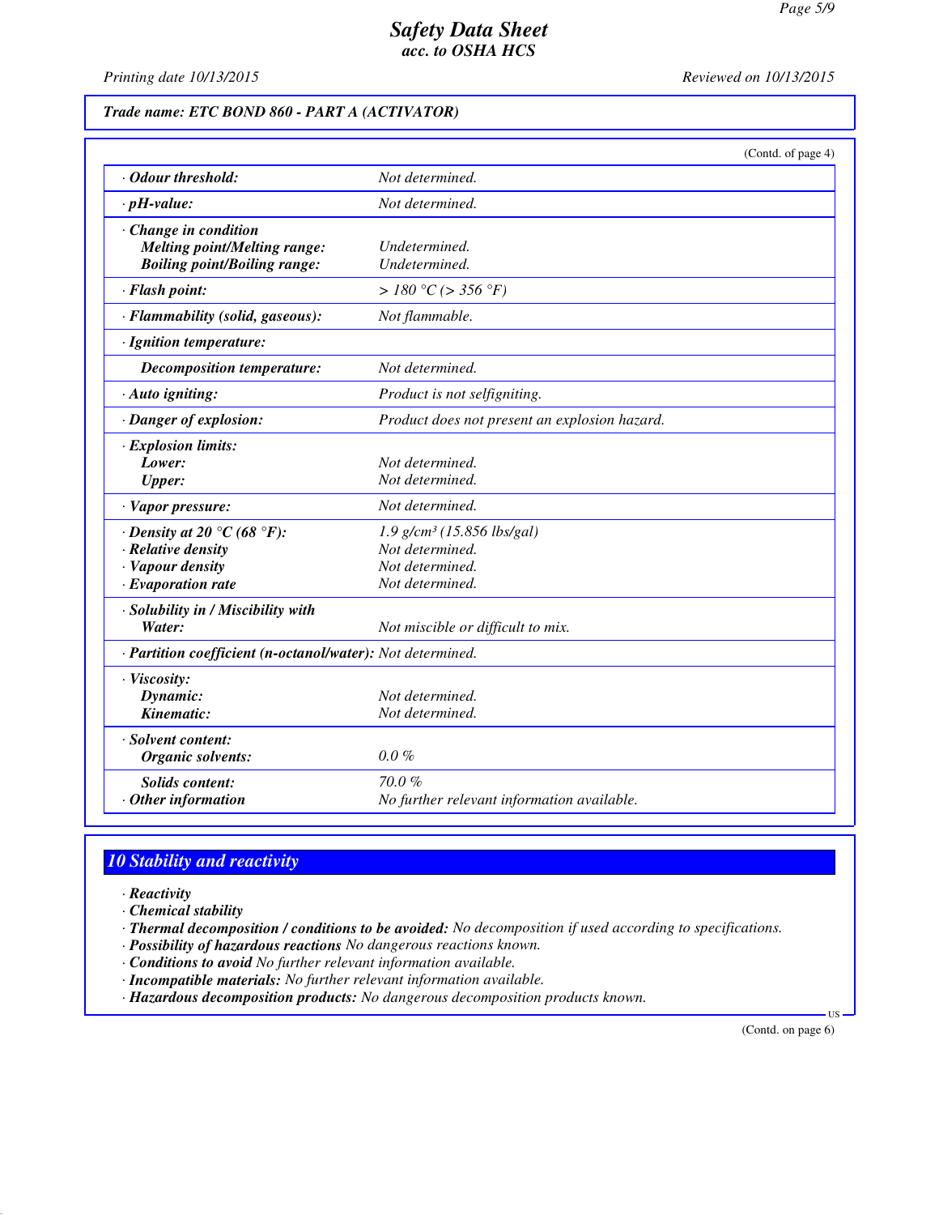**Safety Data Sheet**
*acc. to OSHA HCS*

Printing date 10/13/2015 | Reviewed on 10/13/2015

**Trade name: ETC BOND 860 - PART A (ACTIVATOR)**

(Contd. of page 4)

| | |
|---|---|
| · **Odour threshold:** | Not determined. |
| · **pH-value:** | Not determined. |
| · **Change in condition**<br>**Melting point/Melting range:**<br>**Boiling point/Boiling range:** | <br>Undetermined.<br>Undetermined. |
| · **Flash point:** | > 180 °C (> 356 °F) |
| · **Flammability (solid, gaseous):** | Not flammable. |
| · **Ignition temperature:** | |
| **Decomposition temperature:** | Not determined. |
| · **Auto igniting:** | Product is not selfigniting. |
| · **Danger of explosion:** | Product does not present an explosion hazard. |
| · **Explosion limits:**<br>**Lower:**<br>**Upper:** | <br>Not determined.<br>Not determined. |
| · **Vapor pressure:** | Not determined. |
| · **Density at 20 °C (68 °F):**<br>· **Relative density**<br>· **Vapour density**<br>· **Evaporation rate** | 1.9 g/cm³ (15.856 lbs/gal)<br>Not determined.<br>Not determined.<br>Not determined. |
| · **Solubility in / Miscibility with**<br>**Water:** | <br>Not miscible or difficult to mix. |
| · **Partition coefficient (n-octanol/water):** | Not determined. |
| · **Viscosity:**<br>**Dynamic:**<br>**Kinematic:** | <br>Not determined.<br>Not determined. |
| · **Solvent content:**<br>**Organic solvents:** | <br>0.0 % |
| **Solids content:**<br>· **Other information** | 70.0 %<br>No further relevant information available. |

## 10 Stability and reactivity

· **Reactivity**
· **Chemical stability**
· **Thermal decomposition / conditions to be avoided:** No decomposition if used according to specifications.
· **Possibility of hazardous reactions** No dangerous reactions known.
· **Conditions to avoid** No further relevant information available.
· **Incompatible materials:** No further relevant information available.
· **Hazardous decomposition products:** No dangerous decomposition products known.

(Contd. on page 6)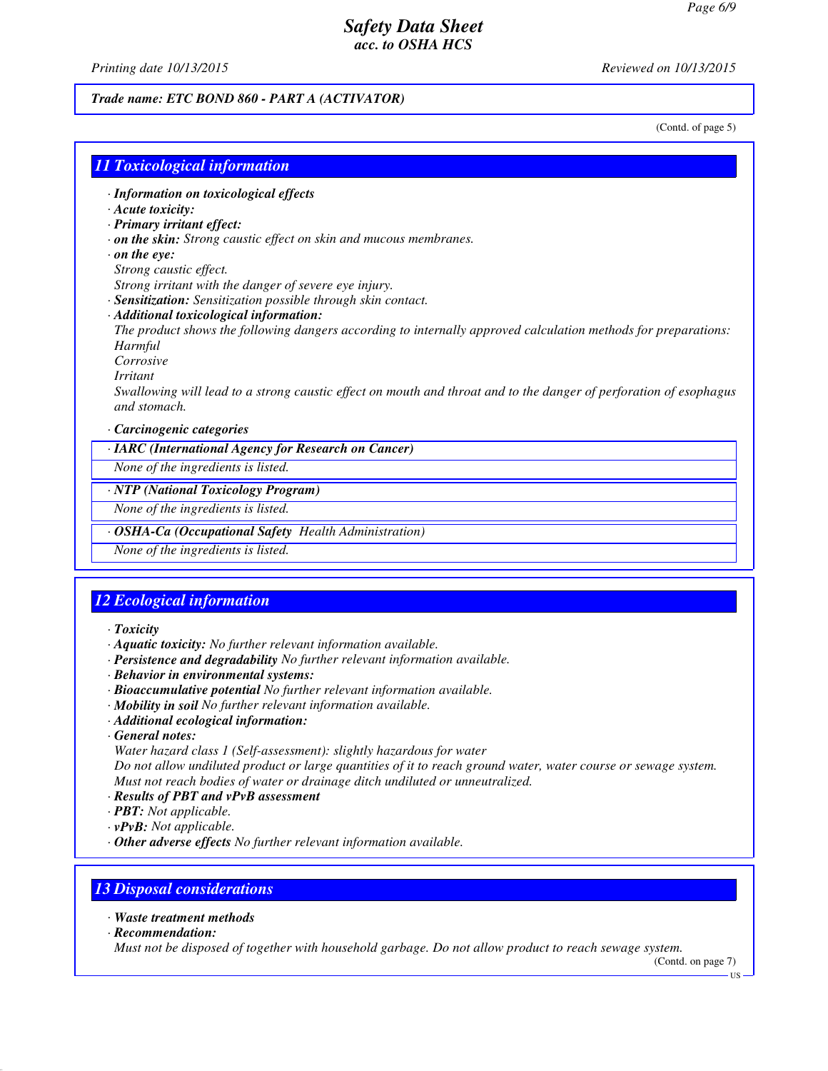*Trade name: ETC BOND 860 - PART A (ACTIVATOR)*

(Contd. of page 5)

## 11 Toxicological information

- ***Information on toxicological effects***
- ***Acute toxicity:***
- ***Primary irritant effect:***
- ***on the skin:*** *Strong caustic effect on skin and mucous membranes.*
- ***on the eye:***
  *Strong caustic effect.*
  *Strong irritant with the danger of severe eye injury.*
- ***Sensitization:*** *Sensitization possible through skin contact.*
- ***Additional toxicological information:***
  *The product shows the following dangers according to internally approved calculation methods for preparations:*
  *Harmful*
  *Corrosive*
  *Irritant*
  *Swallowing will lead to a strong caustic effect on mouth and throat and to the danger of perforation of esophagus and stomach.*

- ***Carcinogenic categories***

| ***IARC (International Agency for Research on Cancer)*** |
|---|
| *None of the ingredients is listed.* |

| ***NTP (National Toxicology Program)*** |
|---|
| *None of the ingredients is listed.* |

| ***OSHA-Ca (Occupational Safety Health Administration)*** |
|---|
| *None of the ingredients is listed.* |

## 12 Ecological information

- ***Toxicity***
- ***Aquatic toxicity:*** *No further relevant information available.*
- ***Persistence and degradability*** *No further relevant information available.*
- ***Behavior in environmental systems:***
- ***Bioaccumulative potential*** *No further relevant information available.*
- ***Mobility in soil*** *No further relevant information available.*
- ***Additional ecological information:***
- ***General notes:***
  *Water hazard class 1 (Self-assessment): slightly hazardous for water*
  *Do not allow undiluted product or large quantities of it to reach ground water, water course or sewage system.*
  *Must not reach bodies of water or drainage ditch undiluted or unneutralized.*
- ***Results of PBT and vPvB assessment***
- ***PBT:*** *Not applicable.*
- ***vPvB:*** *Not applicable.*
- ***Other adverse effects*** *No further relevant information available.*

## 13 Disposal considerations

- ***Waste treatment methods***
- ***Recommendation:***
  *Must not be disposed of together with household garbage. Do not allow product to reach sewage system.*

(Contd. on page 7)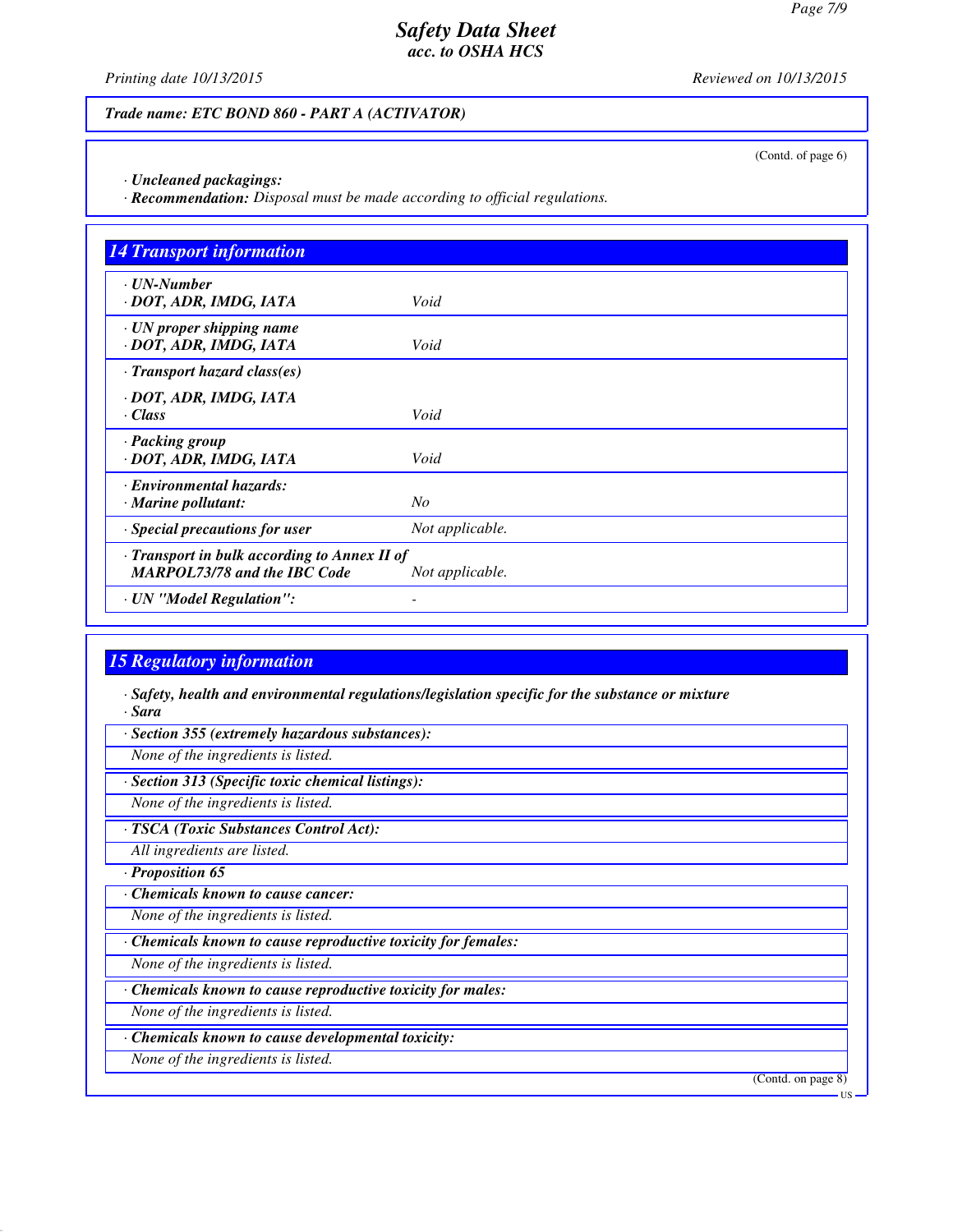**Trade name: ETC BOND 860 - PART A (ACTIVATOR)**

(Contd. of page 6)

· **Uncleaned packagings:**
· **Recommendation:** *Disposal must be made according to official regulations.*

## 14 Transport information

| | |
|---|---|
| · **UN-Number**<br>· **DOT, ADR, IMDG, IATA** | *Void* |
| · **UN proper shipping name**<br>· **DOT, ADR, IMDG, IATA** | *Void* |
| · **Transport hazard class(es)**<br>· **DOT, ADR, IMDG, IATA**<br>· **Class** | *Void* |
| · **Packing group**<br>· **DOT, ADR, IMDG, IATA** | *Void* |
| · **Environmental hazards:**<br>· **Marine pollutant:** | *No* |
| · **Special precautions for user** | *Not applicable.* |
| · **Transport in bulk according to Annex II of MARPOL73/78 and the IBC Code** | *Not applicable.* |
| · **UN "Model Regulation":** | - |

## 15 Regulatory information

· **Safety, health and environmental regulations/legislation specific for the substance or mixture**
· **Sara**

· **Section 355 (extremely hazardous substances):**
*None of the ingredients is listed.*

· **Section 313 (Specific toxic chemical listings):**
*None of the ingredients is listed.*

· **TSCA (Toxic Substances Control Act):**
*All ingredients are listed.*

· **Proposition 65**

· **Chemicals known to cause cancer:**
*None of the ingredients is listed.*

· **Chemicals known to cause reproductive toxicity for females:**
*None of the ingredients is listed.*

· **Chemicals known to cause reproductive toxicity for males:**
*None of the ingredients is listed.*

· **Chemicals known to cause developmental toxicity:**
*None of the ingredients is listed.*

(Contd. on page 8)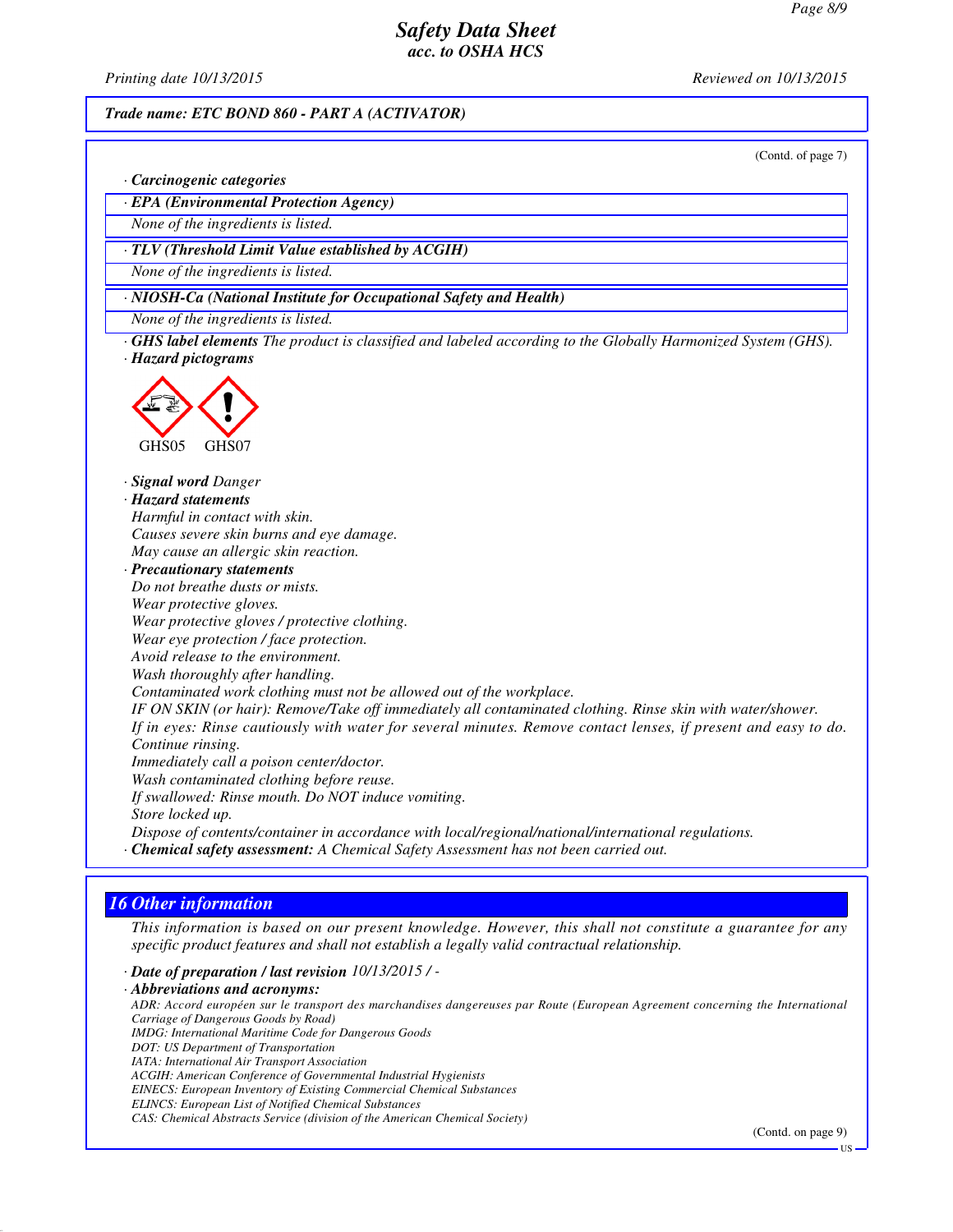**Trade name: ETC BOND 860 - PART A (ACTIVATOR)**

(Contd. of page 7)

· **Carcinogenic categories**

· **EPA (Environmental Protection Agency)**

None of the ingredients is listed.

· **TLV (Threshold Limit Value established by ACGIH)**

None of the ingredients is listed.

· **NIOSH-Ca (National Institute for Occupational Safety and Health)**

None of the ingredients is listed.

· **GHS label elements** The product is classified and labeled according to the Globally Harmonized System (GHS).

· **Hazard pictograms**

GHS05 GHS07

· **Signal word** Danger

· **Hazard statements**

Harmful in contact with skin.
Causes severe skin burns and eye damage.
May cause an allergic skin reaction.

· **Precautionary statements**

Do not breathe dusts or mists.
Wear protective gloves.
Wear protective gloves / protective clothing.
Wear eye protection / face protection.
Avoid release to the environment.
Wash thoroughly after handling.
Contaminated work clothing must not be allowed out of the workplace.
IF ON SKIN (or hair): Remove/Take off immediately all contaminated clothing. Rinse skin with water/shower.
If in eyes: Rinse cautiously with water for several minutes. Remove contact lenses, if present and easy to do. Continue rinsing.
Immediately call a poison center/doctor.
Wash contaminated clothing before reuse.
If swallowed: Rinse mouth. Do NOT induce vomiting.
Store locked up.
Dispose of contents/container in accordance with local/regional/national/international regulations.

· **Chemical safety assessment:** A Chemical Safety Assessment has not been carried out.

## 16 Other information

This information is based on our present knowledge. However, this shall not constitute a guarantee for any specific product features and shall not establish a legally valid contractual relationship.

· **Date of preparation / last revision** 10/13/2015 / -

· **Abbreviations and acronyms:**

ADR: Accord européen sur le transport des marchandises dangereuses par Route (European Agreement concerning the International Carriage of Dangerous Goods by Road)
IMDG: International Maritime Code for Dangerous Goods
DOT: US Department of Transportation
IATA: International Air Transport Association
ACGIH: American Conference of Governmental Industrial Hygienists
EINECS: European Inventory of Existing Commercial Chemical Substances
ELINCS: European List of Notified Chemical Substances
CAS: Chemical Abstracts Service (division of the American Chemical Society)

(Contd. on page 9)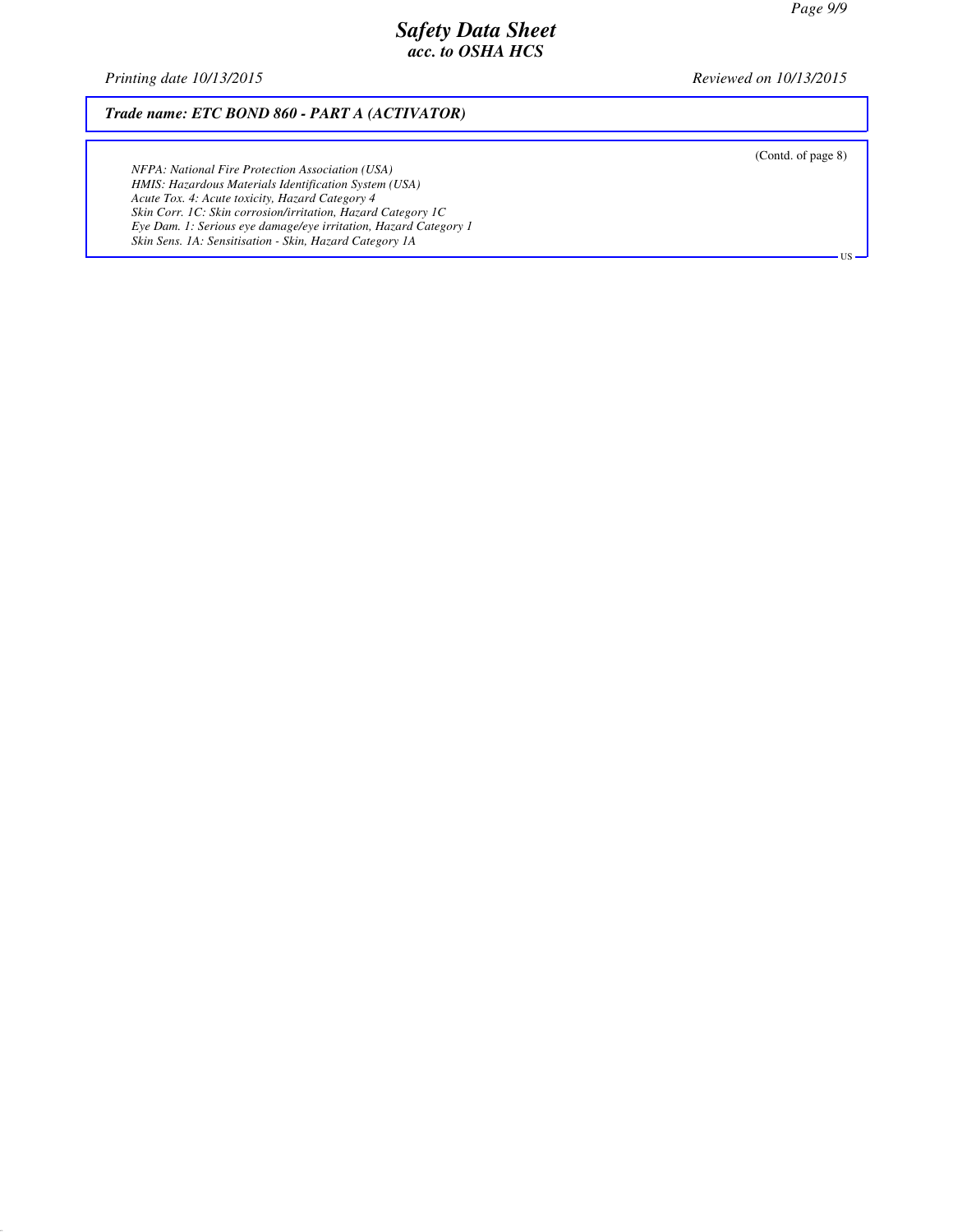## Trade name: ETC BOND 860 - PART A (ACTIVATOR)

(Contd. of page 8)

*NFPA: National Fire Protection Association (USA)*
*HMIS: Hazardous Materials Identification System (USA)*
*Acute Tox. 4: Acute toxicity, Hazard Category 4*
*Skin Corr. 1C: Skin corrosion/irritation, Hazard Category 1C*
*Eye Dam. 1: Serious eye damage/eye irritation, Hazard Category 1*
*Skin Sens. 1A: Sensitisation - Skin, Hazard Category 1A*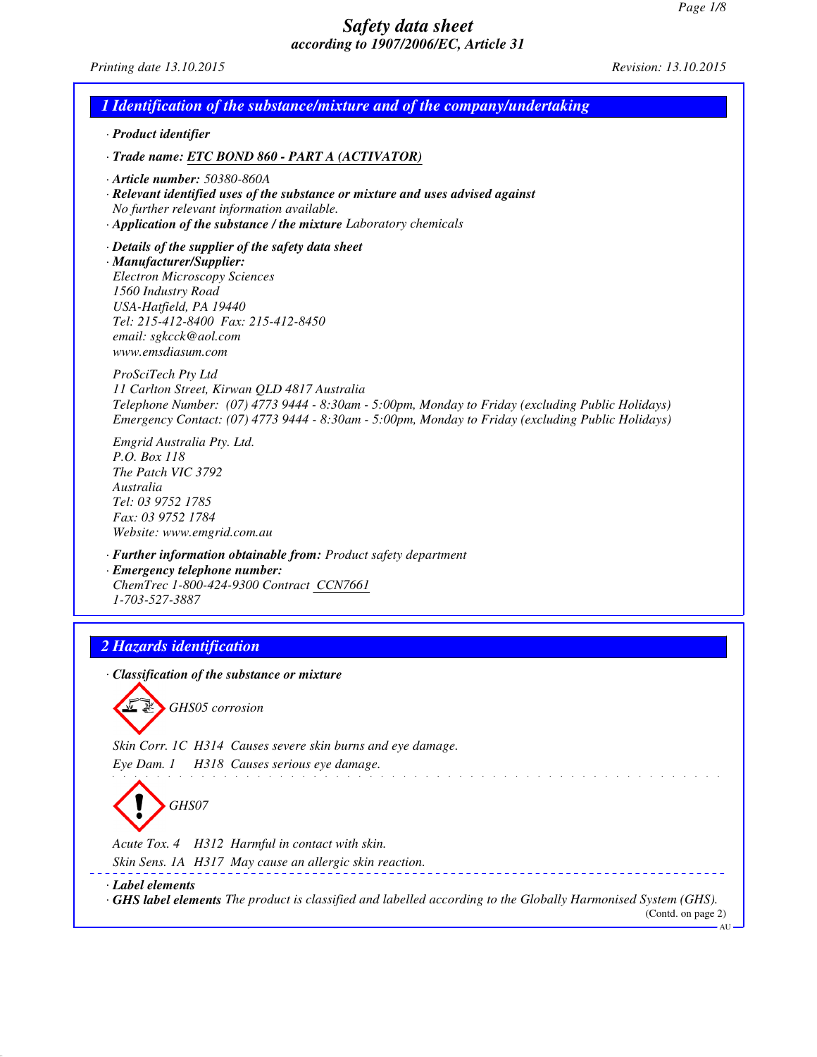# Safety data sheet
*according to 1907/2006/EC, Article 31*

*Printing date 13.10.2015* *Revision: 13.10.2015*

## 1 Identification of the substance/mixture and of the company/undertaking

· **Product identifier**

· **Trade name: ETC BOND 860 - PART A (ACTIVATOR)**

· **Article number:** 50380-860A
· **Relevant identified uses of the substance or mixture and uses advised against**
No further relevant information available.
· **Application of the substance / the mixture** Laboratory chemicals

· **Details of the supplier of the safety data sheet**
· **Manufacturer/Supplier:**
Electron Microscopy Sciences
1560 Industry Road
USA-Hatfield, PA 19440
Tel: 215-412-8400 Fax: 215-412-8450
email: sgkcck@aol.com
www.emsdiasum.com

ProSciTech Pty Ltd
11 Carlton Street, Kirwan QLD 4817 Australia
Telephone Number: (07) 4773 9444 - 8:30am - 5:00pm, Monday to Friday (excluding Public Holidays)
Emergency Contact: (07) 4773 9444 - 8:30am - 5:00pm, Monday to Friday (excluding Public Holidays)

Emgrid Australia Pty. Ltd.
P.O. Box 118
The Patch VIC 3792
Australia
Tel: 03 9752 1785
Fax: 03 9752 1784
Website: www.emgrid.com.au

· **Further information obtainable from:** Product safety department
· **Emergency telephone number:**
ChemTrec 1-800-424-9300 Contract CCN7661
1-703-527-3887

## 2 Hazards identification

· **Classification of the substance or mixture**

GHS05 corrosion

Skin Corr. 1C H314 Causes severe skin burns and eye damage.
Eye Dam. 1 H318 Causes serious eye damage.

GHS07

Acute Tox. 4 H312 Harmful in contact with skin.
Skin Sens. 1A H317 May cause an allergic skin reaction.

· **Label elements**
· **GHS label elements** The product is classified and labelled according to the Globally Harmonised System (GHS).

(Contd. on page 2)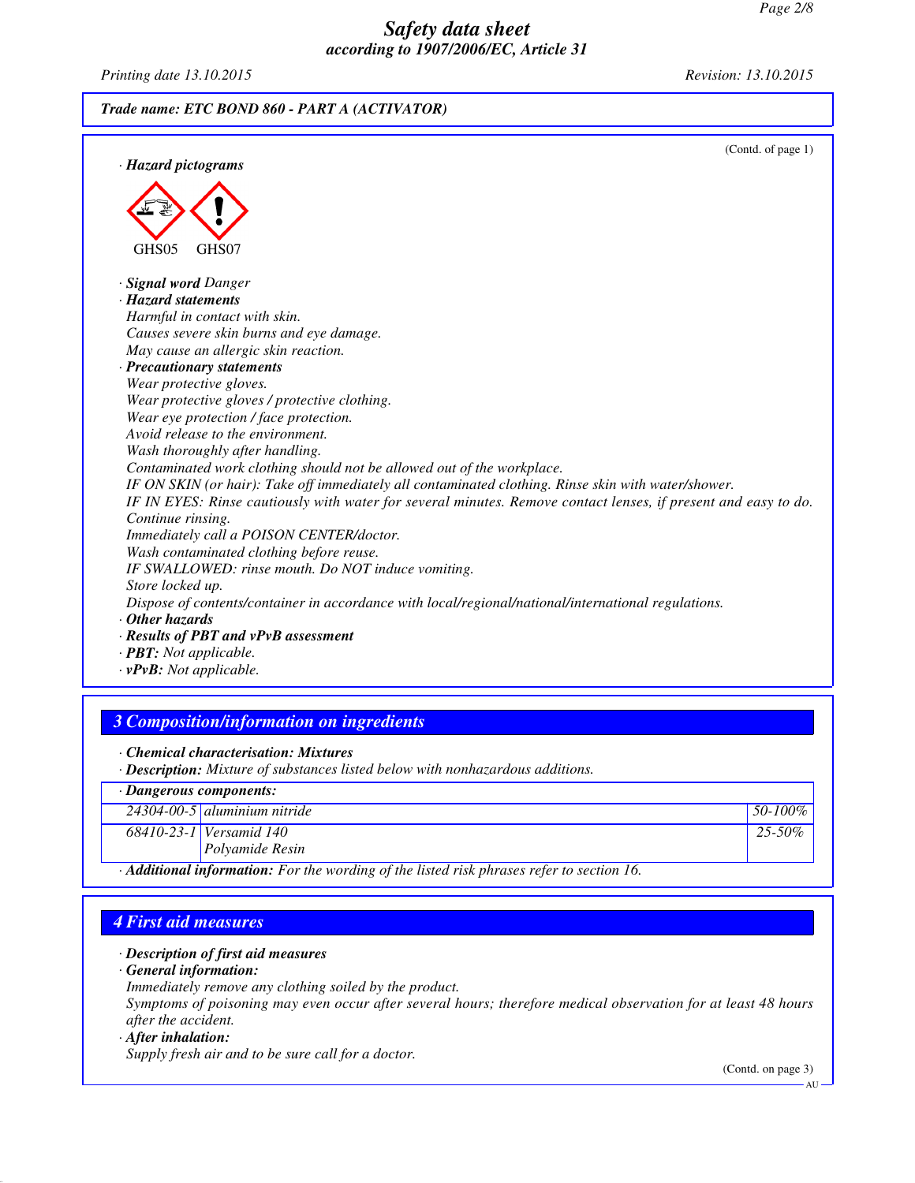*Safety data sheet*
*according to 1907/2006/EC, Article 31*

*Printing date 13.10.2015* *Revision: 13.10.2015*

***Trade name: ETC BOND 860 - PART A (ACTIVATOR)***

(Contd. of page 1)

· ***Hazard pictograms***

GHS05 GHS07

· ***Signal word*** *Danger*

· ***Hazard statements***

*Harmful in contact with skin.*
*Causes severe skin burns and eye damage.*
*May cause an allergic skin reaction.*

· ***Precautionary statements***

*Wear protective gloves.*
*Wear protective gloves / protective clothing.*
*Wear eye protection / face protection.*
*Avoid release to the environment.*
*Wash thoroughly after handling.*
*Contaminated work clothing should not be allowed out of the workplace.*
*IF ON SKIN (or hair): Take off immediately all contaminated clothing. Rinse skin with water/shower.*
*IF IN EYES: Rinse cautiously with water for several minutes. Remove contact lenses, if present and easy to do. Continue rinsing.*
*Immediately call a POISON CENTER/doctor.*
*Wash contaminated clothing before reuse.*
*IF SWALLOWED: rinse mouth. Do NOT induce vomiting.*
*Store locked up.*
*Dispose of contents/container in accordance with local/regional/national/international regulations.*

· ***Other hazards***

· ***Results of PBT and vPvB assessment***

· ***PBT:*** *Not applicable.*

· ***vPvB:*** *Not applicable.*

## *3 Composition/information on ingredients*

· ***Chemical characterisation: Mixtures***

· ***Description:*** *Mixture of substances listed below with nonhazardous additions.*

| · ***Dangerous components:*** | | |
|---|---|---|
| *24304-00-5* | *aluminium nitride* | *50-100%* |
| *68410-23-1* | *Versamid 140*<br>*Polyamide Resin* | *25-50%* |

· ***Additional information:*** *For the wording of the listed risk phrases refer to section 16.*

## *4 First aid measures*

· ***Description of first aid measures***

· ***General information:***

*Immediately remove any clothing soiled by the product.*
*Symptoms of poisoning may even occur after several hours; therefore medical observation for at least 48 hours after the accident.*

· ***After inhalation:***

*Supply fresh air and to be sure call for a doctor.*

(Contd. on page 3)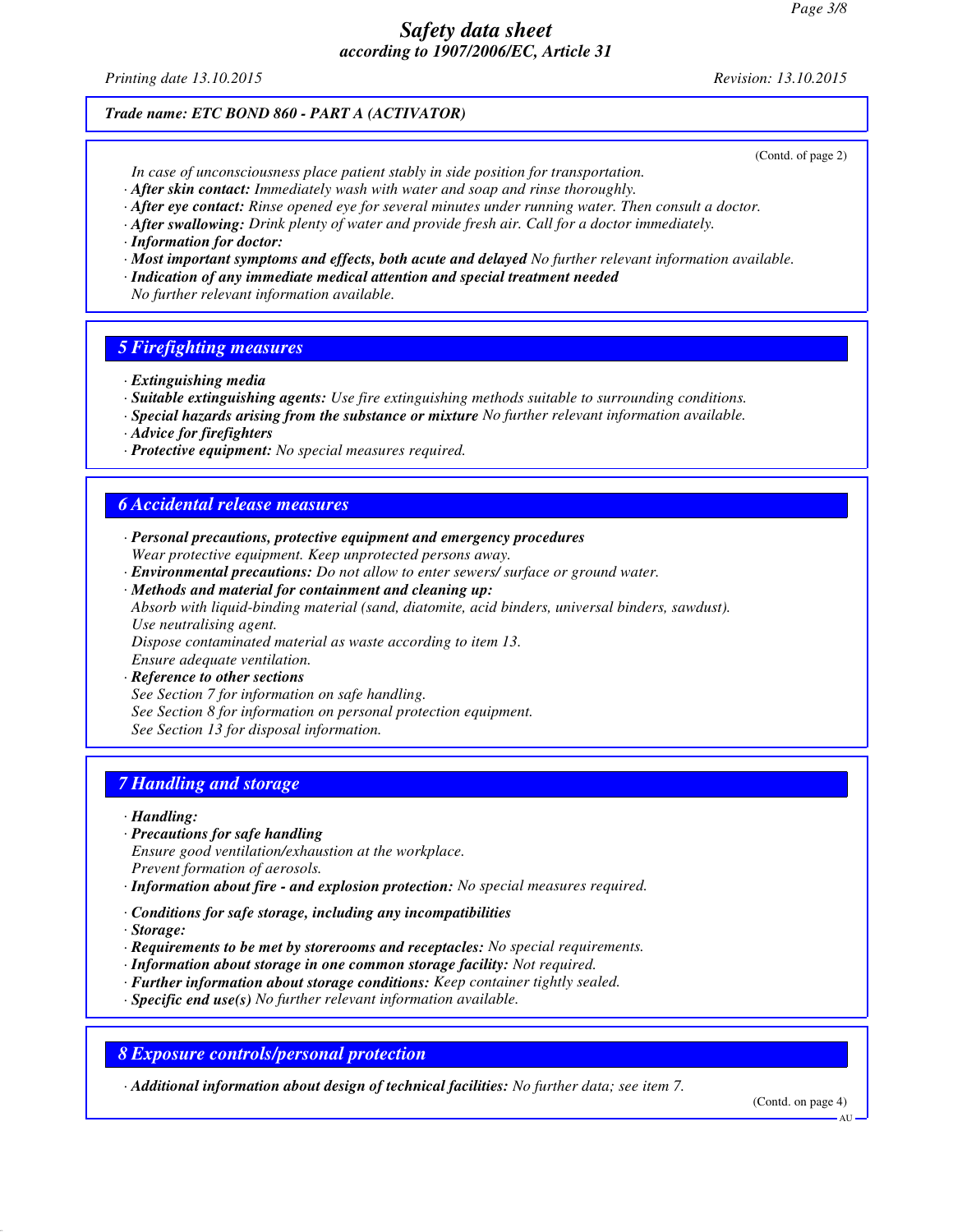(Contd. of page 2)

In case of unconsciousness place patient stably in side position for transportation.

· **After skin contact:** Immediately wash with water and soap and rinse thoroughly.
· **After eye contact:** Rinse opened eye for several minutes under running water. Then consult a doctor.
· **After swallowing:** Drink plenty of water and provide fresh air. Call for a doctor immediately.
· **Information for doctor:**
· **Most important symptoms and effects, both acute and delayed** No further relevant information available.
· **Indication of any immediate medical attention and special treatment needed**
No further relevant information available.

## 5 Firefighting measures

· **Extinguishing media**
· **Suitable extinguishing agents:** Use fire extinguishing methods suitable to surrounding conditions.
· **Special hazards arising from the substance or mixture** No further relevant information available.
· **Advice for firefighters**
· **Protective equipment:** No special measures required.

## 6 Accidental release measures

· **Personal precautions, protective equipment and emergency procedures**
Wear protective equipment. Keep unprotected persons away.
· **Environmental precautions:** Do not allow to enter sewers/ surface or ground water.
· **Methods and material for containment and cleaning up:**
Absorb with liquid-binding material (sand, diatomite, acid binders, universal binders, sawdust).
Use neutralising agent.
Dispose contaminated material as waste according to item 13.
Ensure adequate ventilation.
· **Reference to other sections**
See Section 7 for information on safe handling.
See Section 8 for information on personal protection equipment.
See Section 13 for disposal information.

## 7 Handling and storage

· **Handling:**
· **Precautions for safe handling**
Ensure good ventilation/exhaustion at the workplace.
Prevent formation of aerosols.
· **Information about fire - and explosion protection:** No special measures required.

· **Conditions for safe storage, including any incompatibilities**
· **Storage:**
· **Requirements to be met by storerooms and receptacles:** No special requirements.
· **Information about storage in one common storage facility:** Not required.
· **Further information about storage conditions:** Keep container tightly sealed.
· **Specific end use(s)** No further relevant information available.

## 8 Exposure controls/personal protection

· **Additional information about design of technical facilities:** No further data; see item 7.

(Contd. on page 4)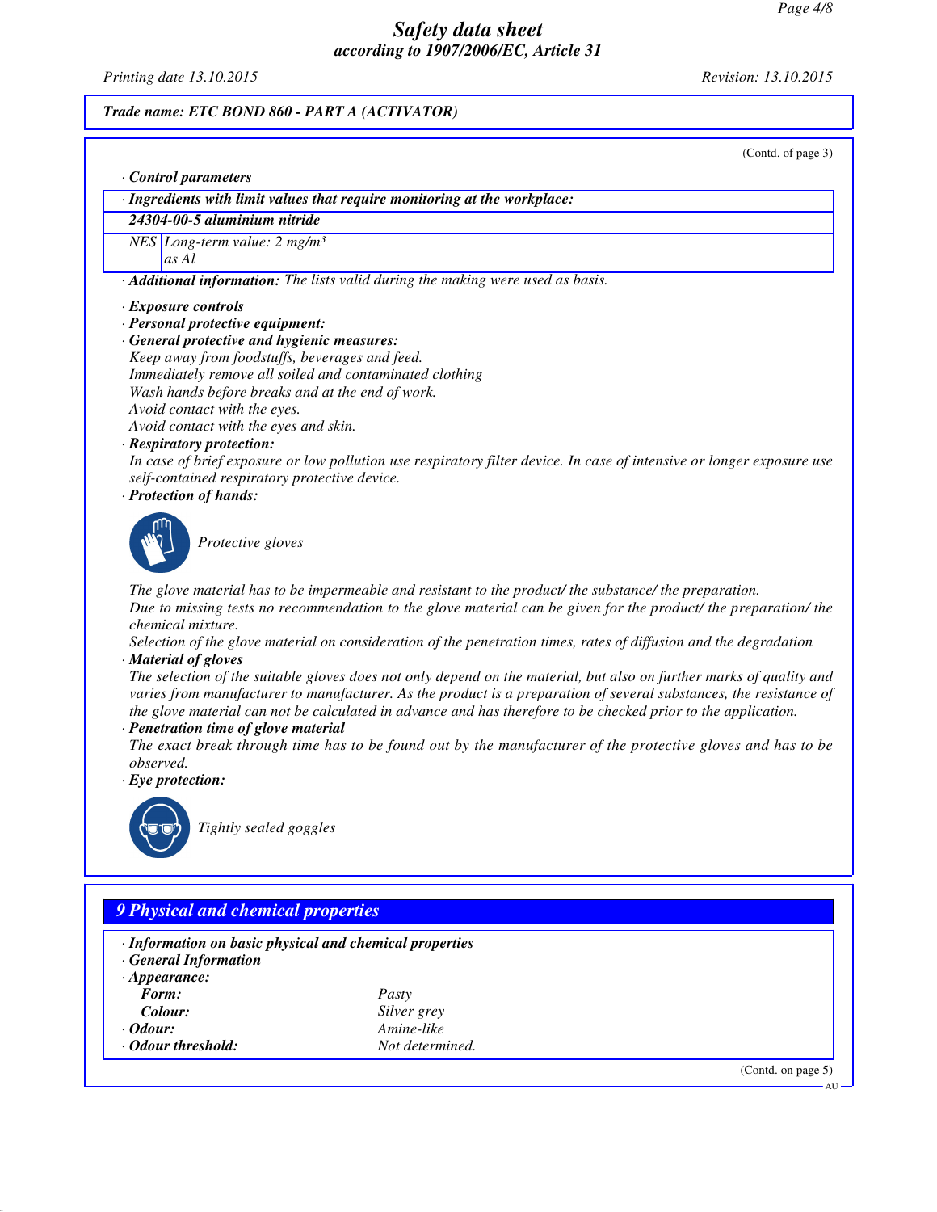Trade name: ETC BOND 860 - PART A (ACTIVATOR)

(Contd. of page 3)

· **Control parameters**

| · **Ingredients with limit values that require monitoring at the workplace:** | |
|---|---|
| **24304-00-5 aluminium nitride** | |
| NES | Long-term value: 2 mg/m³ as Al |

· **Additional information:** The lists valid during the making were used as basis.

· **Exposure controls**
· **Personal protective equipment:**
· **General protective and hygienic measures:**
Keep away from foodstuffs, beverages and feed.
Immediately remove all soiled and contaminated clothing
Wash hands before breaks and at the end of work.
Avoid contact with the eyes.
Avoid contact with the eyes and skin.
· **Respiratory protection:**
In case of brief exposure or low pollution use respiratory filter device. In case of intensive or longer exposure use self-contained respiratory protective device.
· **Protection of hands:**

Protective gloves

The glove material has to be impermeable and resistant to the product/ the substance/ the preparation.
Due to missing tests no recommendation to the glove material can be given for the product/ the preparation/ the chemical mixture.
Selection of the glove material on consideration of the penetration times, rates of diffusion and the degradation
· **Material of gloves**
The selection of the suitable gloves does not only depend on the material, but also on further marks of quality and varies from manufacturer to manufacturer. As the product is a preparation of several substances, the resistance of the glove material can not be calculated in advance and has therefore to be checked prior to the application.
· **Penetration time of glove material**
The exact break through time has to be found out by the manufacturer of the protective gloves and has to be observed.
· **Eye protection:**

Tightly sealed goggles

## 9 Physical and chemical properties

· **Information on basic physical and chemical properties**
· **General Information**
· **Appearance:**

| | |
|---|---|
| **Form:** | Pasty |
| **Colour:** | Silver grey |
| · **Odour:** | Amine-like |
| · **Odour threshold:** | Not determined. |

(Contd. on page 5)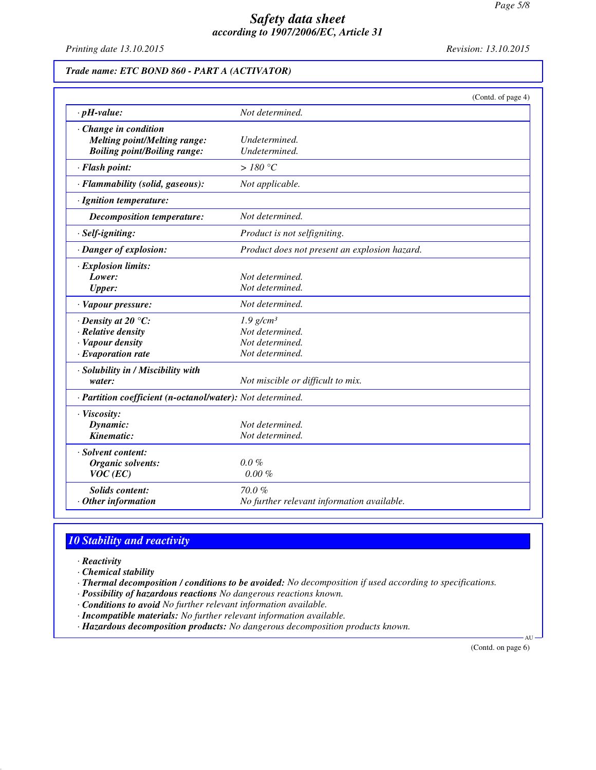*Trade name: ETC BOND 860 - PART A (ACTIVATOR)*

(Contd. of page 4)

| | |
|---|---|
| **· pH-value:** | Not determined. |
| **· Change in condition** | |
| **Melting point/Melting range:** | Undetermined. |
| **Boiling point/Boiling range:** | Undetermined. |
| **· Flash point:** | > 180 °C |
| **· Flammability (solid, gaseous):** | Not applicable. |
| **· Ignition temperature:** | |
| **Decomposition temperature:** | Not determined. |
| **· Self-igniting:** | Product is not selfigniting. |
| **· Danger of explosion:** | Product does not present an explosion hazard. |
| **· Explosion limits:** | |
| **Lower:** | Not determined. |
| **Upper:** | Not determined. |
| **· Vapour pressure:** | Not determined. |
| **· Density at 20 °C:** | 1.9 g/cm³ |
| **· Relative density** | Not determined. |
| **· Vapour density** | Not determined. |
| **· Evaporation rate** | Not determined. |
| **· Solubility in / Miscibility with water:** | Not miscible or difficult to mix. |
| **· Partition coefficient (n-octanol/water):** | Not determined. |
| **· Viscosity:** | |
| **Dynamic:** | Not determined. |
| **Kinematic:** | Not determined. |
| **· Solvent content:** | |
| **Organic solvents:** | 0.0 % |
| **VOC (EC)** | 0.00 % |
| **Solids content:** | 70.0 % |
| **· Other information** | No further relevant information available. |

## 10 Stability and reactivity

- **Reactivity**
- **Chemical stability**
- **Thermal decomposition / conditions to be avoided:** No decomposition if used according to specifications.
- **Possibility of hazardous reactions** No dangerous reactions known.
- **Conditions to avoid** No further relevant information available.
- **Incompatible materials:** No further relevant information available.
- **Hazardous decomposition products:** No dangerous decomposition products known.

(Contd. on page 6)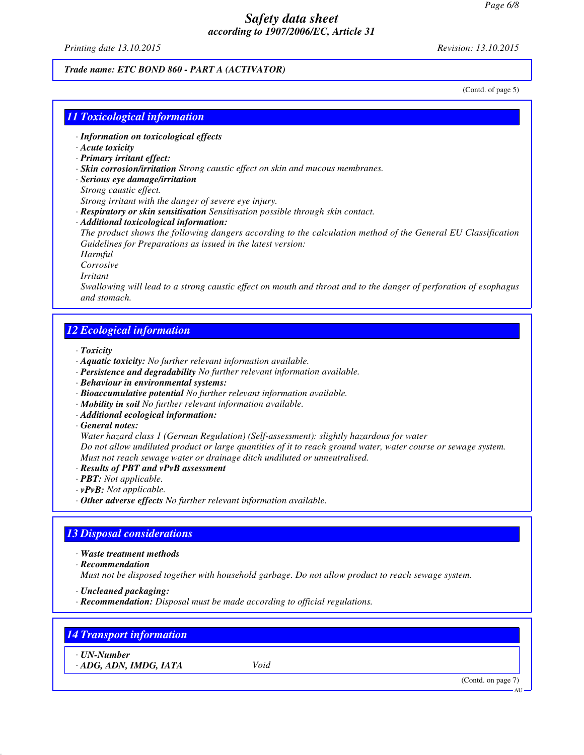*Trade name: ETC BOND 860 - PART A (ACTIVATOR)*

(Contd. of page 5)

## 11 Toxicological information

- ***Information on toxicological effects***
- ***Acute toxicity***
- ***Primary irritant effect:***
- ***Skin corrosion/irritation*** *Strong caustic effect on skin and mucous membranes.*
- ***Serious eye damage/irritation***
  *Strong caustic effect.*
  *Strong irritant with the danger of severe eye injury.*
- ***Respiratory or skin sensitisation*** *Sensitisation possible through skin contact.*
- ***Additional toxicological information:***
  *The product shows the following dangers according to the calculation method of the General EU Classification Guidelines for Preparations as issued in the latest version:*
  *Harmful*
  *Corrosive*
  *Irritant*
  *Swallowing will lead to a strong caustic effect on mouth and throat and to the danger of perforation of esophagus and stomach.*

## 12 Ecological information

- ***Toxicity***
- ***Aquatic toxicity:*** *No further relevant information available.*
- ***Persistence and degradability*** *No further relevant information available.*
- ***Behaviour in environmental systems:***
- ***Bioaccumulative potential*** *No further relevant information available.*
- ***Mobility in soil*** *No further relevant information available.*
- ***Additional ecological information:***
- ***General notes:***
  *Water hazard class 1 (German Regulation) (Self-assessment): slightly hazardous for water*
  *Do not allow undiluted product or large quantities of it to reach ground water, water course or sewage system.*
  *Must not reach sewage water or drainage ditch undiluted or unneutralised.*
- ***Results of PBT and vPvB assessment***
- ***PBT:*** *Not applicable.*
- ***vPvB:*** *Not applicable.*
- ***Other adverse effects*** *No further relevant information available.*

## 13 Disposal considerations

- ***Waste treatment methods***
- ***Recommendation***
  *Must not be disposed together with household garbage. Do not allow product to reach sewage system.*
- ***Uncleaned packaging:***
- ***Recommendation:*** *Disposal must be made according to official regulations.*

## 14 Transport information

- ***UN-Number***
- ***ADG, ADN, IMDG, IATA*** *Void*

(Contd. on page 7)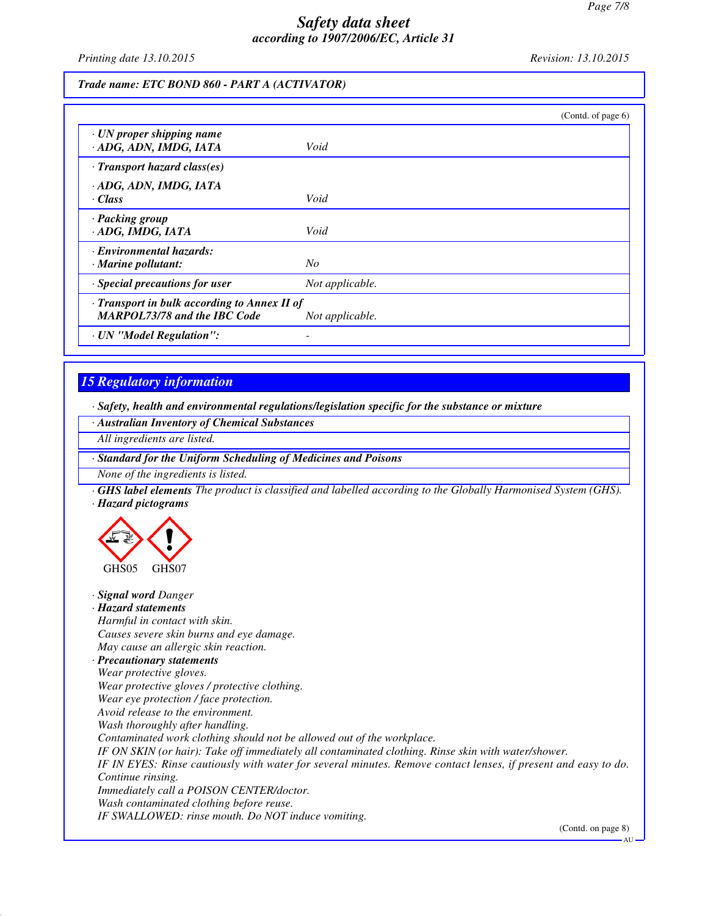Trade name: ETC BOND 860 - PART A (ACTIVATOR)

(Contd. of page 6)

| | |
|---|---|
| · UN proper shipping name<br>· ADG, ADN, IMDG, IATA | Void |
| · Transport hazard class(es)<br>· ADG, ADN, IMDG, IATA<br>· Class | Void |
| · Packing group<br>· ADG, IMDG, IATA | Void |
| · Environmental hazards:<br>· Marine pollutant: | No |
| · Special precautions for user | Not applicable. |
| · Transport in bulk according to Annex II of MARPOL73/78 and the IBC Code | Not applicable. |
| · UN "Model Regulation": | - |

## 15 Regulatory information

· **Safety, health and environmental regulations/legislation specific for the substance or mixture**

· **Australian Inventory of Chemical Substances**

*All ingredients are listed.*

· **Standard for the Uniform Scheduling of Medicines and Poisons**

*None of the ingredients is listed.*

· **GHS label elements** *The product is classified and labelled according to the Globally Harmonised System (GHS).*

· **Hazard pictograms**

GHS05 GHS07

· **Signal word** *Danger*

· **Hazard statements**

*Harmful in contact with skin.*
*Causes severe skin burns and eye damage.*
*May cause an allergic skin reaction.*

· **Precautionary statements**

*Wear protective gloves.*
*Wear protective gloves / protective clothing.*
*Wear eye protection / face protection.*
*Avoid release to the environment.*
*Wash thoroughly after handling.*
*Contaminated work clothing should not be allowed out of the workplace.*
*IF ON SKIN (or hair): Take off immediately all contaminated clothing. Rinse skin with water/shower.*
*IF IN EYES: Rinse cautiously with water for several minutes. Remove contact lenses, if present and easy to do. Continue rinsing.*
*Immediately call a POISON CENTER/doctor.*
*Wash contaminated clothing before reuse.*
*IF SWALLOWED: rinse mouth. Do NOT induce vomiting.*

(Contd. on page 8)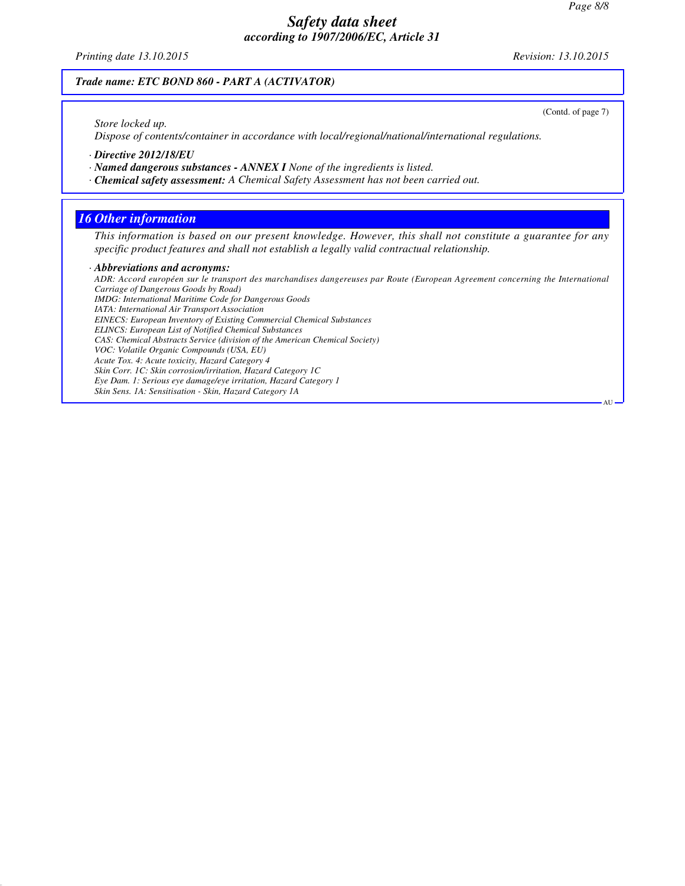*Trade name: ETC BOND 860 - PART A (ACTIVATOR)*

(Contd. of page 7)

Store locked up.

Dispose of contents/container in accordance with local/regional/national/international regulations.

· ***Directive 2012/18/EU***

· ***Named dangerous substances - ANNEX I*** *None of the ingredients is listed.*

· ***Chemical safety assessment:*** *A Chemical Safety Assessment has not been carried out.*

## *16 Other information*

*This information is based on our present knowledge. However, this shall not constitute a guarantee for any specific product features and shall not establish a legally valid contractual relationship.*

· ***Abbreviations and acronyms:***

*ADR: Accord européen sur le transport des marchandises dangereuses par Route (European Agreement concerning the International Carriage of Dangerous Goods by Road)*
*IMDG: International Maritime Code for Dangerous Goods*
*IATA: International Air Transport Association*
*EINECS: European Inventory of Existing Commercial Chemical Substances*
*ELINCS: European List of Notified Chemical Substances*
*CAS: Chemical Abstracts Service (division of the American Chemical Society)*
*VOC: Volatile Organic Compounds (USA, EU)*
*Acute Tox. 4: Acute toxicity, Hazard Category 4*
*Skin Corr. 1C: Skin corrosion/irritation, Hazard Category 1C*
*Eye Dam. 1: Serious eye damage/eye irritation, Hazard Category 1*
*Skin Sens. 1A: Sensitisation - Skin, Hazard Category 1A*

AU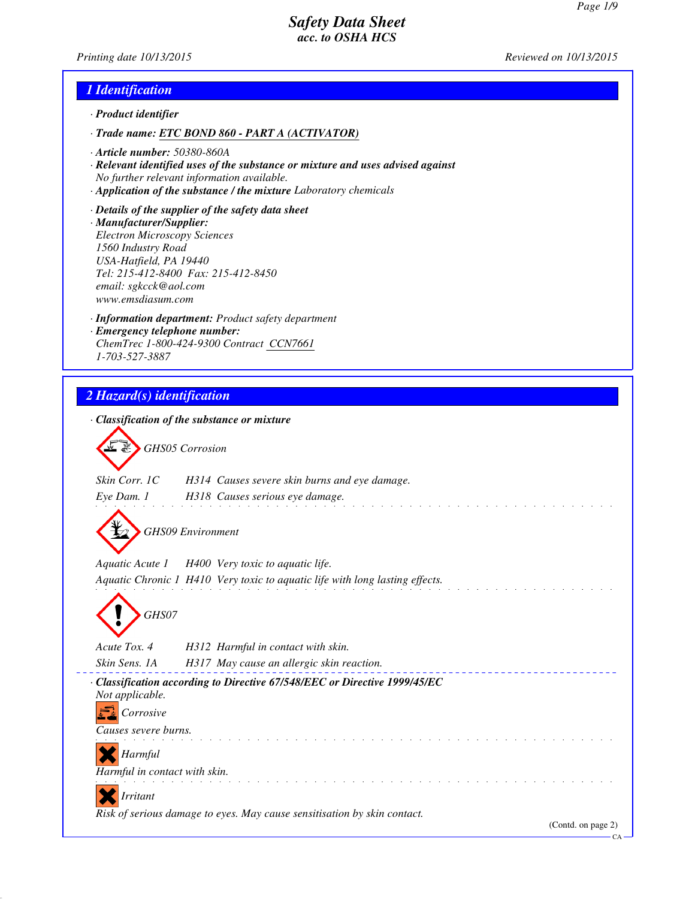# Safety Data Sheet
## acc. to OSHA HCS

Printing date 10/13/2015 Reviewed on 10/13/2015

## 1 Identification

· **Product identifier**

· **Trade name: ETC BOND 860 - PART A (ACTIVATOR)**

· **Article number:** 50380-860A
· **Relevant identified uses of the substance or mixture and uses advised against**
No further relevant information available.
· **Application of the substance / the mixture** Laboratory chemicals

· **Details of the supplier of the safety data sheet**
· **Manufacturer/Supplier:**
Electron Microscopy Sciences
1560 Industry Road
USA-Hatfield, PA 19440
Tel: 215-412-8400 Fax: 215-412-8450
email: sgkcck@aol.com
www.emsdiasum.com

· **Information department:** Product safety department
· **Emergency telephone number:**
ChemTrec 1-800-424-9300 Contract CCN7661
1-703-527-3887

## 2 Hazard(s) identification

· **Classification of the substance or mixture**

GHS05 Corrosion

Skin Corr. 1C H314 Causes severe skin burns and eye damage.
Eye Dam. 1 H318 Causes serious eye damage.

GHS09 Environment

Aquatic Acute 1 H400 Very toxic to aquatic life.
Aquatic Chronic 1 H410 Very toxic to aquatic life with long lasting effects.

GHS07

Acute Tox. 4 H312 Harmful in contact with skin.
Skin Sens. 1A H317 May cause an allergic skin reaction.

· **Classification according to Directive 67/548/EEC or Directive 1999/45/EC**
Not applicable.

Corrosive
Causes severe burns.

Harmful
Harmful in contact with skin.

Irritant
Risk of serious damage to eyes. May cause sensitisation by skin contact.

(Contd. on page 2)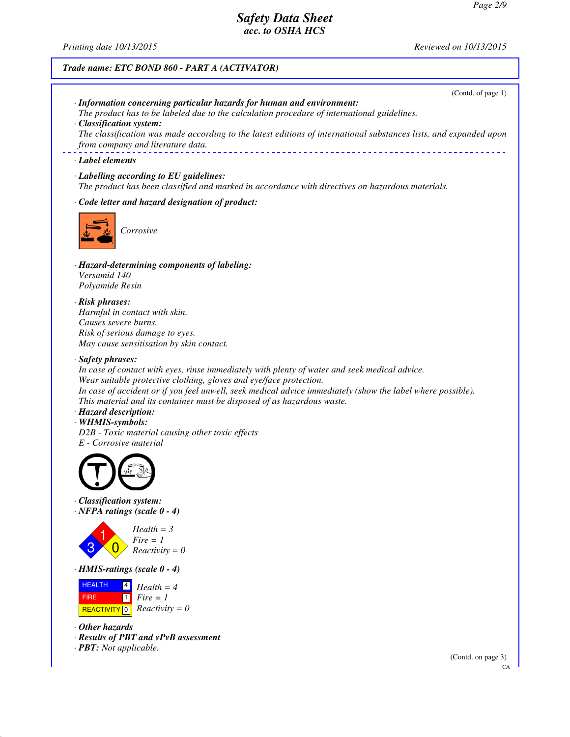# Safety Data Sheet
### acc. to OSHA HCS

Printing date 10/13/2015 | Reviewed on 10/13/2015

**Trade name: ETC BOND 860 - PART A (ACTIVATOR)**

(Contd. of page 1)

· ***Information concerning particular hazards for human and environment:***
*The product has to be labeled due to the calculation procedure of international guidelines.*

· ***Classification system:***
*The classification was made according to the latest editions of international substances lists, and expanded upon from company and literature data.*

· ***Label elements***

· ***Labelling according to EU guidelines:***
*The product has been classified and marked in accordance with directives on hazardous materials.*

· ***Code letter and hazard designation of product:***

*Corrosive*

· ***Hazard-determining components of labeling:***
*Versamid 140*
*Polyamide Resin*

· ***Risk phrases:***
*Harmful in contact with skin.*
*Causes severe burns.*
*Risk of serious damage to eyes.*
*May cause sensitisation by skin contact.*

· ***Safety phrases:***
*In case of contact with eyes, rinse immediately with plenty of water and seek medical advice.*
*Wear suitable protective clothing, gloves and eye/face protection.*
*In case of accident or if you feel unwell, seek medical advice immediately (show the label where possible).*
*This material and its container must be disposed of as hazardous waste.*

· ***Hazard description:***

· ***WHMIS-symbols:***
*D2B - Toxic material causing other toxic effects*
*E - Corrosive material*

· ***Classification system:***

· ***NFPA ratings (scale 0 - 4)***

*Health = 3*
*Fire = 1*
*Reactivity = 0*

· ***HMIS-ratings (scale 0 - 4)***

| | | |
|---|---|---|
| HEALTH | 4 | *Health = 4* |
| FIRE | 1 | *Fire = 1* |
| REACTIVITY | 0 | *Reactivity = 0* |

· ***Other hazards***

· ***Results of PBT and vPvB assessment***

· ***PBT:*** *Not applicable.*

(Contd. on page 3)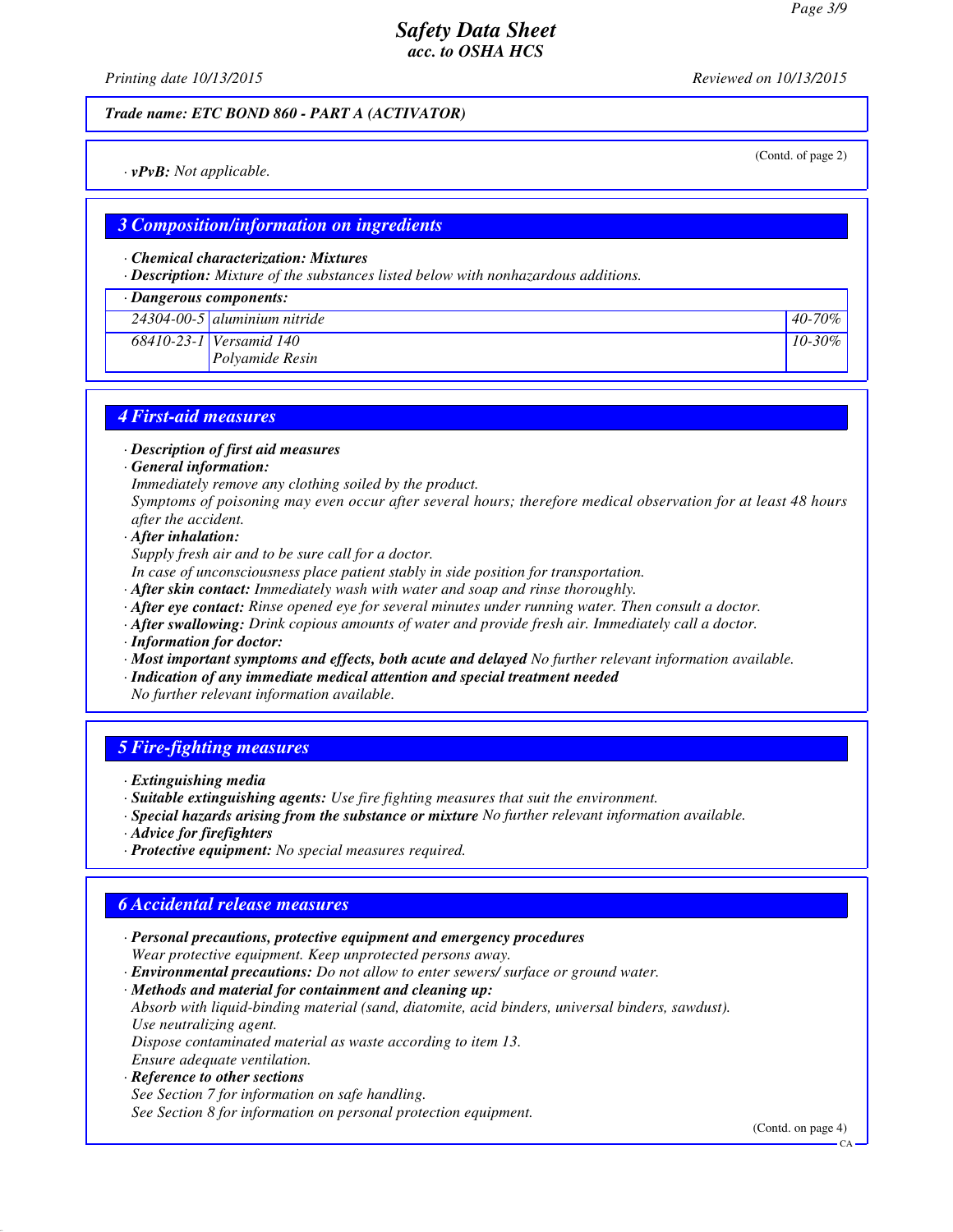*Trade name: ETC BOND 860 - PART A (ACTIVATOR)*

(Contd. of page 2)

· **vPvB:** Not applicable.

## 3 Composition/information on ingredients

· **Chemical characterization: Mixtures**
· **Description:** Mixture of the substances listed below with nonhazardous additions.

| · Dangerous components: | | |
|---|---|---|
| 24304-00-5 | aluminium nitride | 40-70% |
| 68410-23-1 | Versamid 140 Polyamide Resin | 10-30% |

## 4 First-aid measures

· **Description of first aid measures**
· **General information:**
Immediately remove any clothing soiled by the product.
Symptoms of poisoning may even occur after several hours; therefore medical observation for at least 48 hours after the accident.
· **After inhalation:**
Supply fresh air and to be sure call for a doctor.
In case of unconsciousness place patient stably in side position for transportation.
· **After skin contact:** Immediately wash with water and soap and rinse thoroughly.
· **After eye contact:** Rinse opened eye for several minutes under running water. Then consult a doctor.
· **After swallowing:** Drink copious amounts of water and provide fresh air. Immediately call a doctor.
· **Information for doctor:**
· **Most important symptoms and effects, both acute and delayed** No further relevant information available.
· **Indication of any immediate medical attention and special treatment needed**
No further relevant information available.

## 5 Fire-fighting measures

· **Extinguishing media**
· **Suitable extinguishing agents:** Use fire fighting measures that suit the environment.
· **Special hazards arising from the substance or mixture** No further relevant information available.
· **Advice for firefighters**
· **Protective equipment:** No special measures required.

## 6 Accidental release measures

· **Personal precautions, protective equipment and emergency procedures**
Wear protective equipment. Keep unprotected persons away.
· **Environmental precautions:** Do not allow to enter sewers/ surface or ground water.
· **Methods and material for containment and cleaning up:**
Absorb with liquid-binding material (sand, diatomite, acid binders, universal binders, sawdust).
Use neutralizing agent.
Dispose contaminated material as waste according to item 13.
Ensure adequate ventilation.
· **Reference to other sections**
See Section 7 for information on safe handling.
See Section 8 for information on personal protection equipment.

(Contd. on page 4)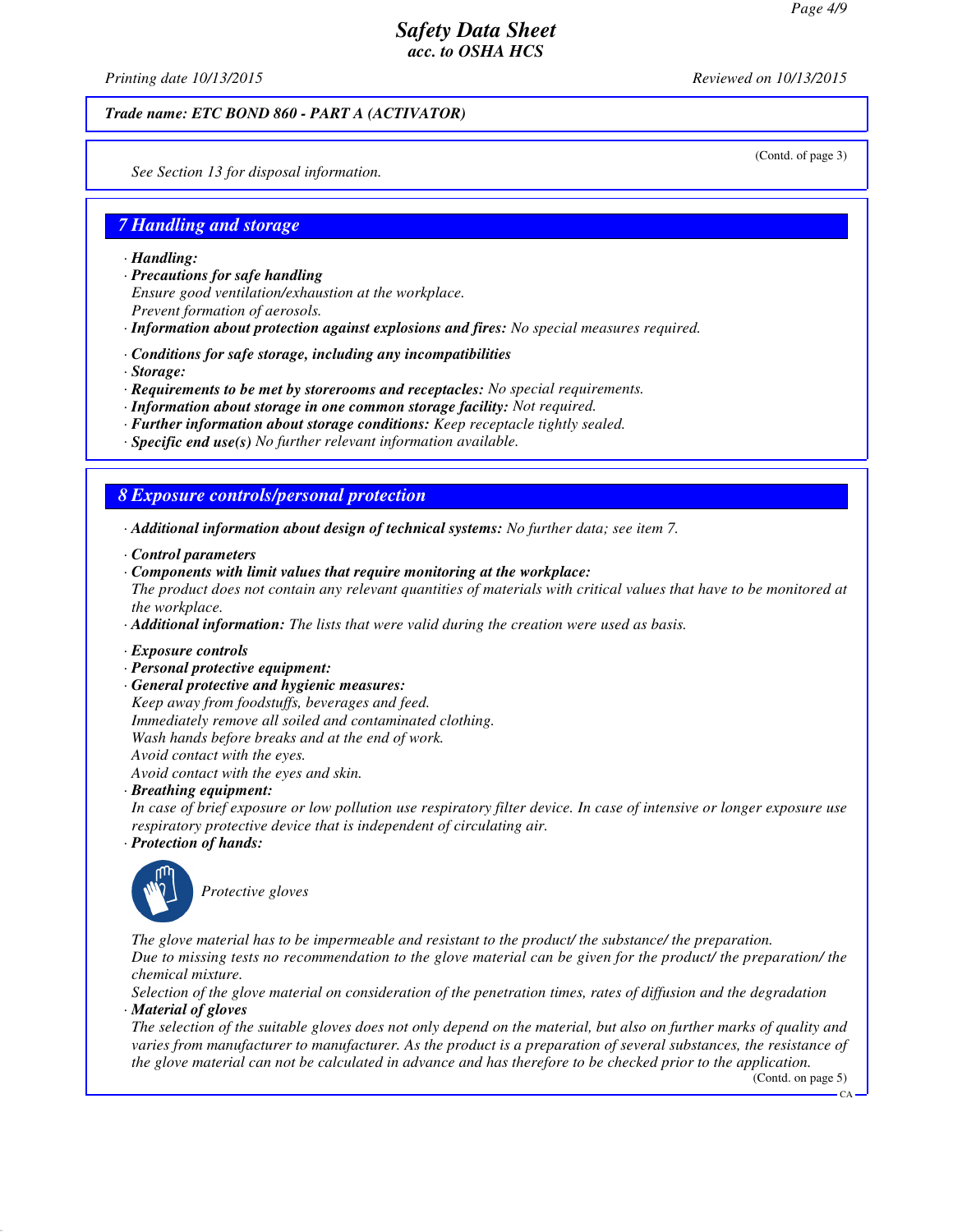*Safety Data Sheet*
*acc. to OSHA HCS*

Printing date 10/13/2015 Reviewed on 10/13/2015

**Trade name: ETC BOND 860 - PART A (ACTIVATOR)**

(Contd. of page 3)

See Section 13 for disposal information.

## 7 Handling and storage

· **Handling:**
· **Precautions for safe handling**
Ensure good ventilation/exhaustion at the workplace.
Prevent formation of aerosols.
· **Information about protection against explosions and fires:** No special measures required.

· **Conditions for safe storage, including any incompatibilities**
· **Storage:**
· **Requirements to be met by storerooms and receptacles:** No special requirements.
· **Information about storage in one common storage facility:** Not required.
· **Further information about storage conditions:** Keep receptacle tightly sealed.
· **Specific end use(s)** No further relevant information available.

## 8 Exposure controls/personal protection

· **Additional information about design of technical systems:** No further data; see item 7.

· **Control parameters**
· **Components with limit values that require monitoring at the workplace:**
The product does not contain any relevant quantities of materials with critical values that have to be monitored at the workplace.
· **Additional information:** The lists that were valid during the creation were used as basis.

· **Exposure controls**
· **Personal protective equipment:**
· **General protective and hygienic measures:**
Keep away from foodstuffs, beverages and feed.
Immediately remove all soiled and contaminated clothing.
Wash hands before breaks and at the end of work.
Avoid contact with the eyes.
Avoid contact with the eyes and skin.
· **Breathing equipment:**
In case of brief exposure or low pollution use respiratory filter device. In case of intensive or longer exposure use respiratory protective device that is independent of circulating air.
· **Protection of hands:**

Protective gloves

The glove material has to be impermeable and resistant to the product/ the substance/ the preparation.
Due to missing tests no recommendation to the glove material can be given for the product/ the preparation/ the chemical mixture.
Selection of the glove material on consideration of the penetration times, rates of diffusion and the degradation
· **Material of gloves**
The selection of the suitable gloves does not only depend on the material, but also on further marks of quality and varies from manufacturer to manufacturer. As the product is a preparation of several substances, the resistance of the glove material can not be calculated in advance and has therefore to be checked prior to the application.

(Contd. on page 5)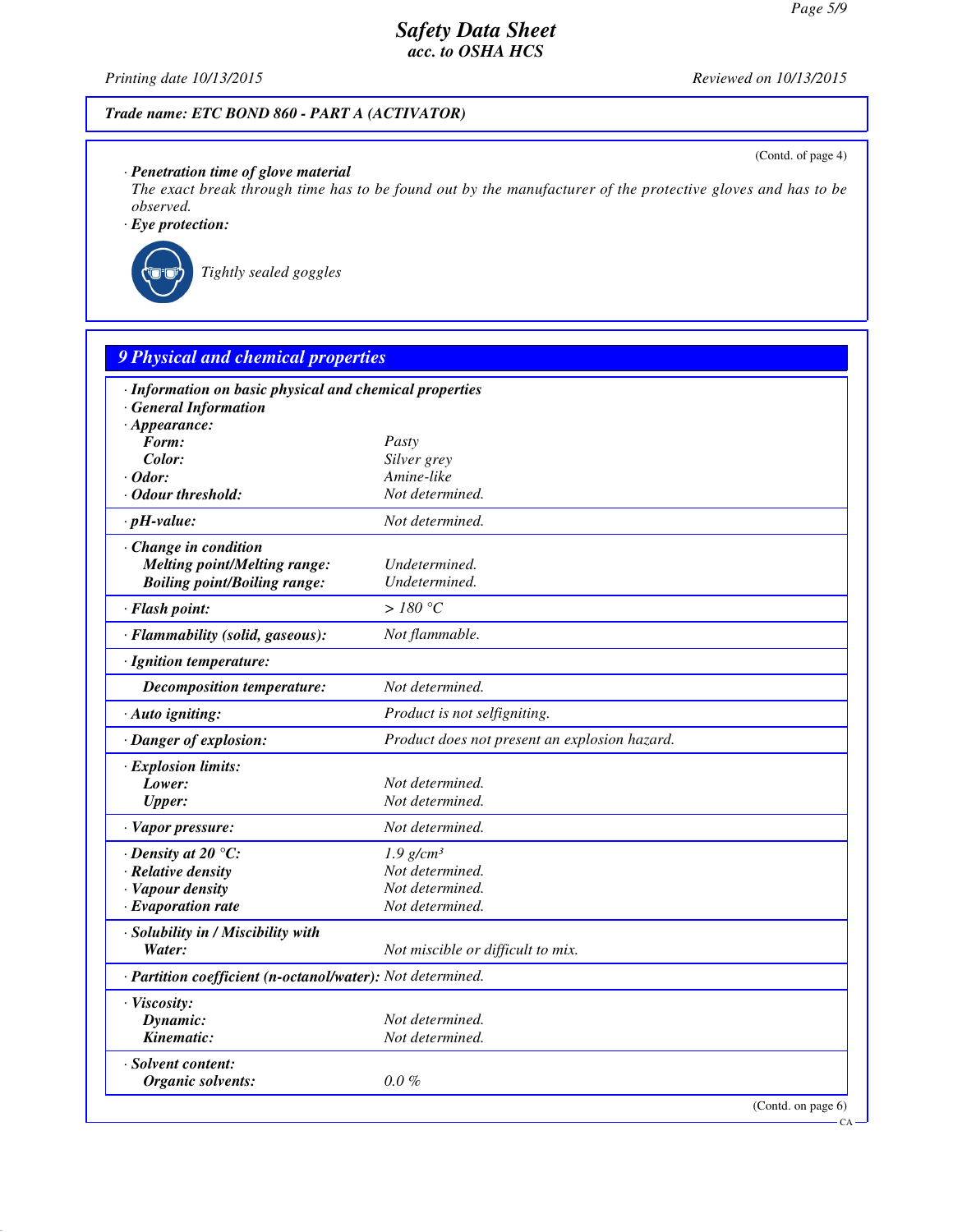**Trade name: ETC BOND 860 - PART A (ACTIVATOR)**

(Contd. of page 4)

· **Penetration time of glove material**
The exact break through time has to be found out by the manufacturer of the protective gloves and has to be observed.

· **Eye protection:**

Tightly sealed goggles

## 9 Physical and chemical properties

| | |
|---|---|
| · **Information on basic physical and chemical properties** | |
| · **General Information** | |
| · **Appearance:** | |
| **Form:** | Pasty |
| **Color:** | Silver grey |
| · **Odor:** | Amine-like |
| · **Odour threshold:** | Not determined. |
| · **pH-value:** | Not determined. |
| · **Change in condition** | |
| **Melting point/Melting range:** | Undetermined. |
| **Boiling point/Boiling range:** | Undetermined. |
| · **Flash point:** | > 180 °C |
| · **Flammability (solid, gaseous):** | Not flammable. |
| · **Ignition temperature:** | |
| **Decomposition temperature:** | Not determined. |
| · **Auto igniting:** | Product is not selfigniting. |
| · **Danger of explosion:** | Product does not present an explosion hazard. |
| · **Explosion limits:** | |
| **Lower:** | Not determined. |
| **Upper:** | Not determined. |
| · **Vapor pressure:** | Not determined. |
| · **Density at 20 °C:** | 1.9 g/cm³ |
| · **Relative density** | Not determined. |
| · **Vapour density** | Not determined. |
| · **Evaporation rate** | Not determined. |
| · **Solubility in / Miscibility with** | |
| **Water:** | Not miscible or difficult to mix. |
| · **Partition coefficient (n-octanol/water):** | Not determined. |
| · **Viscosity:** | |
| **Dynamic:** | Not determined. |
| **Kinematic:** | Not determined. |
| · **Solvent content:** | |
| **Organic solvents:** | 0.0 % |

(Contd. on page 6)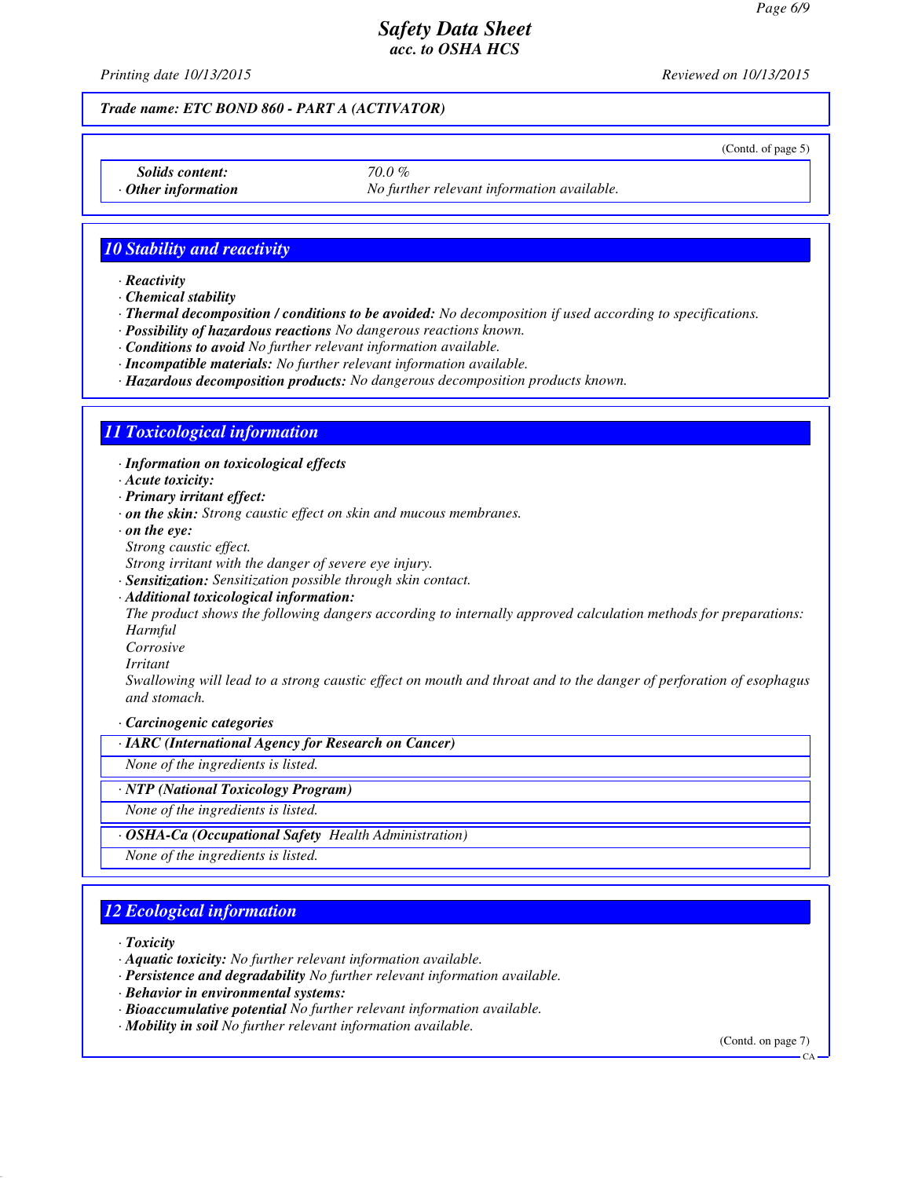*Trade name: ETC BOND 860 - PART A (ACTIVATOR)*

(Contd. of page 5)

| | |
|---|---|
| *Solids content:* | 70.0 % |
| · *Other information* | No further relevant information available. |

## 10 Stability and reactivity

· **Reactivity**
· **Chemical stability**
· **Thermal decomposition / conditions to be avoided:** No decomposition if used according to specifications.
· **Possibility of hazardous reactions** No dangerous reactions known.
· **Conditions to avoid** No further relevant information available.
· **Incompatible materials:** No further relevant information available.
· **Hazardous decomposition products:** No dangerous decomposition products known.

## 11 Toxicological information

· **Information on toxicological effects**
· **Acute toxicity:**
· **Primary irritant effect:**
· **on the skin:** Strong caustic effect on skin and mucous membranes.
· **on the eye:**
Strong caustic effect.
Strong irritant with the danger of severe eye injury.
· **Sensitization:** Sensitization possible through skin contact.
· **Additional toxicological information:**
The product shows the following dangers according to internally approved calculation methods for preparations:
Harmful
Corrosive
Irritant
Swallowing will lead to a strong caustic effect on mouth and throat and to the danger of perforation of esophagus and stomach.

· **Carcinogenic categories**

| · IARC (International Agency for Research on Cancer) |
|---|
| None of the ingredients is listed. |

| · NTP (National Toxicology Program) |
|---|
| None of the ingredients is listed. |

| · OSHA-Ca (Occupational Safety Health Administration) |
|---|
| None of the ingredients is listed. |

## 12 Ecological information

· **Toxicity**
· **Aquatic toxicity:** No further relevant information available.
· **Persistence and degradability** No further relevant information available.
· **Behavior in environmental systems:**
· **Bioaccumulative potential** No further relevant information available.
· **Mobility in soil** No further relevant information available.

(Contd. on page 7)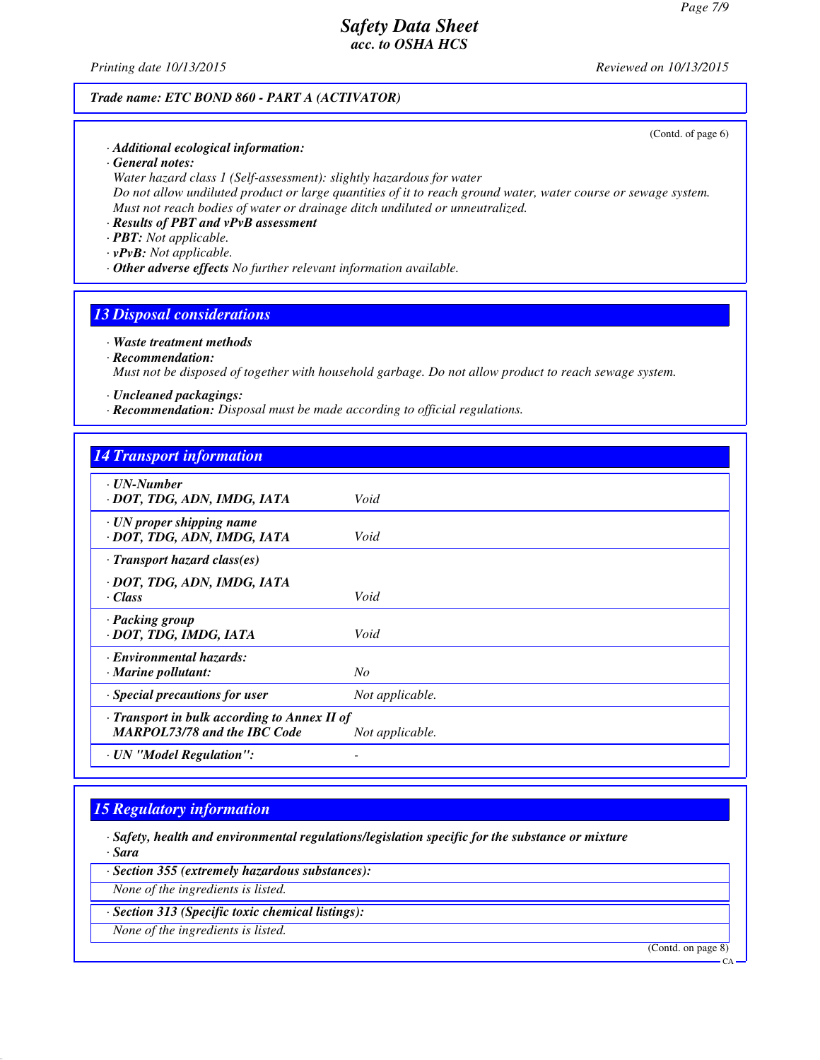**Trade name: ETC BOND 860 - PART A (ACTIVATOR)**

(Contd. of page 6)

· **Additional ecological information:**
· **General notes:**
Water hazard class 1 (Self-assessment): slightly hazardous for water
Do not allow undiluted product or large quantities of it to reach ground water, water course or sewage system.
Must not reach bodies of water or drainage ditch undiluted or unneutralized.
· **Results of PBT and vPvB assessment**
· **PBT:** Not applicable.
· **vPvB:** Not applicable.
· **Other adverse effects** No further relevant information available.

## 13 Disposal considerations

· **Waste treatment methods**
· **Recommendation:**
Must not be disposed of together with household garbage. Do not allow product to reach sewage system.

· **Uncleaned packagings:**
· **Recommendation:** Disposal must be made according to official regulations.

## 14 Transport information

| | |
|---|---|
| · **UN-Number**<br>· **DOT, TDG, ADN, IMDG, IATA** | Void |
| · **UN proper shipping name**<br>· **DOT, TDG, ADN, IMDG, IATA** | Void |
| · **Transport hazard class(es)**<br>· **DOT, TDG, ADN, IMDG, IATA**<br>· **Class** | Void |
| · **Packing group**<br>· **DOT, TDG, IMDG, IATA** | Void |
| · **Environmental hazards:**<br>· **Marine pollutant:** | No |
| · **Special precautions for user** | Not applicable. |
| · **Transport in bulk according to Annex II of MARPOL73/78 and the IBC Code** | Not applicable. |
| · **UN "Model Regulation":** | - |

## 15 Regulatory information

· **Safety, health and environmental regulations/legislation specific for the substance or mixture**
· **Sara**

· **Section 355 (extremely hazardous substances):**
None of the ingredients is listed.

· **Section 313 (Specific toxic chemical listings):**
None of the ingredients is listed.

(Contd. on page 8)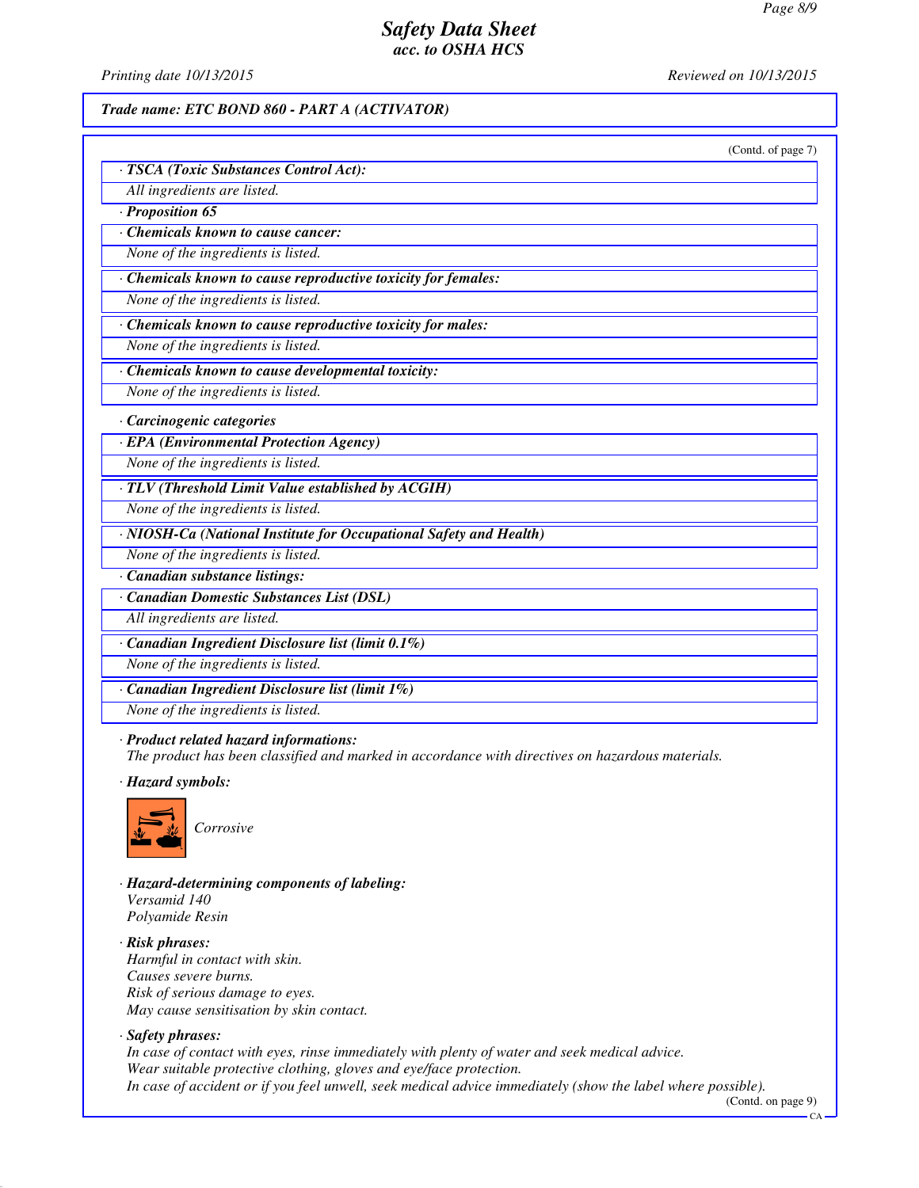*Trade name: ETC BOND 860 - PART A (ACTIVATOR)*

(Contd. of page 7)

**· TSCA (Toxic Substances Control Act):**

All ingredients are listed.

**· Proposition 65**

**· Chemicals known to cause cancer:**

None of the ingredients is listed.

**· Chemicals known to cause reproductive toxicity for females:**

None of the ingredients is listed.

**· Chemicals known to cause reproductive toxicity for males:**

None of the ingredients is listed.

**· Chemicals known to cause developmental toxicity:**

None of the ingredients is listed.

**· Carcinogenic categories**

**· EPA (Environmental Protection Agency)**

None of the ingredients is listed.

**· TLV (Threshold Limit Value established by ACGIH)**

None of the ingredients is listed.

**· NIOSH-Ca (National Institute for Occupational Safety and Health)**

None of the ingredients is listed.

**· Canadian substance listings:**

**· Canadian Domestic Substances List (DSL)**

All ingredients are listed.

**· Canadian Ingredient Disclosure list (limit 0.1%)**

None of the ingredients is listed.

**· Canadian Ingredient Disclosure list (limit 1%)**

None of the ingredients is listed.

**· Product related hazard informations:**

The product has been classified and marked in accordance with directives on hazardous materials.

**· Hazard symbols:**

Corrosive

**· Hazard-determining components of labeling:**

Versamid 140
Polyamide Resin

**· Risk phrases:**

Harmful in contact with skin.
Causes severe burns.
Risk of serious damage to eyes.
May cause sensitisation by skin contact.

**· Safety phrases:**

In case of contact with eyes, rinse immediately with plenty of water and seek medical advice.
Wear suitable protective clothing, gloves and eye/face protection.
In case of accident or if you feel unwell, seek medical advice immediately (show the label where possible).

(Contd. on page 9)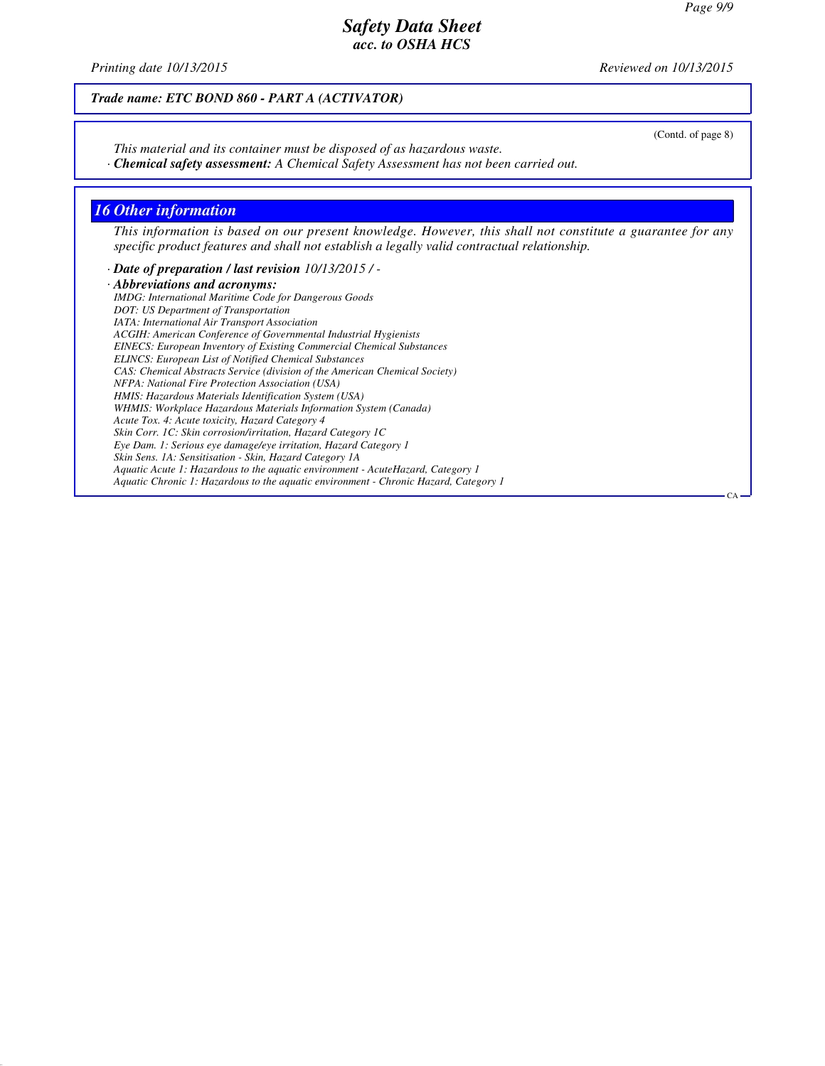*Trade name: ETC BOND 860 - PART A (ACTIVATOR)*

(Contd. of page 8)

*This material and its container must be disposed of as hazardous waste.*

· ***Chemical safety assessment:*** *A Chemical Safety Assessment has not been carried out.*

## *16 Other information*

*This information is based on our present knowledge. However, this shall not constitute a guarantee for any specific product features and shall not establish a legally valid contractual relationship.*

· ***Date of preparation / last revision*** *10/13/2015 / -*

· ***Abbreviations and acronyms:***

*IMDG: International Maritime Code for Dangerous Goods*
*DOT: US Department of Transportation*
*IATA: International Air Transport Association*
*ACGIH: American Conference of Governmental Industrial Hygienists*
*EINECS: European Inventory of Existing Commercial Chemical Substances*
*ELINCS: European List of Notified Chemical Substances*
*CAS: Chemical Abstracts Service (division of the American Chemical Society)*
*NFPA: National Fire Protection Association (USA)*
*HMIS: Hazardous Materials Identification System (USA)*
*WHMIS: Workplace Hazardous Materials Information System (Canada)*
*Acute Tox. 4: Acute toxicity, Hazard Category 4*
*Skin Corr. 1C: Skin corrosion/irritation, Hazard Category 1C*
*Eye Dam. 1: Serious eye damage/eye irritation, Hazard Category 1*
*Skin Sens. 1A: Sensitisation - Skin, Hazard Category 1A*
*Aquatic Acute 1: Hazardous to the aquatic environment - AcuteHazard, Category 1*
*Aquatic Chronic 1: Hazardous to the aquatic environment - Chronic Hazard, Category 1*

CA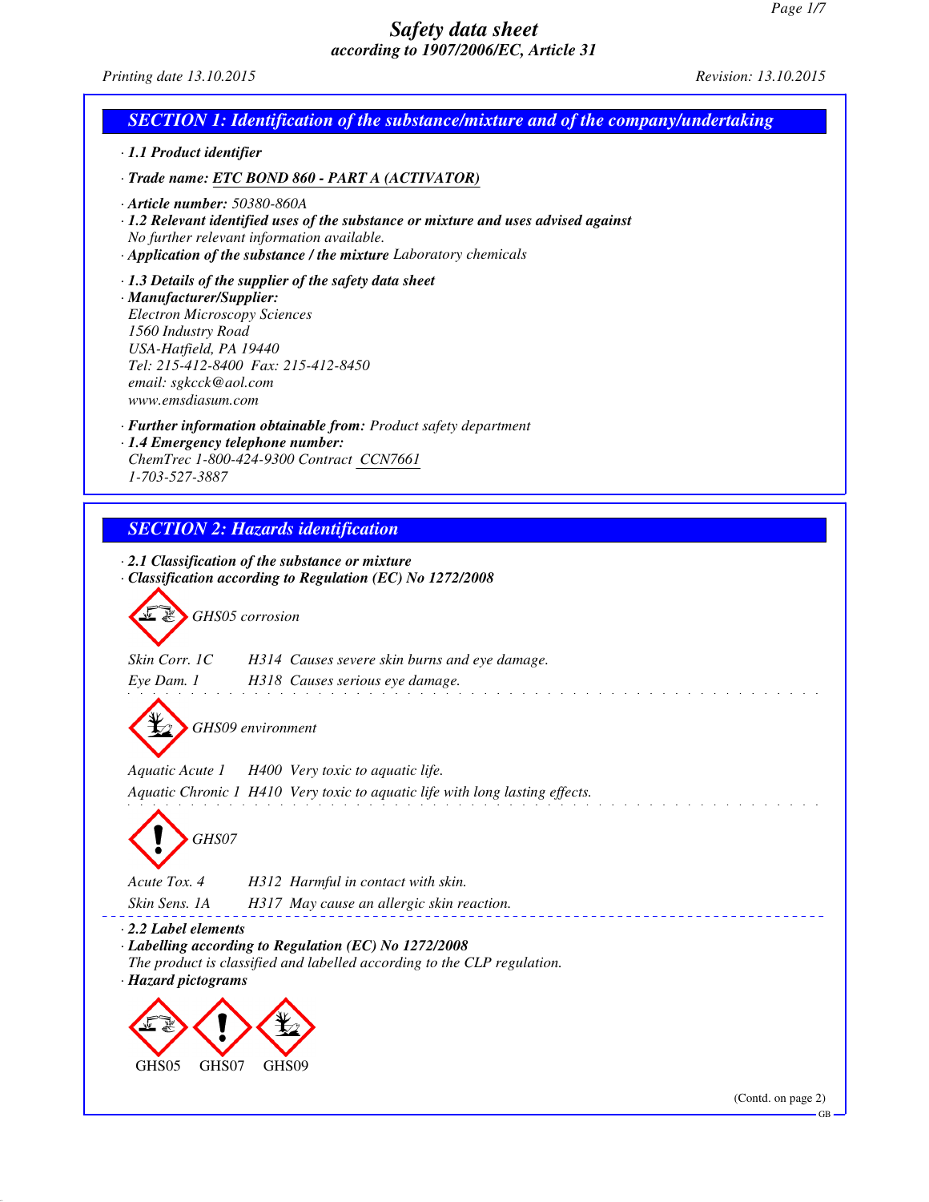# Safety data sheet

*according to 1907/2006/EC, Article 31*

Printing date 13.10.2015 | Revision: 13.10.2015

## SECTION 1: Identification of the substance/mixture and of the company/undertaking

· **1.1 Product identifier**

· **Trade name: ETC BOND 860 - PART A (ACTIVATOR)**

· **Article number:** 50380-860A

· **1.2 Relevant identified uses of the substance or mixture and uses advised against**
No further relevant information available.

· **Application of the substance / the mixture** Laboratory chemicals

· **1.3 Details of the supplier of the safety data sheet**

· **Manufacturer/Supplier:**
Electron Microscopy Sciences
1560 Industry Road
USA-Hatfield, PA 19440
Tel: 215-412-8400 Fax: 215-412-8450
email: sgkcck@aol.com
www.emsdiasum.com

· **Further information obtainable from:** Product safety department

· **1.4 Emergency telephone number:**
ChemTrec 1-800-424-9300 Contract CCN7661
1-703-527-3887

## SECTION 2: Hazards identification

· **2.1 Classification of the substance or mixture**

· **Classification according to Regulation (EC) No 1272/2008**

GHS05 corrosion

| | |
|---|---|
| Skin Corr. 1C | H314 Causes severe skin burns and eye damage. |
| Eye Dam. 1 | H318 Causes serious eye damage. |

GHS09 environment

| | |
|---|---|
| Aquatic Acute 1 | H400 Very toxic to aquatic life. |
| Aquatic Chronic 1 | H410 Very toxic to aquatic life with long lasting effects. |

GHS07

| | |
|---|---|
| Acute Tox. 4 | H312 Harmful in contact with skin. |
| Skin Sens. 1A | H317 May cause an allergic skin reaction. |

· **2.2 Label elements**

· **Labelling according to Regulation (EC) No 1272/2008**
The product is classified and labelled according to the CLP regulation.

· **Hazard pictograms**

GHS05 GHS07 GHS09

(Contd. on page 2)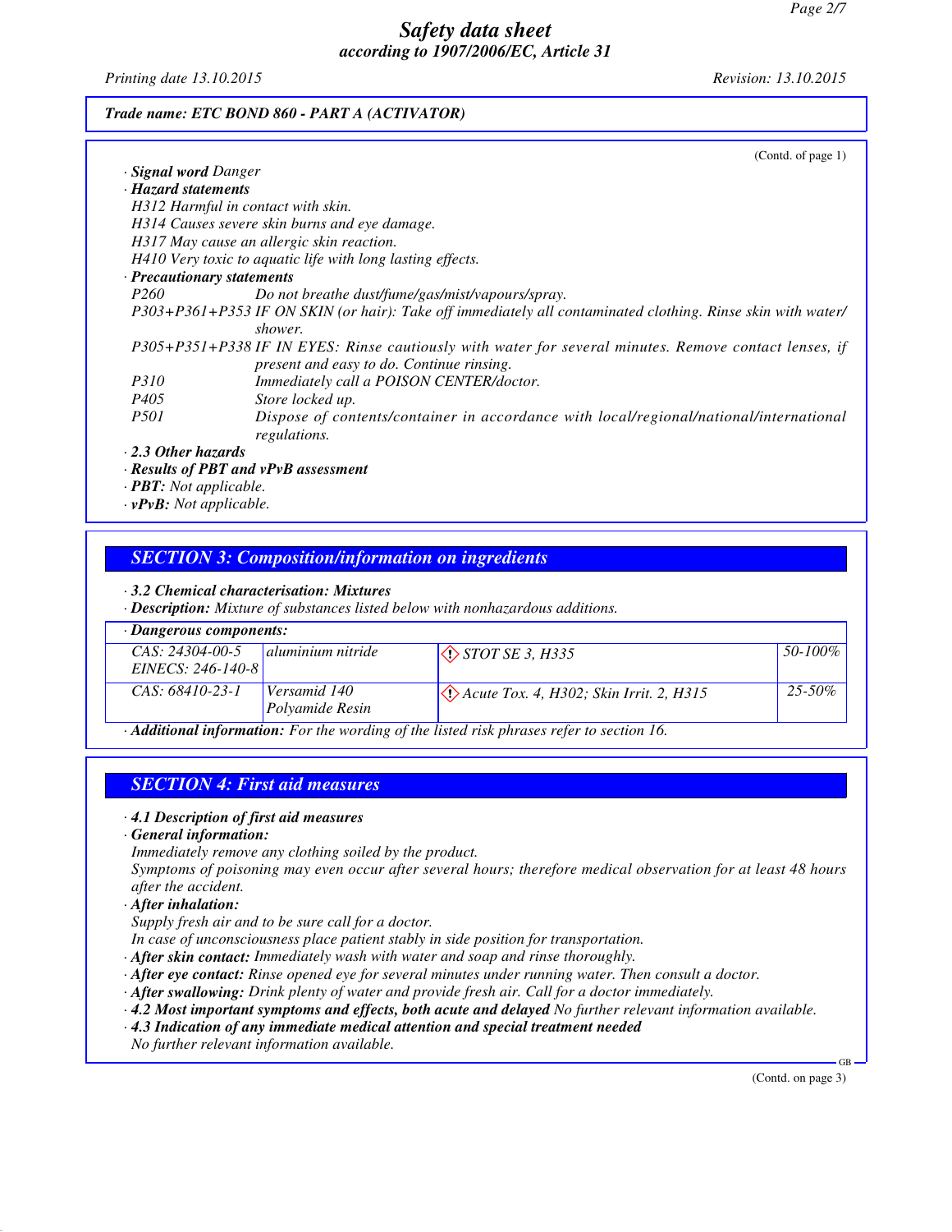(Contd. of page 1)

· **Signal word** Danger
· **Hazard statements**
H312 Harmful in contact with skin.
H314 Causes severe skin burns and eye damage.
H317 May cause an allergic skin reaction.
H410 Very toxic to aquatic life with long lasting effects.
· **Precautionary statements**
P260 Do not breathe dust/fume/gas/mist/vapours/spray.
P303+P361+P353 IF ON SKIN (or hair): Take off immediately all contaminated clothing. Rinse skin with water/shower.
P305+P351+P338 IF IN EYES: Rinse cautiously with water for several minutes. Remove contact lenses, if present and easy to do. Continue rinsing.
P310 Immediately call a POISON CENTER/doctor.
P405 Store locked up.
P501 Dispose of contents/container in accordance with local/regional/national/international regulations.
· **2.3 Other hazards**
· **Results of PBT and vPvB assessment**
· **PBT:** Not applicable.
· **vPvB:** Not applicable.

## SECTION 3: Composition/information on ingredients

· **3.2 Chemical characterisation: Mixtures**
· **Description:** Mixture of substances listed below with nonhazardous additions.

| · Dangerous components: | | | |
|---|---|---|---|
| CAS: 24304-00-5 EINECS: 246-140-8 | aluminium nitride | STOT SE 3, H335 | 50-100% |
| CAS: 68410-23-1 | Versamid 140 Polyamide Resin | Acute Tox. 4, H302; Skin Irrit. 2, H315 | 25-50% |

· **Additional information:** For the wording of the listed risk phrases refer to section 16.

## SECTION 4: First aid measures

· **4.1 Description of first aid measures**
· **General information:**
Immediately remove any clothing soiled by the product.
Symptoms of poisoning may even occur after several hours; therefore medical observation for at least 48 hours after the accident.
· **After inhalation:**
Supply fresh air and to be sure call for a doctor.
In case of unconsciousness place patient stably in side position for transportation.
· **After skin contact:** Immediately wash with water and soap and rinse thoroughly.
· **After eye contact:** Rinse opened eye for several minutes under running water. Then consult a doctor.
· **After swallowing:** Drink plenty of water and provide fresh air. Call for a doctor immediately.
· **4.2 Most important symptoms and effects, both acute and delayed** No further relevant information available.
· **4.3 Indication of any immediate medical attention and special treatment needed**
No further relevant information available.

(Contd. on page 3)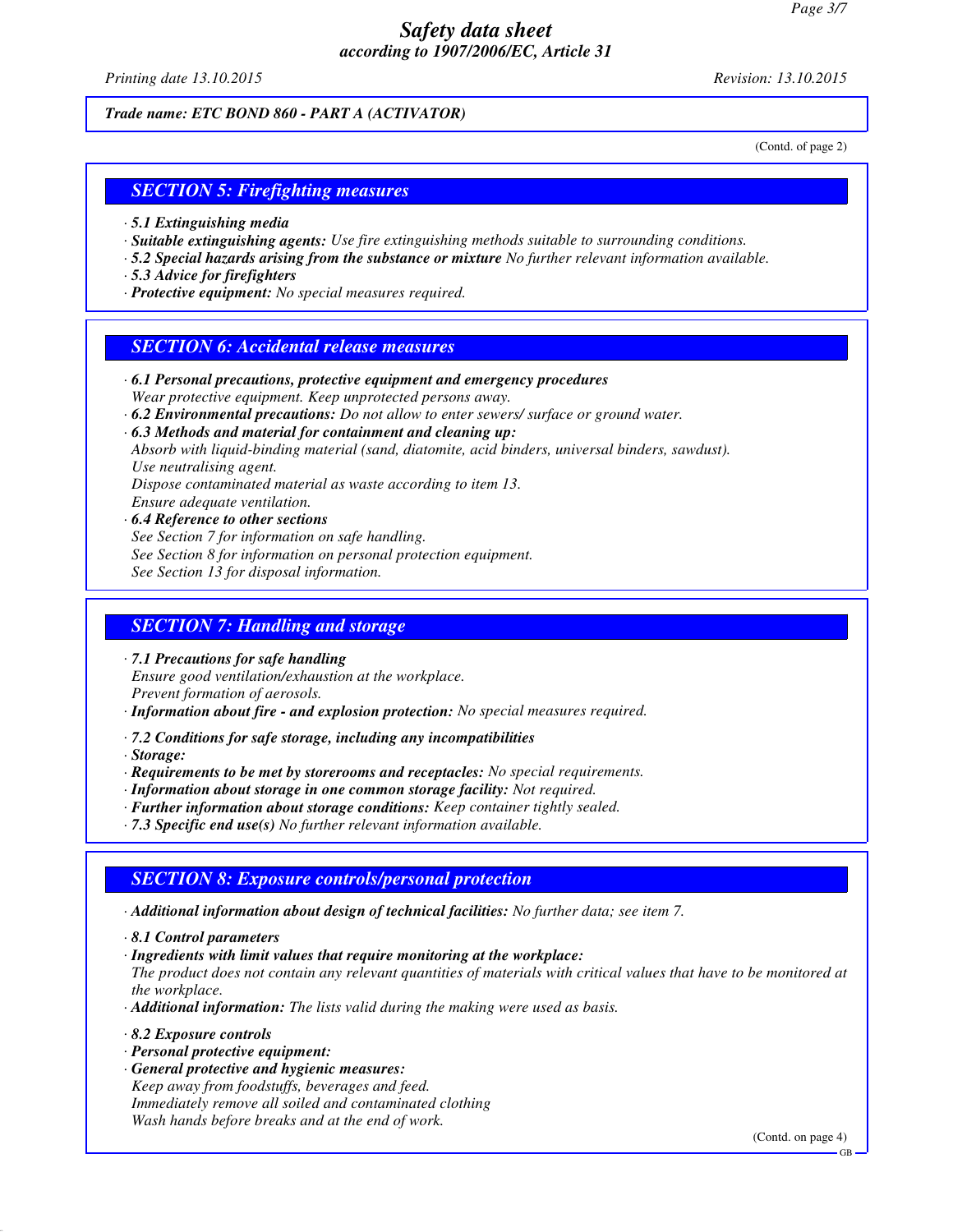*Trade name: ETC BOND 860 - PART A (ACTIVATOR)*

(Contd. of page 2)

## SECTION 5: Firefighting measures

· **5.1 Extinguishing media**
· **Suitable extinguishing agents:** Use fire extinguishing methods suitable to surrounding conditions.
· **5.2 Special hazards arising from the substance or mixture** No further relevant information available.
· **5.3 Advice for firefighters**
· **Protective equipment:** No special measures required.

## SECTION 6: Accidental release measures

· **6.1 Personal precautions, protective equipment and emergency procedures**
Wear protective equipment. Keep unprotected persons away.
· **6.2 Environmental precautions:** Do not allow to enter sewers/ surface or ground water.
· **6.3 Methods and material for containment and cleaning up:**
Absorb with liquid-binding material (sand, diatomite, acid binders, universal binders, sawdust).
Use neutralising agent.
Dispose contaminated material as waste according to item 13.
Ensure adequate ventilation.
· **6.4 Reference to other sections**
See Section 7 for information on safe handling.
See Section 8 for information on personal protection equipment.
See Section 13 for disposal information.

## SECTION 7: Handling and storage

· **7.1 Precautions for safe handling**
Ensure good ventilation/exhaustion at the workplace.
Prevent formation of aerosols.
· **Information about fire - and explosion protection:** No special measures required.

· **7.2 Conditions for safe storage, including any incompatibilities**
· **Storage:**
· **Requirements to be met by storerooms and receptacles:** No special requirements.
· **Information about storage in one common storage facility:** Not required.
· **Further information about storage conditions:** Keep container tightly sealed.
· **7.3 Specific end use(s)** No further relevant information available.

## SECTION 8: Exposure controls/personal protection

· **Additional information about design of technical facilities:** No further data; see item 7.

· **8.1 Control parameters**
· **Ingredients with limit values that require monitoring at the workplace:**
The product does not contain any relevant quantities of materials with critical values that have to be monitored at the workplace.
· **Additional information:** The lists valid during the making were used as basis.

· **8.2 Exposure controls**
· **Personal protective equipment:**
· **General protective and hygienic measures:**
Keep away from foodstuffs, beverages and feed.
Immediately remove all soiled and contaminated clothing
Wash hands before breaks and at the end of work.

(Contd. on page 4)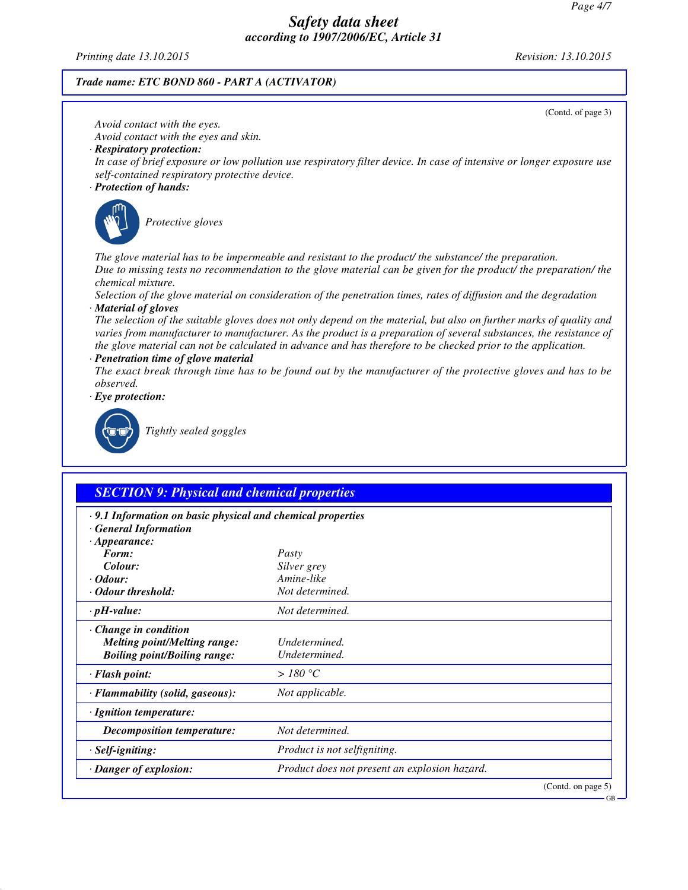**Trade name: ETC BOND 860 - PART A (ACTIVATOR)**

(Contd. of page 3)

Avoid contact with the eyes.
Avoid contact with the eyes and skin.

· **Respiratory protection:**
In case of brief exposure or low pollution use respiratory filter device. In case of intensive or longer exposure use self-contained respiratory protective device.

· **Protection of hands:**

Protective gloves

The glove material has to be impermeable and resistant to the product/ the substance/ the preparation.
Due to missing tests no recommendation to the glove material can be given for the product/ the preparation/ the chemical mixture.
Selection of the glove material on consideration of the penetration times, rates of diffusion and the degradation

· **Material of gloves**
The selection of the suitable gloves does not only depend on the material, but also on further marks of quality and varies from manufacturer to manufacturer. As the product is a preparation of several substances, the resistance of the glove material can not be calculated in advance and has therefore to be checked prior to the application.

· **Penetration time of glove material**
The exact break through time has to be found out by the manufacturer of the protective gloves and has to be observed.

· **Eye protection:**

Tightly sealed goggles

## SECTION 9: Physical and chemical properties

· **9.1 Information on basic physical and chemical properties**
· **General Information**

| | |
|---|---|
| · **Appearance:** | |
| **Form:** | Pasty |
| **Colour:** | Silver grey |
| · **Odour:** | Amine-like |
| · **Odour threshold:** | Not determined. |
| · **pH-value:** | Not determined. |
| · **Change in condition** | |
| **Melting point/Melting range:** | Undetermined. |
| **Boiling point/Boiling range:** | Undetermined. |
| · **Flash point:** | > 180 °C |
| · **Flammability (solid, gaseous):** | Not applicable. |
| · **Ignition temperature:** | |
| **Decomposition temperature:** | Not determined. |
| · **Self-igniting:** | Product is not selfigniting. |
| · **Danger of explosion:** | Product does not present an explosion hazard. |

(Contd. on page 5)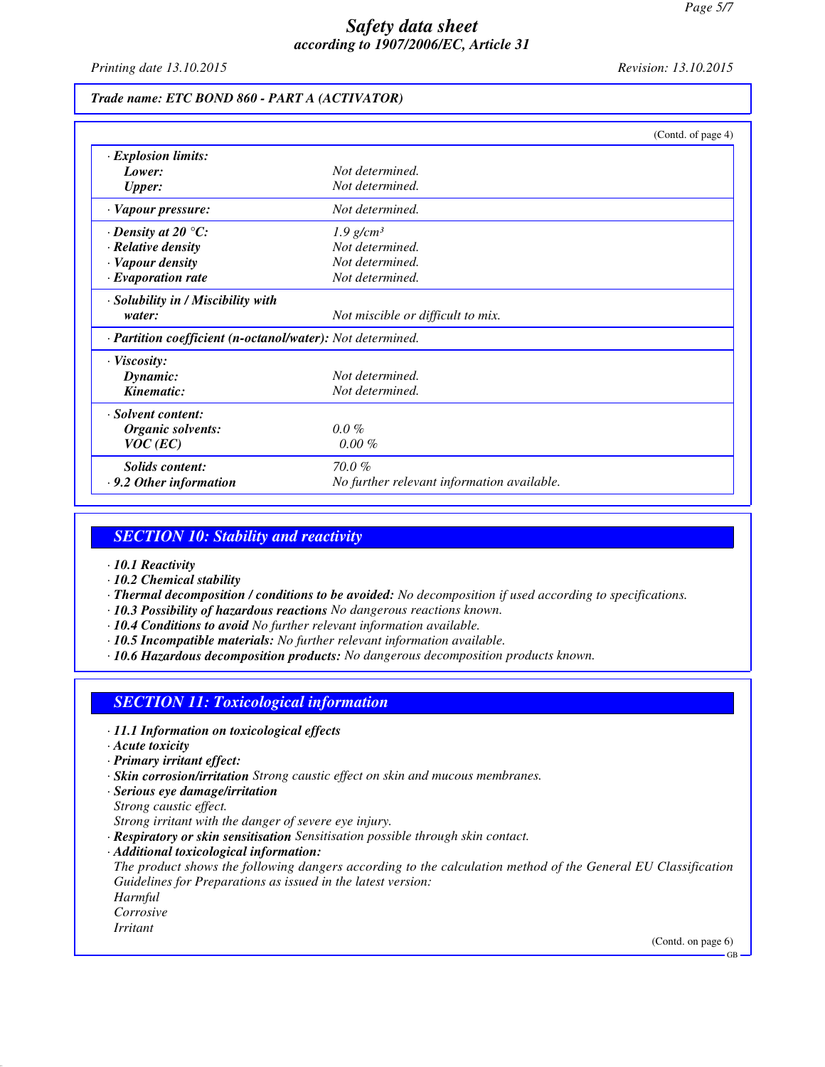**Trade name: ETC BOND 860 - PART A (ACTIVATOR)**

(Contd. of page 4)

| | |
|---|---|
| · **Explosion limits:** | |
| **Lower:** | Not determined. |
| **Upper:** | Not determined. |
| · **Vapour pressure:** | Not determined. |
| · **Density at 20 °C:** | 1.9 g/cm³ |
| · **Relative density** | Not determined. |
| · **Vapour density** | Not determined. |
| · **Evaporation rate** | Not determined. |
| · **Solubility in / Miscibility with water:** | Not miscible or difficult to mix. |
| · **Partition coefficient (n-octanol/water):** | Not determined. |
| · **Viscosity:** | |
| **Dynamic:** | Not determined. |
| **Kinematic:** | Not determined. |
| · **Solvent content:** | |
| **Organic solvents:** | 0.0 % |
| **VOC (EC)** | 0.00 % |
| **Solids content:** | 70.0 % |
| · **9.2 Other information** | No further relevant information available. |

## SECTION 10: Stability and reactivity

· **10.1 Reactivity**
· **10.2 Chemical stability**
· **Thermal decomposition / conditions to be avoided:** No decomposition if used according to specifications.
· **10.3 Possibility of hazardous reactions** No dangerous reactions known.
· **10.4 Conditions to avoid** No further relevant information available.
· **10.5 Incompatible materials:** No further relevant information available.
· **10.6 Hazardous decomposition products:** No dangerous decomposition products known.

## SECTION 11: Toxicological information

· **11.1 Information on toxicological effects**
· **Acute toxicity**
· **Primary irritant effect:**
· **Skin corrosion/irritation** Strong caustic effect on skin and mucous membranes.
· **Serious eye damage/irritation**
Strong caustic effect.
Strong irritant with the danger of severe eye injury.
· **Respiratory or skin sensitisation** Sensitisation possible through skin contact.
· **Additional toxicological information:**
The product shows the following dangers according to the calculation method of the General EU Classification Guidelines for Preparations as issued in the latest version:
Harmful
Corrosive
Irritant

(Contd. on page 6)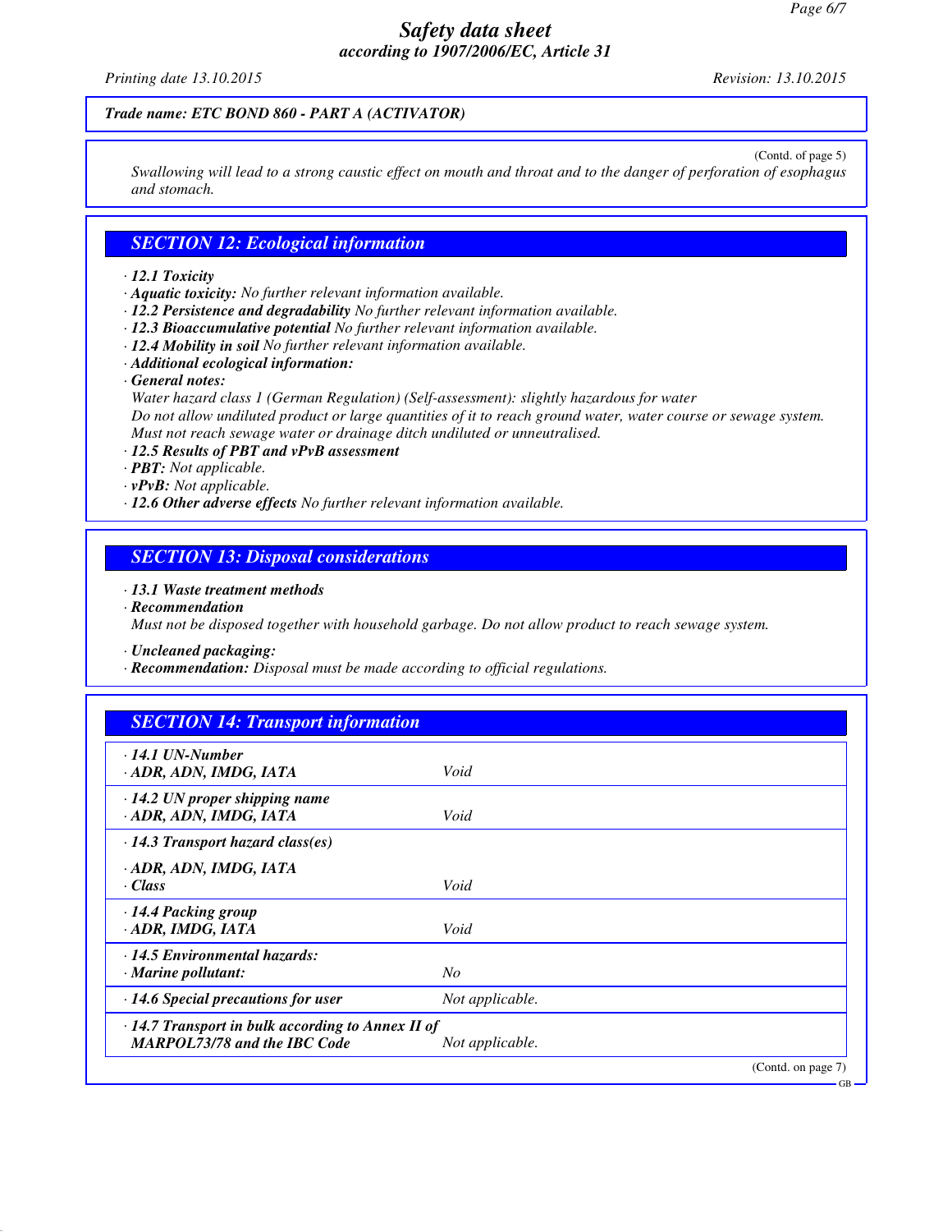*Trade name: ETC BOND 860 - PART A (ACTIVATOR)*

(Contd. of page 5)

*Swallowing will lead to a strong caustic effect on mouth and throat and to the danger of perforation of esophagus and stomach.*

## SECTION 12: Ecological information

- · ***12.1 Toxicity***
- · ***Aquatic toxicity:*** *No further relevant information available.*
- · ***12.2 Persistence and degradability*** *No further relevant information available.*
- · ***12.3 Bioaccumulative potential*** *No further relevant information available.*
- · ***12.4 Mobility in soil*** *No further relevant information available.*
- · ***Additional ecological information:***
- · ***General notes:***

*Water hazard class 1 (German Regulation) (Self-assessment): slightly hazardous for water*
*Do not allow undiluted product or large quantities of it to reach ground water, water course or sewage system.*
*Must not reach sewage water or drainage ditch undiluted or unneutralised.*

- · ***12.5 Results of PBT and vPvB assessment***
- · ***PBT:*** *Not applicable.*
- · ***vPvB:*** *Not applicable.*
- · ***12.6 Other adverse effects*** *No further relevant information available.*

## SECTION 13: Disposal considerations

- · ***13.1 Waste treatment methods***
- · ***Recommendation***

*Must not be disposed together with household garbage. Do not allow product to reach sewage system.*

- · ***Uncleaned packaging:***
- · ***Recommendation:*** *Disposal must be made according to official regulations.*

## SECTION 14: Transport information

| | |
|---|---|
| · ***14.1 UN-Number***<br>· ***ADR, ADN, IMDG, IATA*** | *Void* |
| · ***14.2 UN proper shipping name***<br>· ***ADR, ADN, IMDG, IATA*** | *Void* |
| · ***14.3 Transport hazard class(es)***<br>· ***ADR, ADN, IMDG, IATA***<br>· ***Class*** | *Void* |
| · ***14.4 Packing group***<br>· ***ADR, IMDG, IATA*** | *Void* |
| · ***14.5 Environmental hazards:***<br>· ***Marine pollutant:*** | *No* |
| · ***14.6 Special precautions for user*** | *Not applicable.* |
| · ***14.7 Transport in bulk according to Annex II of MARPOL73/78 and the IBC Code*** | *Not applicable.* |

(Contd. on page 7)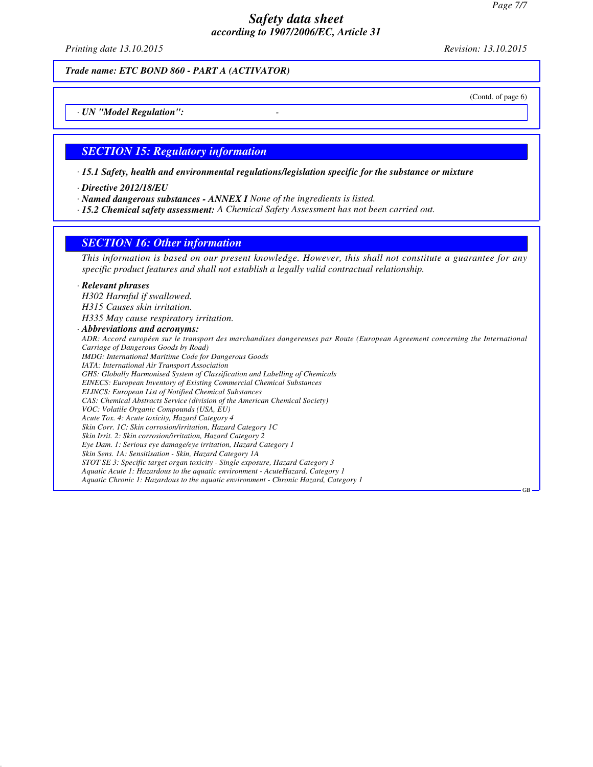*Trade name: ETC BOND 860 - PART A (ACTIVATOR)*

(Contd. of page 6)

· **UN "Model Regulation":** -

## SECTION 15: Regulatory information

· **15.1 Safety, health and environmental regulations/legislation specific for the substance or mixture**

· **Directive 2012/18/EU**

· **Named dangerous substances - ANNEX I** None of the ingredients is listed.

· **15.2 Chemical safety assessment:** A Chemical Safety Assessment has not been carried out.

## SECTION 16: Other information

This information is based on our present knowledge. However, this shall not constitute a guarantee for any specific product features and shall not establish a legally valid contractual relationship.

· **Relevant phrases**

H302 Harmful if swallowed.
H315 Causes skin irritation.
H335 May cause respiratory irritation.

· **Abbreviations and acronyms:**

ADR: Accord européen sur le transport des marchandises dangereuses par Route (European Agreement concerning the International Carriage of Dangerous Goods by Road)
IMDG: International Maritime Code for Dangerous Goods
IATA: International Air Transport Association
GHS: Globally Harmonised System of Classification and Labelling of Chemicals
EINECS: European Inventory of Existing Commercial Chemical Substances
ELINCS: European List of Notified Chemical Substances
CAS: Chemical Abstracts Service (division of the American Chemical Society)
VOC: Volatile Organic Compounds (USA, EU)
Acute Tox. 4: Acute toxicity, Hazard Category 4
Skin Corr. 1C: Skin corrosion/irritation, Hazard Category 1C
Skin Irrit. 2: Skin corrosion/irritation, Hazard Category 2
Eye Dam. 1: Serious eye damage/eye irritation, Hazard Category 1
Skin Sens. 1A: Sensitisation - Skin, Hazard Category 1A
STOT SE 3: Specific target organ toxicity - Single exposure, Hazard Category 3
Aquatic Acute 1: Hazardous to the aquatic environment - AcuteHazard, Category 1
Aquatic Chronic 1: Hazardous to the aquatic environment - Chronic Hazard, Category 1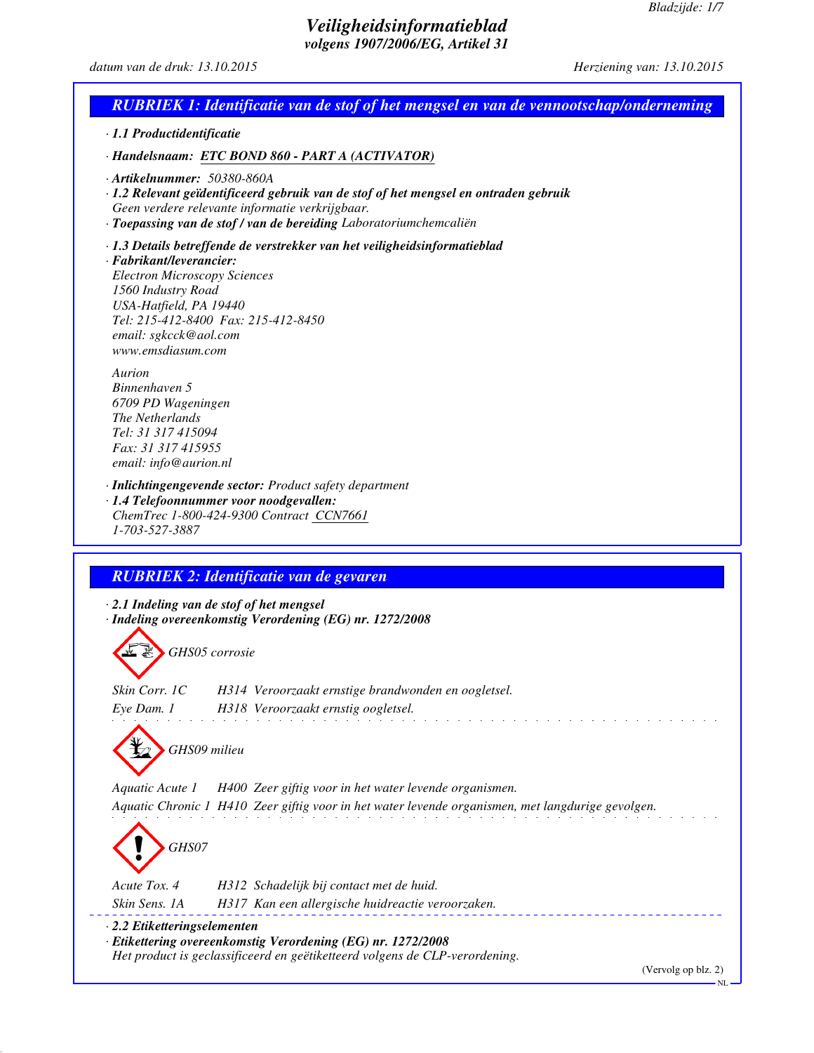# Veiligheidsinformatieblad
### volgens 1907/2006/EG, Artikel 31

*datum van de druk: 13.10.2015* *Herziening van: 13.10.2015*

## RUBRIEK 1: Identificatie van de stof of het mengsel en van de vennootschap/onderneming

· **1.1 Productidentificatie**

· **Handelsnaam:** ETC BOND 860 - PART A (ACTIVATOR)

· **Artikelnummer:** 50380-860A

· **1.2 Relevant geïdentificeerd gebruik van de stof of het mengsel en ontraden gebruik**
Geen verdere relevante informatie verkrijgbaar.

· **Toepassing van de stof / van de bereiding** Laboratoriumchemcaliën

· **1.3 Details betreffende de verstrekker van het veiligheidsinformatieblad**

· **Fabrikant/leverancier:**
Electron Microscopy Sciences
1560 Industry Road
USA-Hatfield, PA 19440
Tel: 215-412-8400 Fax: 215-412-8450
email: sgkcck@aol.com
www.emsdiasum.com

Aurion
Binnenhaven 5
6709 PD Wageningen
The Netherlands
Tel: 31 317 415094
Fax: 31 317 415955
email: info@aurion.nl

· **Inlichtingengevende sector:** Product safety department

· **1.4 Telefoonnummer voor noodgevallen:**
ChemTrec 1-800-424-9300 Contract CCN7661
1-703-527-3887

## RUBRIEK 2: Identificatie van de gevaren

· **2.1 Indeling van de stof of het mengsel**

· **Indeling overeenkomstig Verordening (EG) nr. 1272/2008**

GHS05 corrosie

Skin Corr. 1C H314 Veroorzaakt ernstige brandwonden en oogletsel.

Eye Dam. 1 H318 Veroorzaakt ernstig oogletsel.

GHS09 milieu

Aquatic Acute 1 H400 Zeer giftig voor in het water levende organismen.

Aquatic Chronic 1 H410 Zeer giftig voor in het water levende organismen, met langdurige gevolgen.

GHS07

Acute Tox. 4 H312 Schadelijk bij contact met de huid.

Skin Sens. 1A H317 Kan een allergische huidreactie veroorzaken.

· **2.2 Etiketteringselementen**

· **Etikettering overeenkomstig Verordening (EG) nr. 1272/2008**
Het product is geclassificeerd en geëtiketteerd volgens de CLP-verordening.

(Vervolg op blz. 2)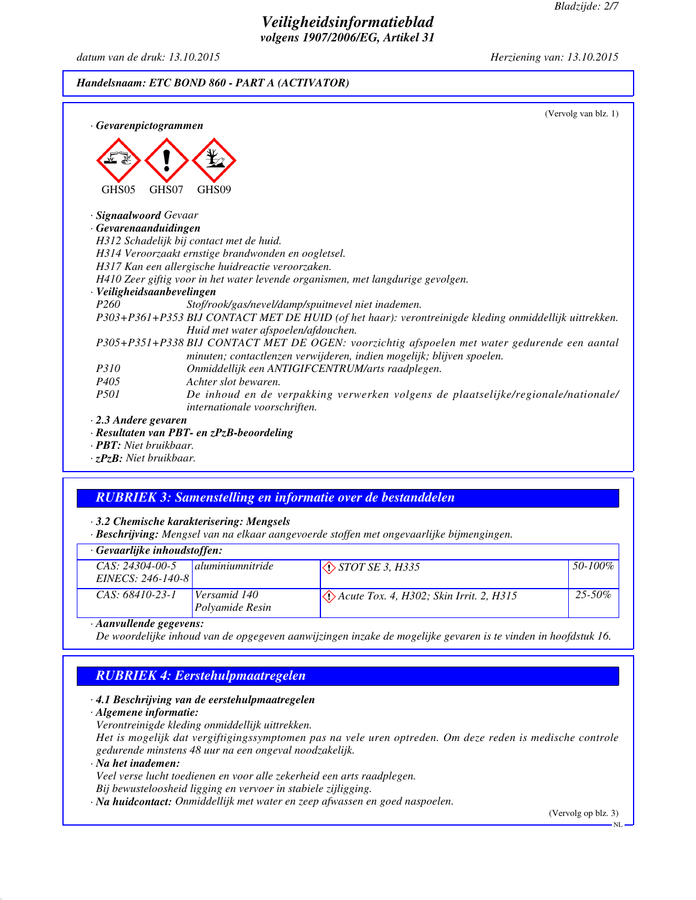**Handelsnaam: ETC BOND 860 - PART A (ACTIVATOR)**

(Vervolg van blz. 1)

· **Gevarenpictogrammen**

GHS05 GHS07 GHS09

· **Signaalwoord** Gevaar

· **Gevarenaanduidingen**

H312 Schadelijk bij contact met de huid.
H314 Veroorzaakt ernstige brandwonden en oogletsel.
H317 Kan een allergische huidreactie veroorzaken.
H410 Zeer giftig voor in het water levende organismen, met langdurige gevolgen.

· **Veiligheidsaanbevelingen**

| | |
|---|---|
| P260 | Stof/rook/gas/nevel/damp/spuitnevel niet inademen. |
| P303+P361+P353 | BIJ CONTACT MET DE HUID (of het haar): verontreinigde kleding onmiddellijk uittrekken. Huid met water afspoelen/afdouchen. |
| P305+P351+P338 | BIJ CONTACT MET DE OGEN: voorzichtig afspoelen met water gedurende een aantal minuten; contactlenzen verwijderen, indien mogelijk; blijven spoelen. |
| P310 | Onmiddellijk een ANTIGIFCENTRUM/arts raadplegen. |
| P405 | Achter slot bewaren. |
| P501 | De inhoud en de verpakking verwerken volgens de plaatselijke/regionale/nationale/internationale voorschriften. |

· **2.3 Andere gevaren**

· **Resultaten van PBT- en zPzB-beoordeling**

· **PBT:** Niet bruikbaar.

· **zPzB:** Niet bruikbaar.

## RUBRIEK 3: Samenstelling en informatie over de bestanddelen

· **3.2 Chemische karakterisering: Mengsels**

· **Beschrijving:** Mengsel van na elkaar aangevoerde stoffen met ongevaarlijke bijmengingen.

· **Gevaarlijke inhoudstoffen:**

| | | | |
|---|---|---|---|
| CAS: 24304-00-5<br>EINECS: 246-140-8 | aluminiumnitride | STOT SE 3, H335 | 50-100% |
| CAS: 68410-23-1 | Versamid 140 Polyamide Resin | Acute Tox. 4, H302; Skin Irrit. 2, H315 | 25-50% |

· **Aanvullende gegevens:**

De woordelijke inhoud van de opgegeven aanwijzingen inzake de mogelijke gevaren is te vinden in hoofdstuk 16.

## RUBRIEK 4: Eerstehulpmaatregelen

· **4.1 Beschrijving van de eerstehulpmaatregelen**

· **Algemene informatie:**

Verontreinigde kleding onmiddellijk uittrekken.
Het is mogelijk dat vergiftigingssymptomen pas na vele uren optreden. Om deze reden is medische controle gedurende minstens 48 uur na een ongeval noodzakelijk.

· **Na het inademen:**

Veel verse lucht toedienen en voor alle zekerheid een arts raadplegen.
Bij bewusteloosheid ligging en vervoer in stabiele zijligging.

· **Na huidcontact:** Onmiddellijk met water en zeep afwassen en goed naspoelen.

(Vervolg op blz. 3)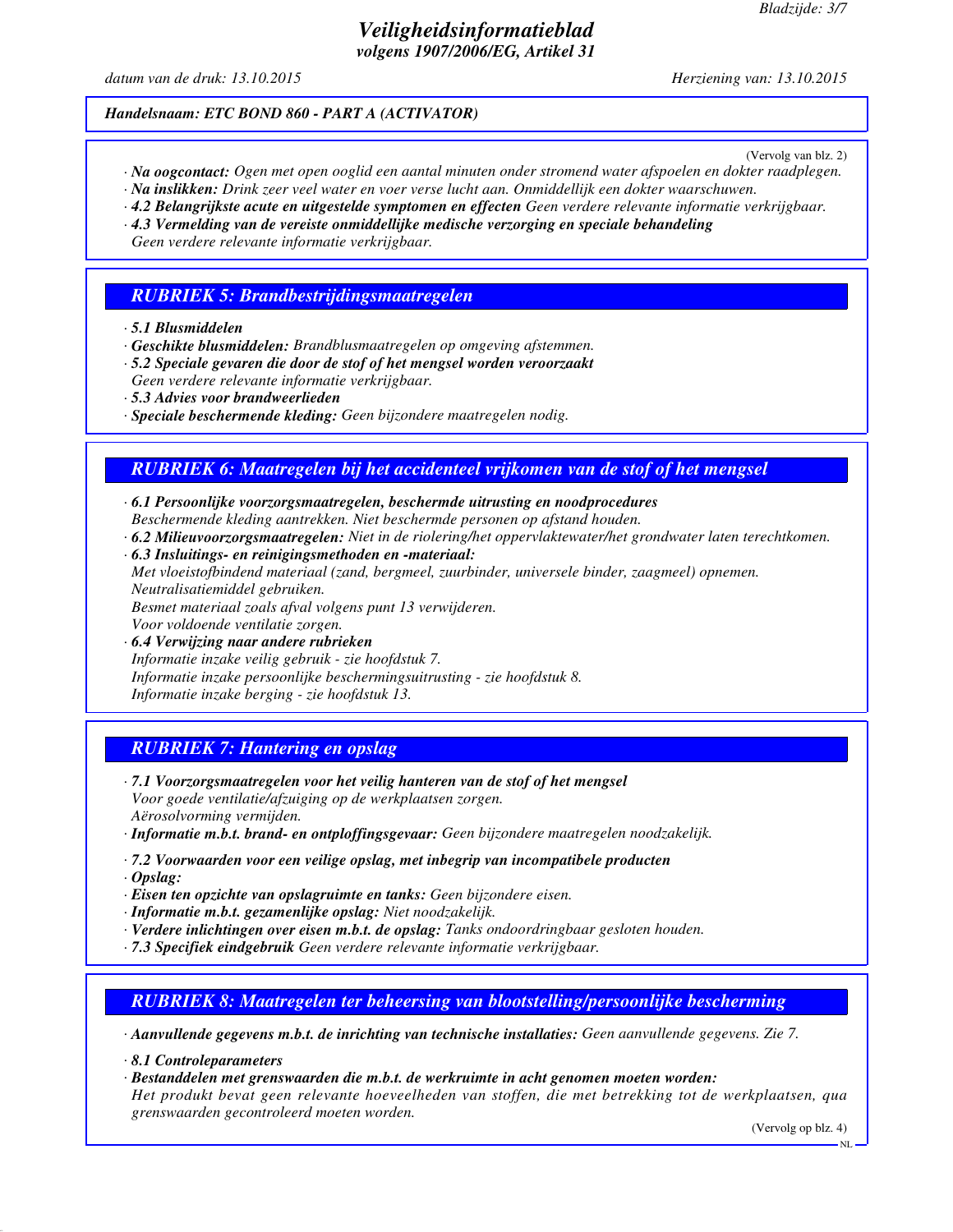*Handelsnaam: ETC BOND 860 - PART A (ACTIVATOR)*

(Vervolg van blz. 2)

· ***Na oogcontact:*** *Ogen met open ooglid een aantal minuten onder stromend water afspoelen en dokter raadplegen.*
· ***Na inslikken:*** *Drink zeer veel water en voer verse lucht aan. Onmiddellijk een dokter waarschuwen.*
· ***4.2 Belangrijkste acute en uitgestelde symptomen en effecten*** *Geen verdere relevante informatie verkrijgbaar.*
· ***4.3 Vermelding van de vereiste onmiddellijke medische verzorging en speciale behandeling***
*Geen verdere relevante informatie verkrijgbaar.*

## *RUBRIEK 5: Brandbestrijdingsmaatregelen*

· ***5.1 Blusmiddelen***
· ***Geschikte blusmiddelen:*** *Brandblusmaatregelen op omgeving afstemmen.*
· ***5.2 Speciale gevaren die door de stof of het mengsel worden veroorzaakt***
*Geen verdere relevante informatie verkrijgbaar.*
· ***5.3 Advies voor brandweerlieden***
· ***Speciale beschermende kleding:*** *Geen bijzondere maatregelen nodig.*

## *RUBRIEK 6: Maatregelen bij het accidenteel vrijkomen van de stof of het mengsel*

· ***6.1 Persoonlijke voorzorgsmaatregelen, beschermde uitrusting en noodprocedures***
*Beschermende kleding aantrekken. Niet beschermde personen op afstand houden.*
· ***6.2 Milieuvoorzorgsmaatregelen:*** *Niet in de riolering/het oppervlaktewater/het grondwater laten terechtkomen.*
· ***6.3 Insluitings- en reinigingsmethoden en -materiaal:***
*Met vloeistofbindend materiaal (zand, bergmeel, zuurbinder, universele binder, zaagmeel) opnemen.*
*Neutralisatiemiddel gebruiken.*
*Besmet materiaal zoals afval volgens punt 13 verwijderen.*
*Voor voldoende ventilatie zorgen.*
· ***6.4 Verwijzing naar andere rubrieken***
*Informatie inzake veilig gebruik - zie hoofdstuk 7.*
*Informatie inzake persoonlijke beschermingsuitrusting - zie hoofdstuk 8.*
*Informatie inzake berging - zie hoofdstuk 13.*

## *RUBRIEK 7: Hantering en opslag*

· ***7.1 Voorzorgsmaatregelen voor het veilig hanteren van de stof of het mengsel***
*Voor goede ventilatie/afzuiging op de werkplaatsen zorgen.*
*Aërosolvorming vermijden.*
· ***Informatie m.b.t. brand- en ontploffingsgevaar:*** *Geen bijzondere maatregelen noodzakelijk.*

· ***7.2 Voorwaarden voor een veilige opslag, met inbegrip van incompatibele producten***
· ***Opslag:***
· ***Eisen ten opzichte van opslagruimte en tanks:*** *Geen bijzondere eisen.*
· ***Informatie m.b.t. gezamenlijke opslag:*** *Niet noodzakelijk.*
· ***Verdere inlichtingen over eisen m.b.t. de opslag:*** *Tanks ondoordringbaar gesloten houden.*
· ***7.3 Specifiek eindgebruik*** *Geen verdere relevante informatie verkrijgbaar.*

## *RUBRIEK 8: Maatregelen ter beheersing van blootstelling/persoonlijke bescherming*

· ***Aanvullende gegevens m.b.t. de inrichting van technische installaties:*** *Geen aanvullende gegevens. Zie 7.*

· ***8.1 Controleparameters***
· ***Bestanddelen met grenswaarden die m.b.t. de werkruimte in acht genomen moeten worden:***
*Het produkt bevat geen relevante hoeveelheden van stoffen, die met betrekking tot de werkplaatsen, qua grenswaarden gecontroleerd moeten worden.*

(Vervolg op blz. 4)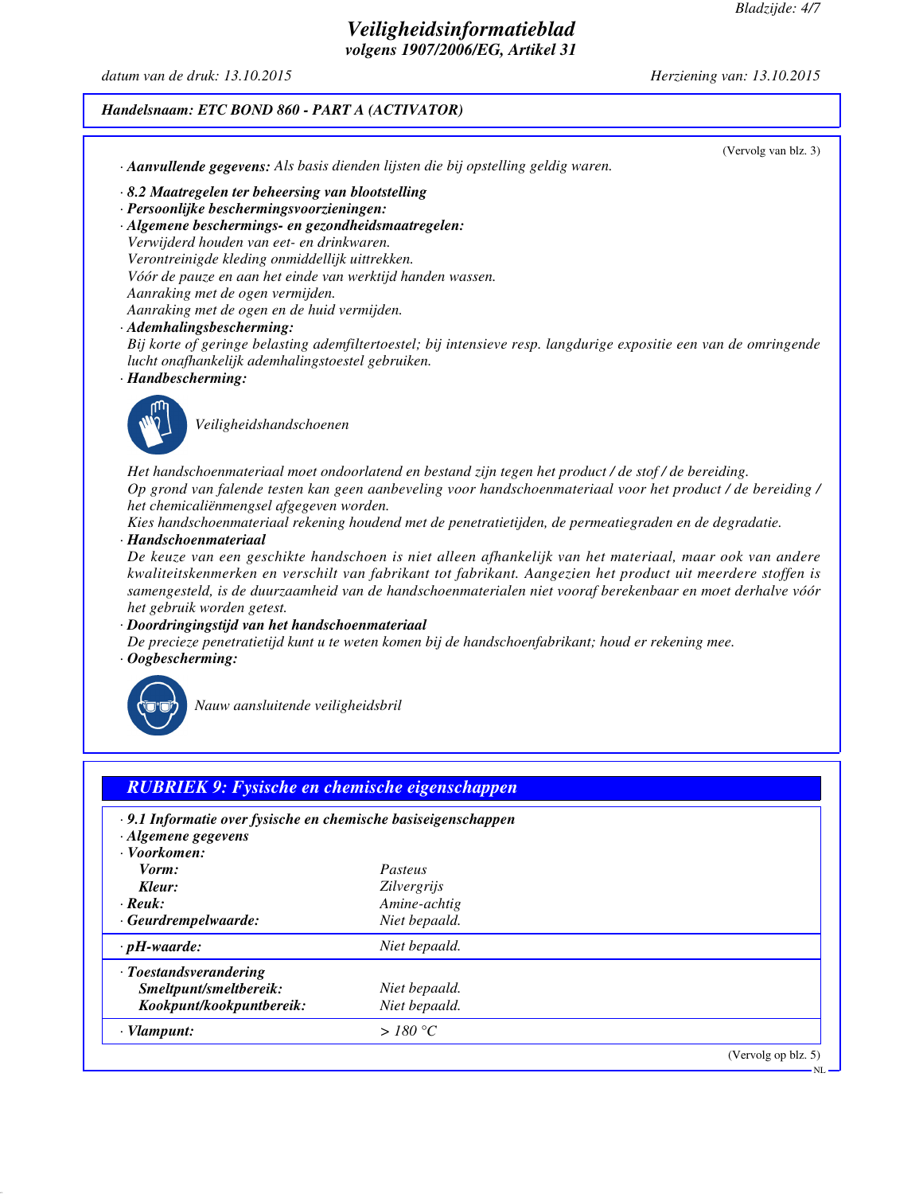**Handelsnaam: ETC BOND 860 - PART A (ACTIVATOR)**

(Vervolg van blz. 3)

· **Aanvullende gegevens:** Als basis dienden lijsten die bij opstelling geldig waren.

· **8.2 Maatregelen ter beheersing van blootstelling**
· **Persoonlijke beschermingsvoorzieningen:**
· **Algemene beschermings- en gezondheidsmaatregelen:**
Verwijderd houden van eet- en drinkwaren.
Verontreinigde kleding onmiddellijk uittrekken.
Vóór de pauze en aan het einde van werktijd handen wassen.
Aanraking met de ogen vermijden.
Aanraking met de ogen en de huid vermijden.
· **Ademhalingsbescherming:**
Bij korte of geringe belasting ademfiltertoestel; bij intensieve resp. langdurige expositie een van de omringende lucht onafhankelijk ademhalingstoestel gebruiken.
· **Handbescherming:**

Veiligheidshandschoenen

Het handschoenmateriaal moet ondoorlatend en bestand zijn tegen het product / de stof / de bereiding.
Op grond van falende testen kan geen aanbeveling voor handschoenmateriaal voor het product / de bereiding / het chemicaliënmengsel afgegeven worden.
Kies handschoenmateriaal rekening houdend met de penetratietijden, de permeatiegraden en de degradatie.
· **Handschoenmateriaal**
De keuze van een geschikte handschoen is niet alleen afhankelijk van het materiaal, maar ook van andere kwaliteitskenmerken en verschilt van fabrikant tot fabrikant. Aangezien het product uit meerdere stoffen is samengesteld, is de duurzaamheid van de handschoenmaterialen niet vooraf berekenbaar en moet derhalve vóór het gebruik worden getest.
· **Doordringingstijd van het handschoenmateriaal**
De precieze penetratietijd kunt u te weten komen bij de handschoenfabrikant; houd er rekening mee.
· **Oogbescherming:**

Nauw aansluitende veiligheidsbril

## RUBRIEK 9: Fysische en chemische eigenschappen

· **9.1 Informatie over fysische en chemische basiseigenschappen**
· **Algemene gegevens**
· **Voorkomen:**

| | |
|---|---|
| **Vorm:** | Pasteus |
| **Kleur:** | Zilvergrijs |
| · **Reuk:** | Amine-achtig |
| · **Geurdrempelwaarde:** | Niet bepaald. |
| · **pH-waarde:** | Niet bepaald. |
| · **Toestandsverandering** | |
| **Smeltpunt/smeltbereik:** | Niet bepaald. |
| **Kookpunt/kookpuntbereik:** | Niet bepaald. |
| · **Vlampunt:** | > 180 °C |

(Vervolg op blz. 5)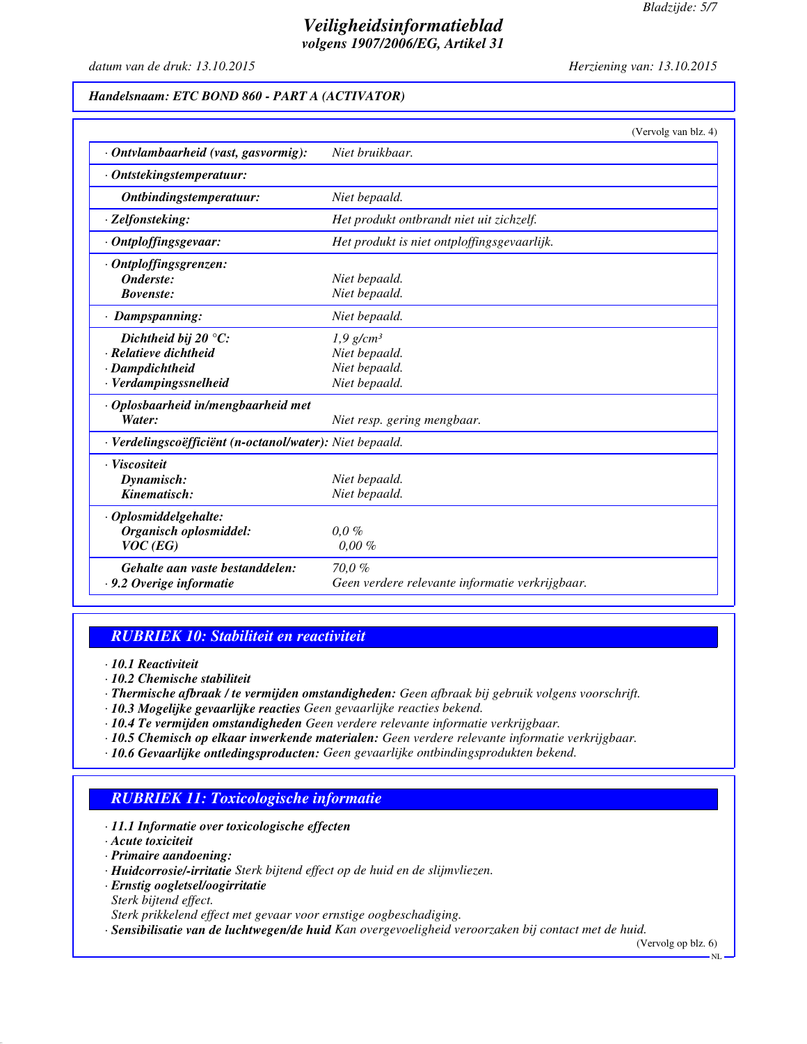**Handelsnaam: ETC BOND 860 - PART A (ACTIVATOR)**

(Vervolg van blz. 4)

| | |
|---|---|
| · **Ontvlambaarheid (vast, gasvormig):** | Niet bruikbaar. |
| · **Ontstekingstemperatuur:** | |
| **Ontbindingstemperatuur:** | Niet bepaald. |
| · **Zelfonsteking:** | Het produkt ontbrandt niet uit zichzelf. |
| · **Ontploffingsgevaar:** | Het produkt is niet ontploffingsgevaarlijk. |
| · **Ontploffingsgrenzen:** | |
| **Onderste:** | Niet bepaald. |
| **Bovenste:** | Niet bepaald. |
| · **Dampspanning:** | Niet bepaald. |
| **Dichtheid bij 20 °C:** | 1,9 g/cm³ |
| · **Relatieve dichtheid** | Niet bepaald. |
| · **Dampdichtheid** | Niet bepaald. |
| · **Verdampingssnelheid** | Niet bepaald. |
| · **Oplosbaarheid in/mengbaarheid met** | |
| **Water:** | Niet resp. gering mengbaar. |
| · **Verdelingscoëfficiënt (n-octanol/water):** | Niet bepaald. |
| · **Viscositeit** | |
| **Dynamisch:** | Niet bepaald. |
| **Kinematisch:** | Niet bepaald. |
| · **Oplosmiddelgehalte:** | |
| **Organisch oplosmiddel:** | 0,0 % |
| **VOC (EG)** | 0,00 % |
| **Gehalte aan vaste bestanddelen:** | 70,0 % |
| · **9.2 Overige informatie** | Geen verdere relevante informatie verkrijgbaar. |

## RUBRIEK 10: Stabiliteit en reactiviteit

· **10.1 Reactiviteit**
· **10.2 Chemische stabiliteit**
· **Thermische afbraak / te vermijden omstandigheden:** Geen afbraak bij gebruik volgens voorschrift.
· **10.3 Mogelijke gevaarlijke reacties** Geen gevaarlijke reacties bekend.
· **10.4 Te vermijden omstandigheden** Geen verdere relevante informatie verkrijgbaar.
· **10.5 Chemisch op elkaar inwerkende materialen:** Geen verdere relevante informatie verkrijgbaar.
· **10.6 Gevaarlijke ontledingsproducten:** Geen gevaarlijke ontbindingsprodukten bekend.

## RUBRIEK 11: Toxicologische informatie

· **11.1 Informatie over toxicologische effecten**
· **Acute toxiciteit**
· **Primaire aandoening:**
· **Huidcorrosie/-irritatie** Sterk bijtend effect op de huid en de slijmvliezen.
· **Ernstig oogletsel/oogirritatie**
Sterk bijtend effect.
Sterk prikkelend effect met gevaar voor ernstige oogbeschadiging.
· **Sensibilisatie van de luchtwegen/de huid** Kan overgevoeligheid veroorzaken bij contact met de huid.

(Vervolg op blz. 6)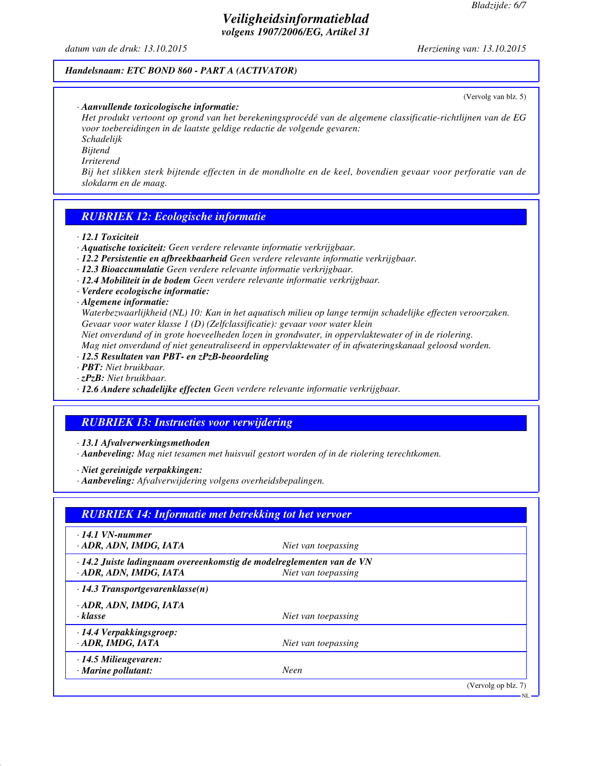# Veiligheidsinformatieblad
*volgens 1907/2006/EG, Artikel 31*

*datum van de druk: 13.10.2015* *Herziening van: 13.10.2015*

**Handelsnaam: ETC BOND 860 - PART A (ACTIVATOR)**

(Vervolg van blz. 5)

· **Aanvullende toxicologische informatie:**
Het produkt vertoont op grond van het berekeningsprocédé van de algemene classificatie-richtlijnen van de EG voor toebereidingen in de laatste geldige redactie de volgende gevaren:
Schadelijk
Bijtend
Irriterend
Bij het slikken sterk bijtende effecten in de mondholte en de keel, bovendien gevaar voor perforatie van de slokdarm en de maag.

## RUBRIEK 12: Ecologische informatie

· **12.1 Toxiciteit**
· **Aquatische toxiciteit:** Geen verdere relevante informatie verkrijgbaar.
· **12.2 Persistentie en afbreekbaarheid** Geen verdere relevante informatie verkrijgbaar.
· **12.3 Bioaccumulatie** Geen verdere relevante informatie verkrijgbaar.
· **12.4 Mobiliteit in de bodem** Geen verdere relevante informatie verkrijgbaar.
· **Verdere ecologische informatie:**
· **Algemene informatie:**
Waterbezwaarlijkheid (NL) 10: Kan in het aquatisch milieu op lange termijn schadelijke effecten veroorzaken.
Gevaar voor water klasse 1 (D) (Zelfclassificatie): gevaar voor water klein
Niet onverdund of in grote hoeveelheden lozen in grondwater, in oppervlaktewater of in de riolering.
Mag niet onverdund of niet geneutraliseerd in oppervlaktewater of in afwateringskanaal geloosd worden.
· **12.5 Resultaten van PBT- en zPzB-beoordeling**
· **PBT:** Niet bruikbaar.
· **zPzB:** Niet bruikbaar.
· **12.6 Andere schadelijke effecten** Geen verdere relevante informatie verkrijgbaar.

## RUBRIEK 13: Instructies voor verwijdering

· **13.1 Afvalverwerkingsmethoden**
· **Aanbeveling:** Mag niet tesamen met huisvuil gestort worden of in de riolering terechtkomen.

· **Niet gereinigde verpakkingen:**
· **Aanbeveling:** Afvalverwijdering volgens overheidsbepalingen.

## RUBRIEK 14: Informatie met betrekking tot het vervoer

| | |
|---|---|
| · **14.1 VN-nummer** | |
| · **ADR, ADN, IMDG, IATA** | Niet van toepassing |
| · **14.2 Juiste ladingnaam overeenkomstig de modelreglementen van de VN** | |
| · **ADR, ADN, IMDG, IATA** | Niet van toepassing |
| · **14.3 Transportgevarenklasse(n)** | |
| · **ADR, ADN, IMDG, IATA** | |
| · **klasse** | Niet van toepassing |
| · **14.4 Verpakkingsgroep:** | |
| · **ADR, IMDG, IATA** | Niet van toepassing |
| · **14.5 Milieugevaren:** | |
| · **Marine pollutant:** | Neen |

(Vervolg op blz. 7)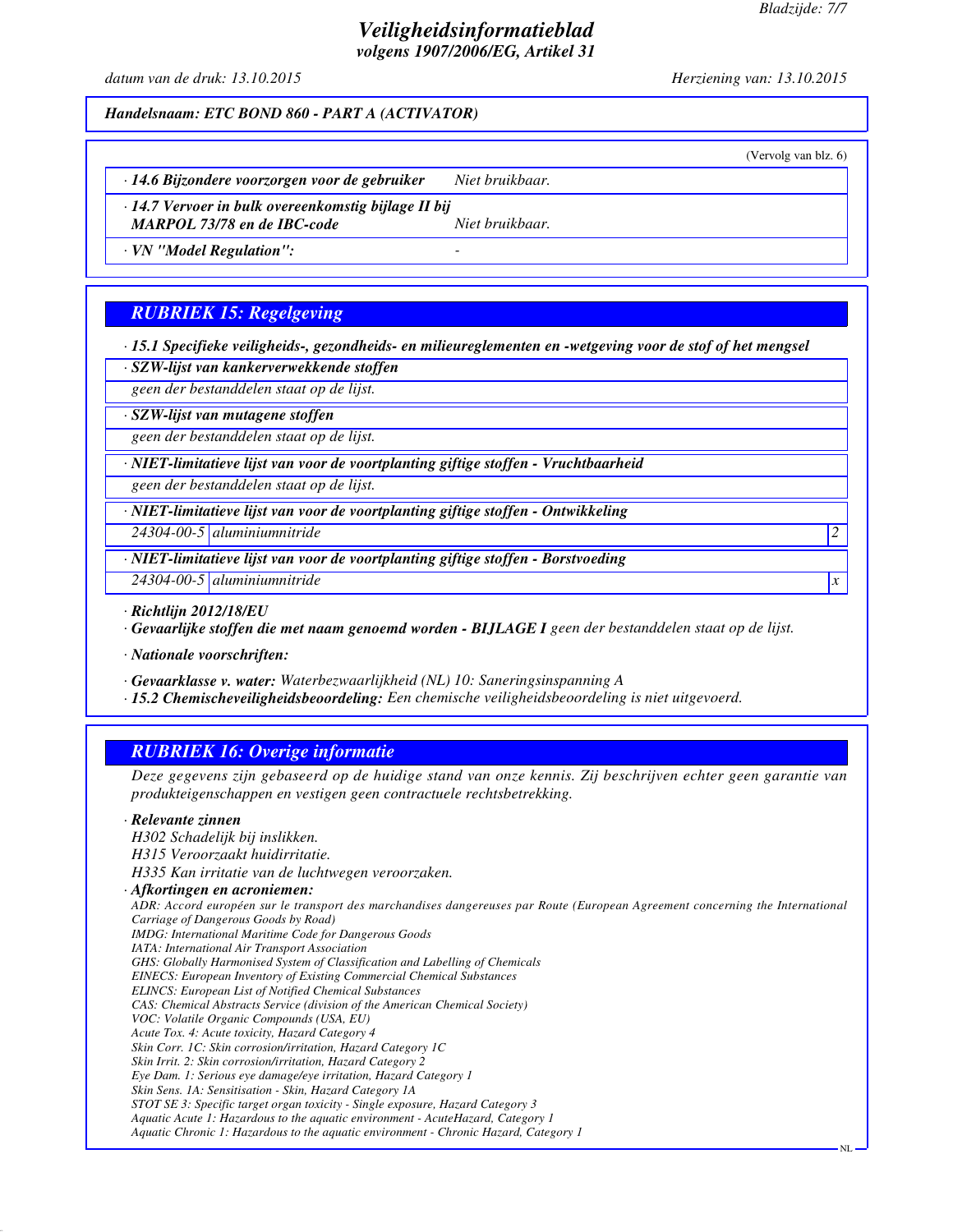*(Vervolg van blz. 6)*

| | |
|---|---|
| · **14.6 Bijzondere voorzorgen voor de gebruiker** | *Niet bruikbaar.* |
| · **14.7 Vervoer in bulk overeenkomstig bijlage II bij MARPOL 73/78 en de IBC-code** | *Niet bruikbaar.* |
| · **VN "Model Regulation":** | - |

## RUBRIEK 15: Regelgeving

· **15.1 Specifieke veiligheids-, gezondheids- en milieureglementen en -wetgeving voor de stof of het mengsel**

· **SZW-lijst van kankerverwekkende stoffen**

*geen der bestanddelen staat op de lijst.*

· **SZW-lijst van mutagene stoffen**

*geen der bestanddelen staat op de lijst.*

· **NIET-limitatieve lijst van voor de voortplanting giftige stoffen - Vruchtbaarheid**

*geen der bestanddelen staat op de lijst.*

· **NIET-limitatieve lijst van voor de voortplanting giftige stoffen - Ontwikkeling**

| | | |
|---|---|---|
| 24304-00-5 | aluminiumnitride | 2 |

· **NIET-limitatieve lijst van voor de voortplanting giftige stoffen - Borstvoeding**

| | | |
|---|---|---|
| 24304-00-5 | aluminiumnitride | x |

· **Richtlijn 2012/18/EU**

· **Gevaarlijke stoffen die met naam genoemd worden - BIJLAGE I** *geen der bestanddelen staat op de lijst.*

· **Nationale voorschriften:**

· **Gevaarklasse v. water:** *Waterbezwaarlijkheid (NL) 10: Saneringsinspanning A*

· **15.2 Chemischeveiligheidsbeoordeling:** *Een chemische veiligheidsbeoordeling is niet uitgevoerd.*

## RUBRIEK 16: Overige informatie

*Deze gegevens zijn gebaseerd op de huidige stand van onze kennis. Zij beschrijven echter geen garantie van produkteigenschappen en vestigen geen contractuele rechtsbetrekking.*

· **Relevante zinnen**

H302 Schadelijk bij inslikken.
H315 Veroorzaakt huidirritatie.
H335 Kan irritatie van de luchtwegen veroorzaken.

· **Afkortingen en acroniemen:**

ADR: Accord européen sur le transport des marchandises dangereuses par Route (European Agreement concerning the International Carriage of Dangerous Goods by Road)
IMDG: International Maritime Code for Dangerous Goods
IATA: International Air Transport Association
GHS: Globally Harmonised System of Classification and Labelling of Chemicals
EINECS: European Inventory of Existing Commercial Chemical Substances
ELINCS: European List of Notified Chemical Substances
CAS: Chemical Abstracts Service (division of the American Chemical Society)
VOC: Volatile Organic Compounds (USA, EU)
Acute Tox. 4: Acute toxicity, Hazard Category 4
Skin Corr. 1C: Skin corrosion/irritation, Hazard Category 1C
Skin Irrit. 2: Skin corrosion/irritation, Hazard Category 2
Eye Dam. 1: Serious eye damage/eye irritation, Hazard Category 1
Skin Sens. 1A: Sensitisation - Skin, Hazard Category 1A
STOT SE 3: Specific target organ toxicity - Single exposure, Hazard Category 3
Aquatic Acute 1: Hazardous to the aquatic environment - AcuteHazard, Category 1
Aquatic Chronic 1: Hazardous to the aquatic environment - Chronic Hazard, Category 1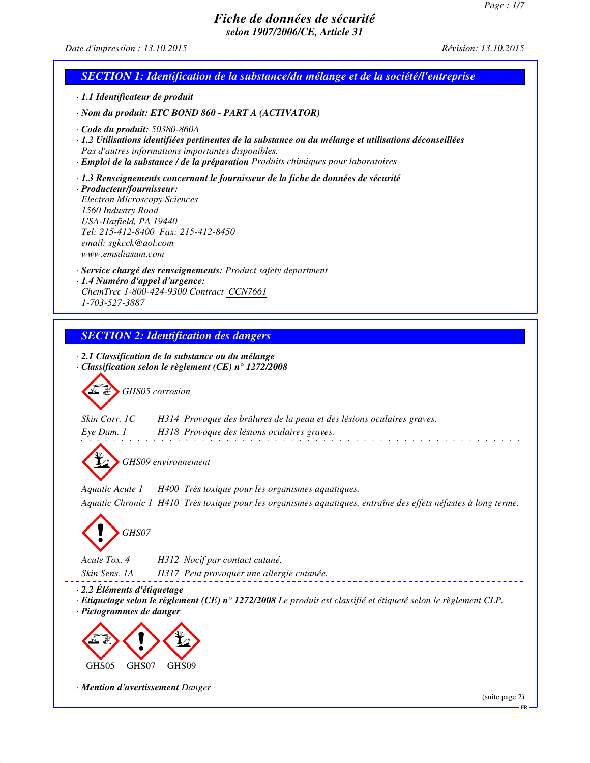# Fiche de données de sécurité
## selon 1907/2006/CE, Article 31

*Date d'impression : 13.10.2015* *Révision: 13.10.2015*

## SECTION 1: Identification de la substance/du mélange et de la société/l'entreprise

· **1.1 Identificateur de produit**

· **Nom du produit:** ETC BOND 860 - PART A (ACTIVATOR)

· **Code du produit:** 50380-860A

· **1.2 Utilisations identifiées pertinentes de la substance ou du mélange et utilisations déconseillées**
Pas d'autres informations importantes disponibles.

· **Emploi de la substance / de la préparation** Produits chimiques pour laboratoires

· **1.3 Renseignements concernant le fournisseur de la fiche de données de sécurité**

· **Producteur/fournisseur:**
Electron Microscopy Sciences
1560 Industry Road
USA-Hatfield, PA 19440
Tel: 215-412-8400 Fax: 215-412-8450
email: sgkcck@aol.com
www.emsdiasum.com

· **Service chargé des renseignements:** Product safety department

· **1.4 Numéro d'appel d'urgence:**
ChemTrec 1-800-424-9300 Contract CCN7661
1-703-527-3887

## SECTION 2: Identification des dangers

· **2.1 Classification de la substance ou du mélange**

· **Classification selon le règlement (CE) n° 1272/2008**

GHS05 corrosion

Skin Corr. 1C H314 Provoque des brûlures de la peau et des lésions oculaires graves.

Eye Dam. 1 H318 Provoque des lésions oculaires graves.

GHS09 environnement

Aquatic Acute 1 H400 Très toxique pour les organismes aquatiques.

Aquatic Chronic 1 H410 Très toxique pour les organismes aquatiques, entraîne des effets néfastes à long terme.

GHS07

Acute Tox. 4 H312 Nocif par contact cutané.

Skin Sens. 1A H317 Peut provoquer une allergie cutanée.

· **2.2 Éléments d'étiquetage**

· **Etiquetage selon le règlement (CE) n° 1272/2008** Le produit est classifié et étiqueté selon le règlement CLP.

· **Pictogrammes de danger**

GHS05 GHS07 GHS09

· **Mention d'avertissement** Danger

(suite page 2)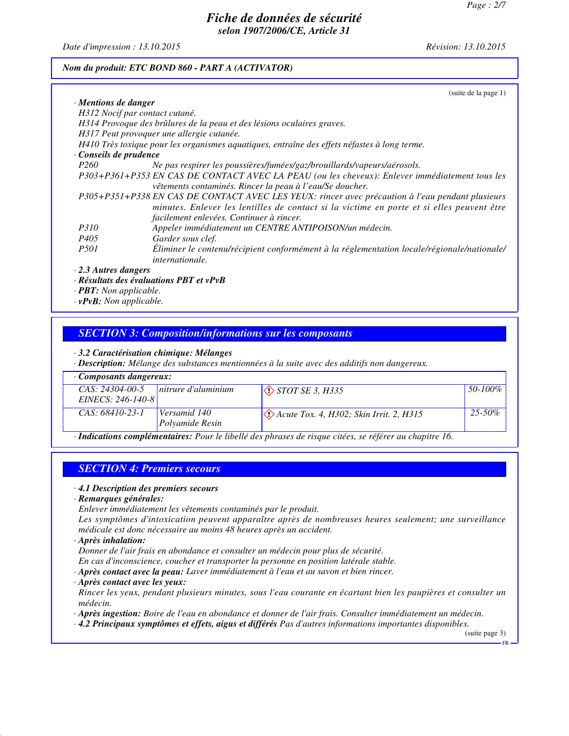Nom du produit: ETC BOND 860 - PART A (ACTIVATOR)

(suite de la page 1)

· **Mentions de danger**

H312 Nocif par contact cutané.
H314 Provoque des brûlures de la peau et des lésions oculaires graves.
H317 Peut provoquer une allergie cutanée.
H410 Très toxique pour les organismes aquatiques, entraîne des effets néfastes à long terme.

· **Conseils de prudence**

P260 Ne pas respirer les poussières/fumées/gaz/brouillards/vapeurs/aérosols.
P303+P361+P353 EN CAS DE CONTACT AVEC LA PEAU (ou les cheveux): Enlever immédiatement tous les vêtements contaminés. Rincer la peau à l'eau/Se doucher.
P305+P351+P338 EN CAS DE CONTACT AVEC LES YEUX: rincer avec précaution à l'eau pendant plusieurs minutes. Enlever les lentilles de contact si la victime en porte et si elles peuvent être facilement enlevées. Continuer à rincer.
P310 Appeler immédiatement un CENTRE ANTIPOISON/un médecin.
P405 Garder sous clef.
P501 Éliminer le contenu/récipient conformément à la réglementation locale/régionale/nationale/internationale.

· **2.3 Autres dangers**
· **Résultats des évaluations PBT et vPvB**
· **PBT:** Non applicable.
· **vPvB:** Non applicable.

## SECTION 3: Composition/informations sur les composants

· **3.2 Caractérisation chimique: Mélanges**
· **Description:** Mélange des substances mentionnées à la suite avec des additifs non dangereux.

· **Composants dangereux:**

| | | | |
|---|---|---|---|
| CAS: 24304-00-5<br>EINECS: 246-140-8 | nitrure d'aluminium | STOT SE 3, H335 | 50-100% |
| CAS: 68410-23-1 | Versamid 140 Polyamide Resin | Acute Tox. 4, H302; Skin Irrit. 2, H315 | 25-50% |

· **Indications complémentaires:** Pour le libellé des phrases de risque citées, se référer au chapitre 16.

## SECTION 4: Premiers secours

· **4.1 Description des premiers secours**
· **Remarques générales:**
Enlever immédiatement les vêtements contaminés par le produit.
Les symptômes d'intoxication peuvent apparaître après de nombreuses heures seulement; une surveillance médicale est donc nécessaire au moins 48 heures après un accident.
· **Après inhalation:**
Donner de l'air frais en abondance et consulter un médecin pour plus de sécurité.
En cas d'inconscience, coucher et transporter la personne en position latérale stable.
· **Après contact avec la peau:** Laver immédiatement à l'eau et au savon et bien rincer.
· **Après contact avec les yeux:**
Rincer les yeux, pendant plusieurs minutes, sous l'eau courante en écartant bien les paupières et consulter un médecin.
· **Après ingestion:** Boire de l'eau en abondance et donner de l'air frais. Consulter immédiatement un médecin.
· **4.2 Principaux symptômes et effets, aigus et différés** Pas d'autres informations importantes disponibles.

(suite page 3)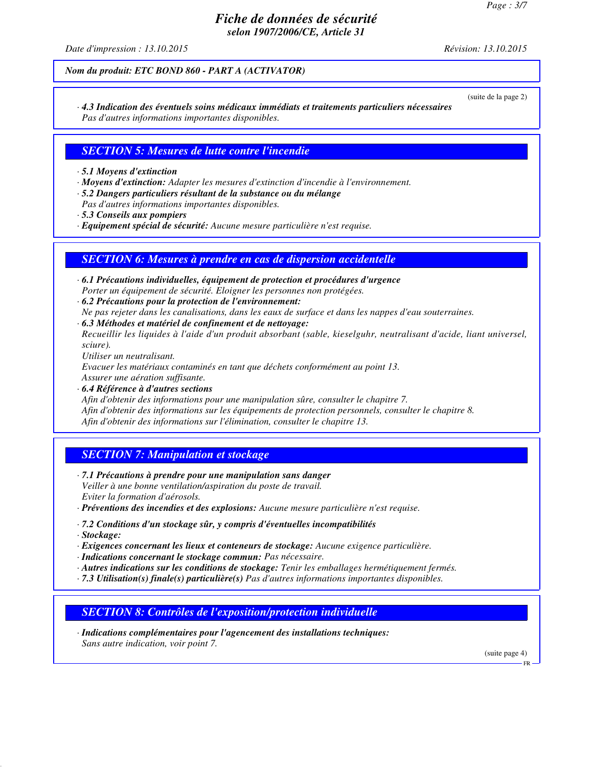(suite de la page 2)

· **4.3 Indication des éventuels soins médicaux immédiats et traitements particuliers nécessaires**
Pas d'autres informations importantes disponibles.

## SECTION 5: Mesures de lutte contre l'incendie

· **5.1 Moyens d'extinction**
· **Moyens d'extinction:** Adapter les mesures d'extinction d'incendie à l'environnement.
· **5.2 Dangers particuliers résultant de la substance ou du mélange**
Pas d'autres informations importantes disponibles.
· **5.3 Conseils aux pompiers**
· **Equipement spécial de sécurité:** Aucune mesure particulière n'est requise.

## SECTION 6: Mesures à prendre en cas de dispersion accidentelle

· **6.1 Précautions individuelles, équipement de protection et procédures d'urgence**
Porter un équipement de sécurité. Eloigner les personnes non protégées.
· **6.2 Précautions pour la protection de l'environnement:**
Ne pas rejeter dans les canalisations, dans les eaux de surface et dans les nappes d'eau souterraines.
· **6.3 Méthodes et matériel de confinement et de nettoyage:**
Recueillir les liquides à l'aide d'un produit absorbant (sable, kieselguhr, neutralisant d'acide, liant universel, sciure).
Utiliser un neutralisant.
Evacuer les matériaux contaminés en tant que déchets conformément au point 13.
Assurer une aération suffisante.
· **6.4 Référence à d'autres sections**
Afin d'obtenir des informations pour une manipulation sûre, consulter le chapitre 7.
Afin d'obtenir des informations sur les équipements de protection personnels, consulter le chapitre 8.
Afin d'obtenir des informations sur l'élimination, consulter le chapitre 13.

## SECTION 7: Manipulation et stockage

· **7.1 Précautions à prendre pour une manipulation sans danger**
Veiller à une bonne ventilation/aspiration du poste de travail.
Eviter la formation d'aérosols.
· **Préventions des incendies et des explosions:** Aucune mesure particulière n'est requise.

· **7.2 Conditions d'un stockage sûr, y compris d'éventuelles incompatibilités**
· **Stockage:**
· **Exigences concernant les lieux et conteneurs de stockage:** Aucune exigence particulière.
· **Indications concernant le stockage commun:** Pas nécessaire.
· **Autres indications sur les conditions de stockage:** Tenir les emballages hermétiquement fermés.
· **7.3 Utilisation(s) finale(s) particulière(s)** Pas d'autres informations importantes disponibles.

## SECTION 8: Contrôles de l'exposition/protection individuelle

· **Indications complémentaires pour l'agencement des installations techniques:**
Sans autre indication, voir point 7.

(suite page 4)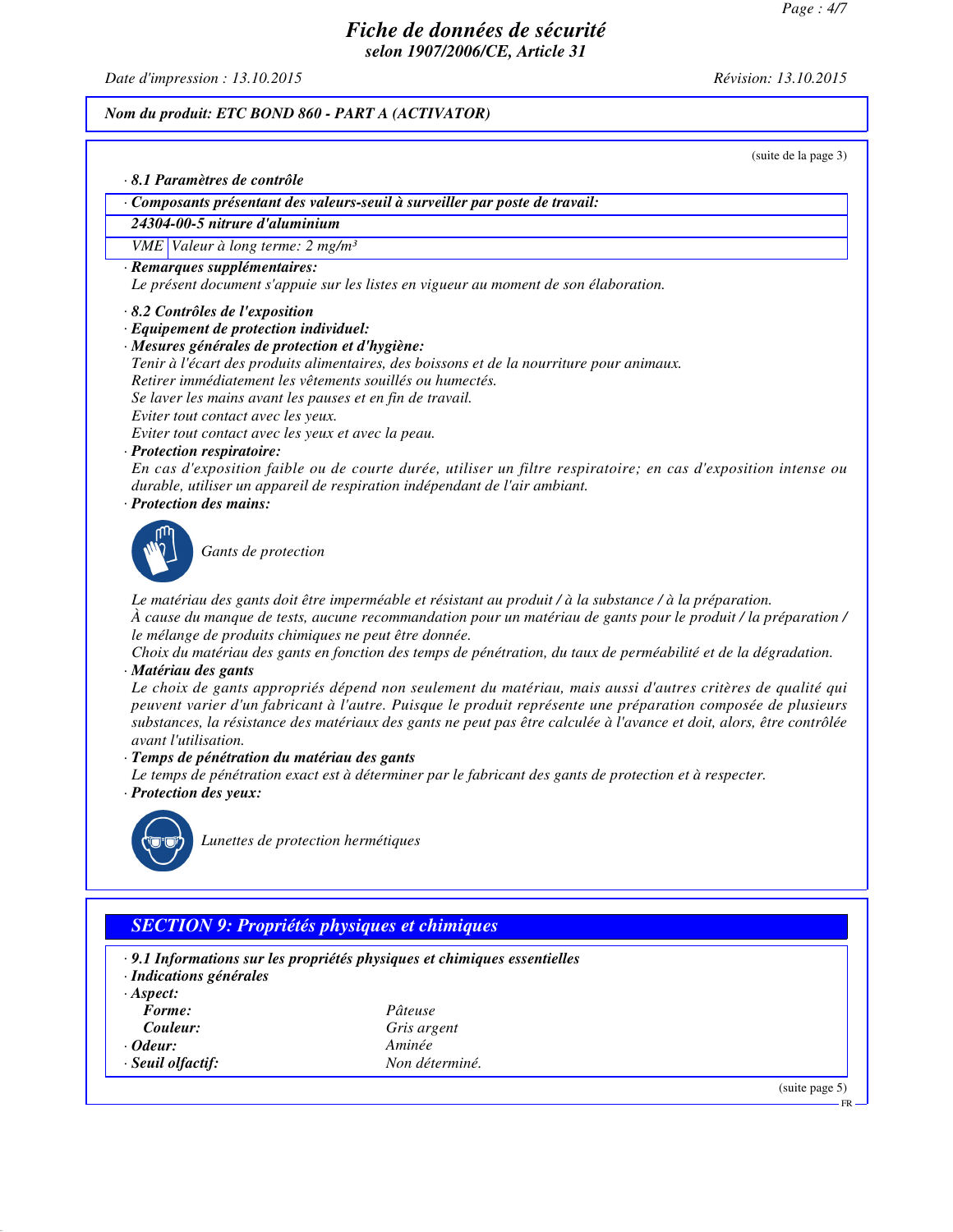**Nom du produit: ETC BOND 860 - PART A (ACTIVATOR)**

(suite de la page 3)

· **8.1 Paramètres de contrôle**

| · Composants présentant des valeurs-seuil à surveiller par poste de travail: | |
|---|---|
| **24304-00-5 nitrure d'aluminium** | |
| VME | Valeur à long terme: 2 mg/m³ |

· **Remarques supplémentaires:**
Le présent document s'appuie sur les listes en vigueur au moment de son élaboration.

· **8.2 Contrôles de l'exposition**
· **Equipement de protection individuel:**
· **Mesures générales de protection et d'hygiène:**
Tenir à l'écart des produits alimentaires, des boissons et de la nourriture pour animaux.
Retirer immédiatement les vêtements souillés ou humectés.
Se laver les mains avant les pauses et en fin de travail.
Eviter tout contact avec les yeux.
Eviter tout contact avec les yeux et avec la peau.

· **Protection respiratoire:**
En cas d'exposition faible ou de courte durée, utiliser un filtre respiratoire; en cas d'exposition intense ou durable, utiliser un appareil de respiration indépendant de l'air ambiant.

· **Protection des mains:**

Gants de protection

Le matériau des gants doit être imperméable et résistant au produit / à la substance / à la préparation.
À cause du manque de tests, aucune recommandation pour un matériau de gants pour le produit / la préparation / le mélange de produits chimiques ne peut être donnée.
Choix du matériau des gants en fonction des temps de pénétration, du taux de perméabilité et de la dégradation.

· **Matériau des gants**
Le choix de gants appropriés dépend non seulement du matériau, mais aussi d'autres critères de qualité qui peuvent varier d'un fabricant à l'autre. Puisque le produit représente une préparation composée de plusieurs substances, la résistance des matériaux des gants ne peut pas être calculée à l'avance et doit, alors, être contrôlée avant l'utilisation.

· **Temps de pénétration du matériau des gants**
Le temps de pénétration exact est à déterminer par le fabricant des gants de protection et à respecter.

· **Protection des yeux:**

Lunettes de protection hermétiques

## SECTION 9: Propriétés physiques et chimiques

· **9.1 Informations sur les propriétés physiques et chimiques essentielles**
· **Indications générales**
· **Aspect:**

| | |
|---|---|
| **Forme:** | Pâteuse |
| **Couleur:** | Gris argent |
| · **Odeur:** | Aminée |
| · **Seuil olfactif:** | Non déterminé. |

(suite page 5)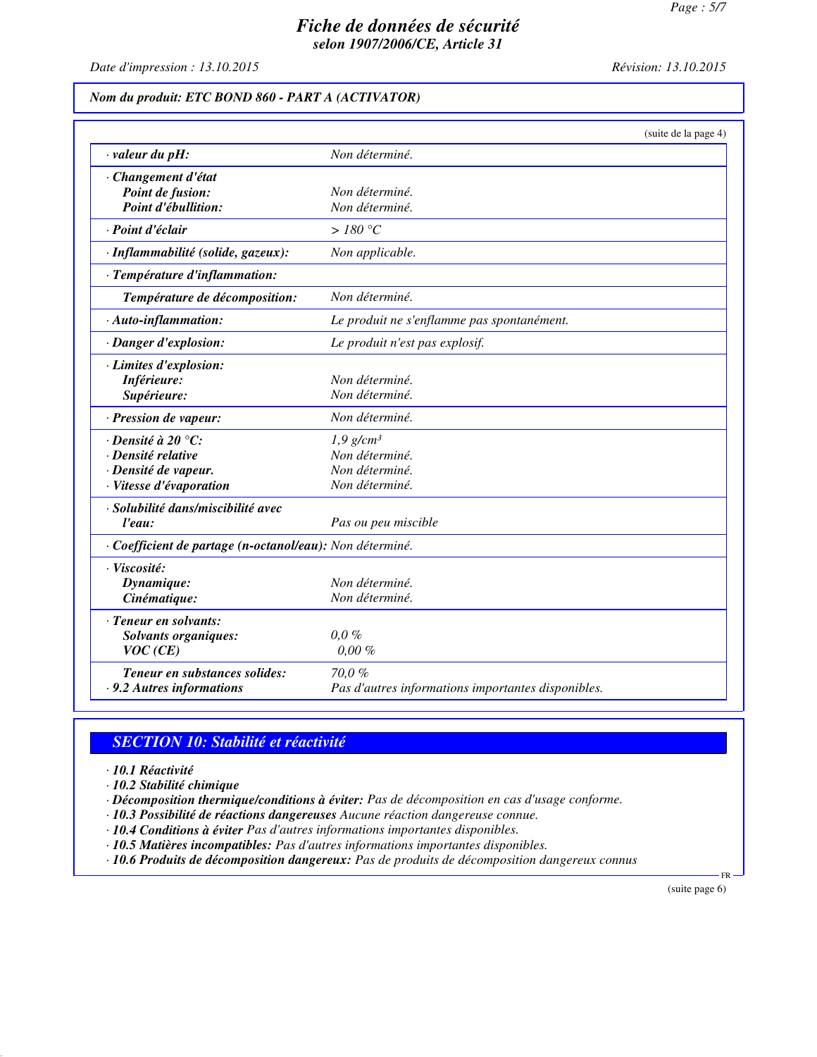# *Fiche de données de sécurité*
## *selon 1907/2006/CE, Article 31*

*Date d'impression : 13.10.2015* *Révision: 13.10.2015*

***Nom du produit: ETC BOND 860 - PART A (ACTIVATOR)***

(suite de la page 4)

| | |
|---|---|
| · ***valeur du pH:*** | *Non déterminé.* |
| · ***Changement d'état*** | |
| ***Point de fusion:*** | *Non déterminé.* |
| ***Point d'ébullition:*** | *Non déterminé.* |
| · ***Point d'éclair*** | *> 180 °C* |
| · ***Inflammabilité (solide, gazeux):*** | *Non applicable.* |
| · ***Température d'inflammation:*** | |
| ***Température de décomposition:*** | *Non déterminé.* |
| · ***Auto-inflammation:*** | *Le produit ne s'enflamme pas spontanément.* |
| · ***Danger d'explosion:*** | *Le produit n'est pas explosif.* |
| · ***Limites d'explosion:*** | |
| ***Inférieure:*** | *Non déterminé.* |
| ***Supérieure:*** | *Non déterminé.* |
| · ***Pression de vapeur:*** | *Non déterminé.* |
| · ***Densité à 20 °C:*** | *1,9 g/cm³* |
| · ***Densité relative*** | *Non déterminé.* |
| · ***Densité de vapeur.*** | *Non déterminé.* |
| · ***Vitesse d'évaporation*** | *Non déterminé.* |
| · ***Solubilité dans/miscibilité avec l'eau:*** | *Pas ou peu miscible* |
| · ***Coefficient de partage (n-octanol/eau):*** | *Non déterminé.* |
| · ***Viscosité:*** | |
| ***Dynamique:*** | *Non déterminé.* |
| ***Cinématique:*** | *Non déterminé.* |
| · ***Teneur en solvants:*** | |
| ***Solvants organiques:*** | *0,0 %* |
| ***VOC (CE)*** | *0,00 %* |
| ***Teneur en substances solides:*** | *70,0 %* |
| · ***9.2 Autres informations*** | *Pas d'autres informations importantes disponibles.* |

## *SECTION 10: Stabilité et réactivité*

· ***10.1 Réactivité***
· ***10.2 Stabilité chimique***
· ***Décomposition thermique/conditions à éviter:*** *Pas de décomposition en cas d'usage conforme.*
· ***10.3 Possibilité de réactions dangereuses*** *Aucune réaction dangereuse connue.*
· ***10.4 Conditions à éviter*** *Pas d'autres informations importantes disponibles.*
· ***10.5 Matières incompatibles:*** *Pas d'autres informations importantes disponibles.*
· ***10.6 Produits de décomposition dangereux:*** *Pas de produits de décomposition dangereux connus*

(suite page 6)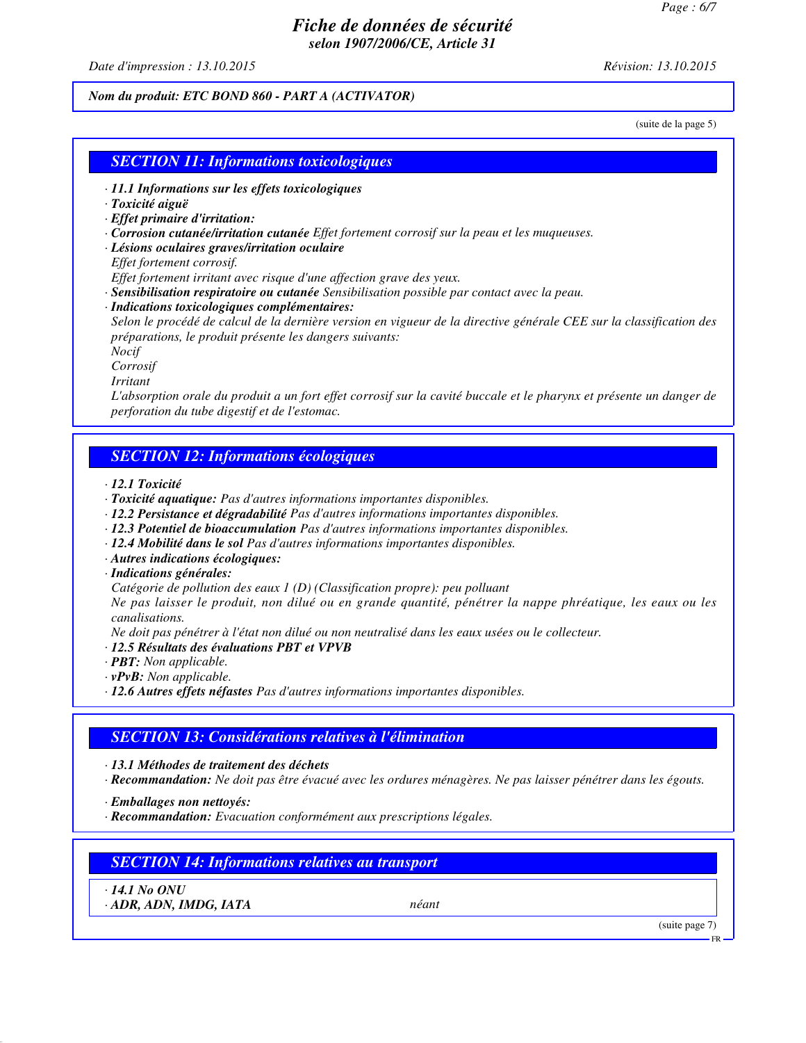*Nom du produit: ETC BOND 860 - PART A (ACTIVATOR)*

(suite de la page 5)

## SECTION 11: Informations toxicologiques

· **11.1 Informations sur les effets toxicologiques**
· **Toxicité aiguë**
· **Effet primaire d'irritation:**
· **Corrosion cutanée/irritation cutanée** Effet fortement corrosif sur la peau et les muqueuses.
· **Lésions oculaires graves/irritation oculaire**
Effet fortement corrosif.
Effet fortement irritant avec risque d'une affection grave des yeux.
· **Sensibilisation respiratoire ou cutanée** Sensibilisation possible par contact avec la peau.
· **Indications toxicologiques complémentaires:**
Selon le procédé de calcul de la dernière version en vigueur de la directive générale CEE sur la classification des préparations, le produit présente les dangers suivants:
Nocif
Corrosif
Irritant
L'absorption orale du produit a un fort effet corrosif sur la cavité buccale et le pharynx et présente un danger de perforation du tube digestif et de l'estomac.

## SECTION 12: Informations écologiques

· **12.1 Toxicité**
· **Toxicité aquatique:** Pas d'autres informations importantes disponibles.
· **12.2 Persistance et dégradabilité** Pas d'autres informations importantes disponibles.
· **12.3 Potentiel de bioaccumulation** Pas d'autres informations importantes disponibles.
· **12.4 Mobilité dans le sol** Pas d'autres informations importantes disponibles.
· **Autres indications écologiques:**
· **Indications générales:**
Catégorie de pollution des eaux 1 (D) (Classification propre): peu polluant
Ne pas laisser le produit, non dilué ou en grande quantité, pénétrer la nappe phréatique, les eaux ou les canalisations.
Ne doit pas pénétrer à l'état non dilué ou non neutralisé dans les eaux usées ou le collecteur.
· **12.5 Résultats des évaluations PBT et VPVB**
· **PBT:** Non applicable.
· **vPvB:** Non applicable.
· **12.6 Autres effets néfastes** Pas d'autres informations importantes disponibles.

## SECTION 13: Considérations relatives à l'élimination

· **13.1 Méthodes de traitement des déchets**
· **Recommandation:** Ne doit pas être évacué avec les ordures ménagères. Ne pas laisser pénétrer dans les égouts.

· **Emballages non nettoyés:**
· **Recommandation:** Evacuation conformément aux prescriptions légales.

## SECTION 14: Informations relatives au transport

· **14.1 No ONU**
· **ADR, ADN, IMDG, IATA** néant

(suite page 7)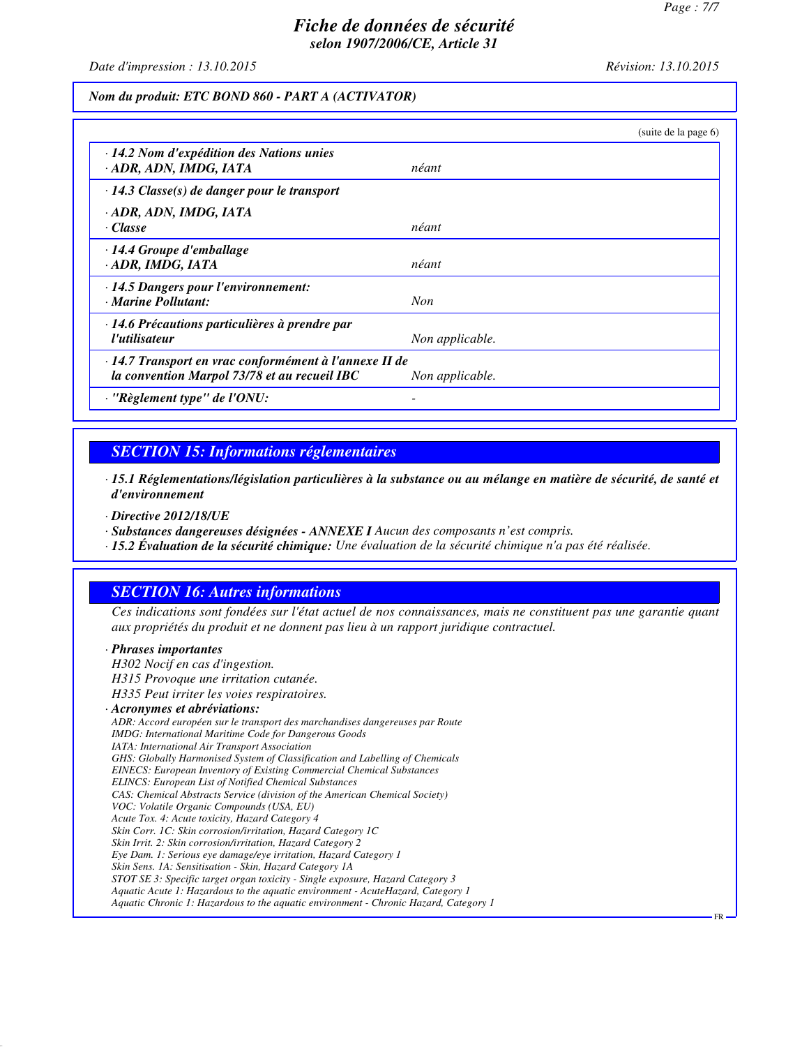# Fiche de données de sécurité

*selon 1907/2006/CE, Article 31*

*Date d'impression : 13.10.2015* *Révision: 13.10.2015*

***Nom du produit: ETC BOND 860 - PART A (ACTIVATOR)***

(suite de la page 6)

| | |
|---|---|
| **· 14.2 Nom d'expédition des Nations unies** | |
| **· ADR, ADN, IMDG, IATA** | *néant* |
| **· 14.3 Classe(s) de danger pour le transport** | |
| **· ADR, ADN, IMDG, IATA** | |
| **· Classe** | *néant* |
| **· 14.4 Groupe d'emballage** | |
| **· ADR, IMDG, IATA** | *néant* |
| **· 14.5 Dangers pour l'environnement:** | |
| **· Marine Pollutant:** | *Non* |
| **· 14.6 Précautions particulières à prendre par l'utilisateur** | *Non applicable.* |
| **· 14.7 Transport en vrac conformément à l'annexe II de la convention Marpol 73/78 et au recueil IBC** | *Non applicable.* |
| **· "Règlement type" de l'ONU:** | - |

## SECTION 15: Informations réglementaires

**· 15.1 Réglementations/législation particulières à la substance ou au mélange en matière de sécurité, de santé et d'environnement**

**· Directive 2012/18/UE**

**· Substances dangereuses désignées - ANNEXE I** *Aucun des composants n'est compris.*

**· 15.2 Évaluation de la sécurité chimique:** *Une évaluation de la sécurité chimique n'a pas été réalisée.*

## SECTION 16: Autres informations

*Ces indications sont fondées sur l'état actuel de nos connaissances, mais ne constituent pas une garantie quant aux propriétés du produit et ne donnent pas lieu à un rapport juridique contractuel.*

**· Phrases importantes**

*H302 Nocif en cas d'ingestion.*
*H315 Provoque une irritation cutanée.*
*H335 Peut irriter les voies respiratoires.*

**· Acronymes et abréviations:**

*ADR: Accord européen sur le transport des marchandises dangereuses par Route*
*IMDG: International Maritime Code for Dangerous Goods*
*IATA: International Air Transport Association*
*GHS: Globally Harmonised System of Classification and Labelling of Chemicals*
*EINECS: European Inventory of Existing Commercial Chemical Substances*
*ELINCS: European List of Notified Chemical Substances*
*CAS: Chemical Abstracts Service (division of the American Chemical Society)*
*VOC: Volatile Organic Compounds (USA, EU)*
*Acute Tox. 4: Acute toxicity, Hazard Category 4*
*Skin Corr. 1C: Skin corrosion/irritation, Hazard Category 1C*
*Skin Irrit. 2: Skin corrosion/irritation, Hazard Category 2*
*Eye Dam. 1: Serious eye damage/eye irritation, Hazard Category 1*
*Skin Sens. 1A: Sensitisation - Skin, Hazard Category 1A*
*STOT SE 3: Specific target organ toxicity - Single exposure, Hazard Category 3*
*Aquatic Acute 1: Hazardous to the aquatic environment - AcuteHazard, Category 1*
*Aquatic Chronic 1: Hazardous to the aquatic environment - Chronic Hazard, Category 1*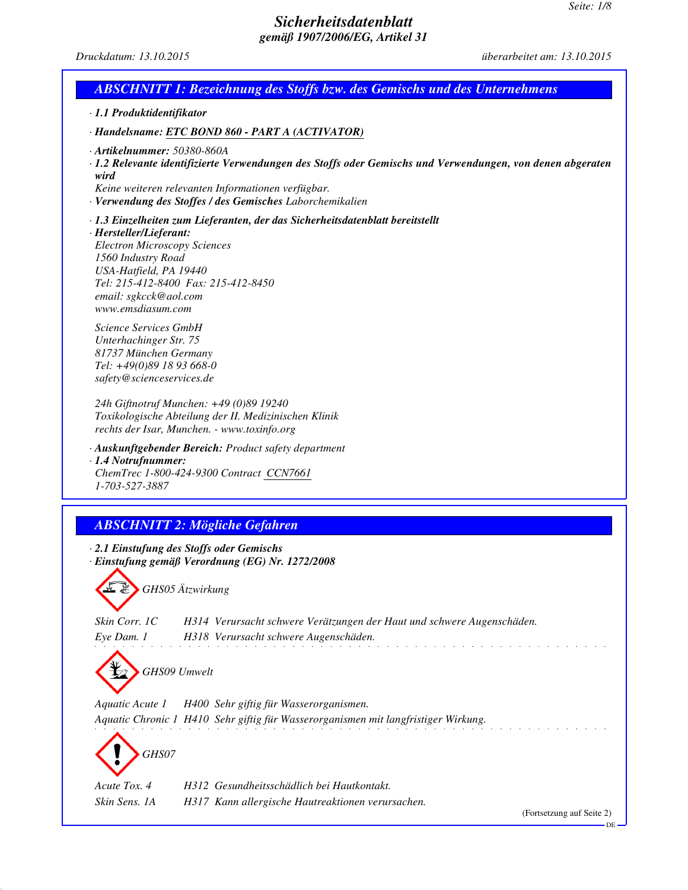# Sicherheitsdatenblatt

**gemäß 1907/2006/EG, Artikel 31**

*Druckdatum: 13.10.2015* *überarbeitet am: 13.10.2015*

## ABSCHNITT 1: Bezeichnung des Stoffs bzw. des Gemischs und des Unternehmens

· **1.1 Produktidentifikator**

· **Handelsname:** **ETC BOND 860 - PART A (ACTIVATOR)**

· **Artikelnummer:** 50380-860A

· **1.2 Relevante identifizierte Verwendungen des Stoffs oder Gemischs und Verwendungen, von denen abgeraten wird**

Keine weiteren relevanten Informationen verfügbar.

· **Verwendung des Stoffes / des Gemisches** Laborchemikalien

· **1.3 Einzelheiten zum Lieferanten, der das Sicherheitsdatenblatt bereitstellt**

· **Hersteller/Lieferant:**

Electron Microscopy Sciences
1560 Industry Road
USA-Hatfield, PA 19440
Tel: 215-412-8400 Fax: 215-412-8450
email: sgkcck@aol.com
www.emsdiasum.com

Science Services GmbH
Unterhachinger Str. 75
81737 München Germany
Tel: +49(0)89 18 93 668-0
safety@scienceservices.de

24h Giftnotruf Munchen: +49 (0)89 19240
Toxikologische Abteilung der II. Medizinischen Klinik
rechts der Isar, München. - www.toxinfo.org

· **Auskunftgebender Bereich:** Product safety department

· **1.4 Notrufnummer:**

ChemTrec 1-800-424-9300 Contract CCN7661
1-703-527-3887

## ABSCHNITT 2: Mögliche Gefahren

· **2.1 Einstufung des Stoffs oder Gemischs**

· **Einstufung gemäß Verordnung (EG) Nr. 1272/2008**

GHS05 Ätzwirkung

| | | |
|---|---|---|
| Skin Corr. 1C | H314 | Verursacht schwere Verätzungen der Haut und schwere Augenschäden. |
| Eye Dam. 1 | H318 | Verursacht schwere Augenschäden. |

GHS09 Umwelt

| | | |
|---|---|---|
| Aquatic Acute 1 | H400 | Sehr giftig für Wasserorganismen. |
| Aquatic Chronic 1 | H410 | Sehr giftig für Wasserorganismen mit langfristiger Wirkung. |

GHS07

| | | |
|---|---|---|
| Acute Tox. 4 | H312 | Gesundheitsschädlich bei Hautkontakt. |
| Skin Sens. 1A | H317 | Kann allergische Hautreaktionen verursachen. |

(Fortsetzung auf Seite 2)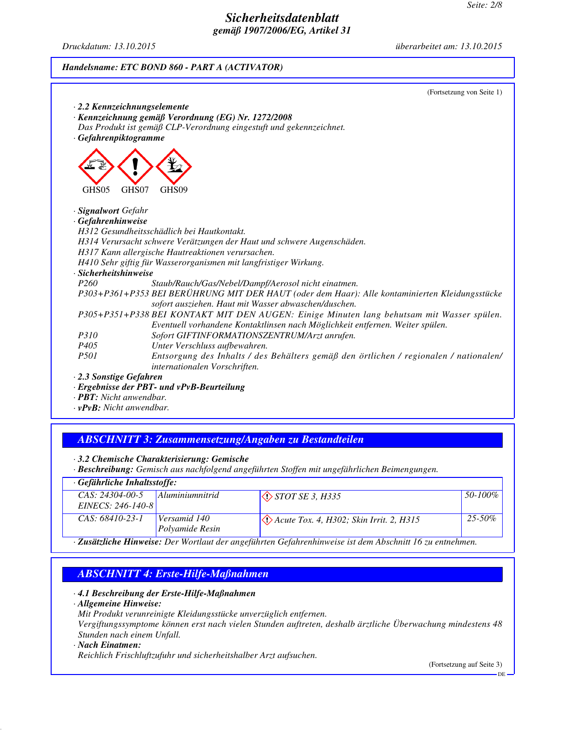**Handelsname: ETC BOND 860 - PART A (ACTIVATOR)**

(Fortsetzung von Seite 1)

· **2.2 Kennzeichnungselemente**
· **Kennzeichnung gemäß Verordnung (EG) Nr. 1272/2008**
Das Produkt ist gemäß CLP-Verordnung eingestuft und gekennzeichnet.
· **Gefahrenpiktogramme**

GHS05 GHS07 GHS09

· **Signalwort** Gefahr
· **Gefahrenhinweise**
H312 Gesundheitsschädlich bei Hautkontakt.
H314 Verursacht schwere Verätzungen der Haut und schwere Augenschäden.
H317 Kann allergische Hautreaktionen verursachen.
H410 Sehr giftig für Wasserorganismen mit langfristiger Wirkung.
· **Sicherheitshinweise**
P260 Staub/Rauch/Gas/Nebel/Dampf/Aerosol nicht einatmen.
P303+P361+P353 BEI BERÜHRUNG MIT DER HAUT (oder dem Haar): Alle kontaminierten Kleidungsstücke sofort ausziehen. Haut mit Wasser abwaschen/duschen.
P305+P351+P338 BEI KONTAKT MIT DEN AUGEN: Einige Minuten lang behutsam mit Wasser spülen. Eventuell vorhandene Kontaktlinsen nach Möglichkeit entfernen. Weiter spülen.
P310 Sofort GIFTINFORMATIONSZENTRUM/Arzt anrufen.
P405 Unter Verschluss aufbewahren.
P501 Entsorgung des Inhalts / des Behälters gemäß den örtlichen / regionalen / nationalen/ internationalen Vorschriften.
· **2.3 Sonstige Gefahren**
· **Ergebnisse der PBT- und vPvB-Beurteilung**
· **PBT:** Nicht anwendbar.
· **vPvB:** Nicht anwendbar.

## ABSCHNITT 3: Zusammensetzung/Angaben zu Bestandteilen

· **3.2 Chemische Charakterisierung: Gemische**
· **Beschreibung:** Gemisch aus nachfolgend angeführten Stoffen mit ungefährlichen Beimengungen.

| · Gefährliche Inhaltsstoffe: | | | |
|---|---|---|---|
| CAS: 24304-00-5 EINECS: 246-140-8 | Aluminiumnitrid | STOT SE 3, H335 | 50-100% |
| CAS: 68410-23-1 | Versamid 140 Polyamide Resin | Acute Tox. 4, H302; Skin Irrit. 2, H315 | 25-50% |

· **Zusätzliche Hinweise:** Der Wortlaut der angeführten Gefahrenhinweise ist dem Abschnitt 16 zu entnehmen.

## ABSCHNITT 4: Erste-Hilfe-Maßnahmen

· **4.1 Beschreibung der Erste-Hilfe-Maßnahmen**
· **Allgemeine Hinweise:**
Mit Produkt verunreinigte Kleidungsstücke unverzüglich entfernen.
Vergiftungssymptome können erst nach vielen Stunden auftreten, deshalb ärztliche Überwachung mindestens 48 Stunden nach einem Unfall.
· **Nach Einatmen:**
Reichlich Frischluftzufuhr und sicherheitshalber Arzt aufsuchen.

(Fortsetzung auf Seite 3)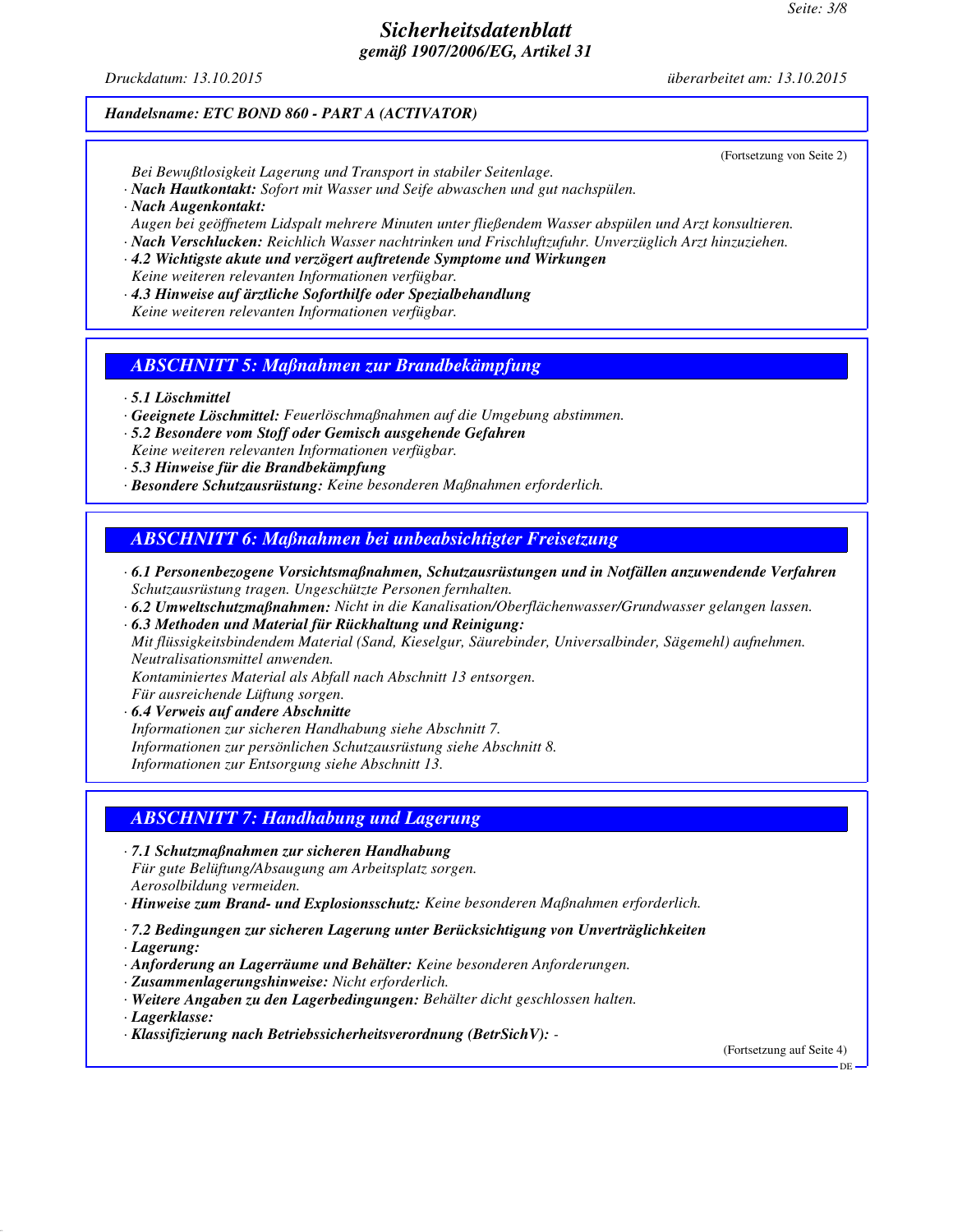(Fortsetzung von Seite 2)

*Bei Bewußtlosigkeit Lagerung und Transport in stabiler Seitenlage.*

· ***Nach Hautkontakt:*** *Sofort mit Wasser und Seife abwaschen und gut nachspülen.*

· ***Nach Augenkontakt:***
*Augen bei geöffnetem Lidspalt mehrere Minuten unter fließendem Wasser abspülen und Arzt konsultieren.*

· ***Nach Verschlucken:*** *Reichlich Wasser nachtrinken und Frischluftzufuhr. Unverzüglich Arzt hinzuziehen.*

· ***4.2 Wichtigste akute und verzögert auftretende Symptome und Wirkungen***
*Keine weiteren relevanten Informationen verfügbar.*

· ***4.3 Hinweise auf ärztliche Soforthilfe oder Spezialbehandlung***
*Keine weiteren relevanten Informationen verfügbar.*

## *ABSCHNITT 5: Maßnahmen zur Brandbekämpfung*

· ***5.1 Löschmittel***

· ***Geeignete Löschmittel:*** *Feuerlöschmaßnahmen auf die Umgebung abstimmen.*

· ***5.2 Besondere vom Stoff oder Gemisch ausgehende Gefahren***
*Keine weiteren relevanten Informationen verfügbar.*

· ***5.3 Hinweise für die Brandbekämpfung***

· ***Besondere Schutzausrüstung:*** *Keine besonderen Maßnahmen erforderlich.*

## *ABSCHNITT 6: Maßnahmen bei unbeabsichtigter Freisetzung*

· ***6.1 Personenbezogene Vorsichtsmaßnahmen, Schutzausrüstungen und in Notfällen anzuwendende Verfahren***
*Schutzausrüstung tragen. Ungeschützte Personen fernhalten.*

· ***6.2 Umweltschutzmaßnahmen:*** *Nicht in die Kanalisation/Oberflächenwasser/Grundwasser gelangen lassen.*

· ***6.3 Methoden und Material für Rückhaltung und Reinigung:***
*Mit flüssigkeitsbindendem Material (Sand, Kieselgur, Säurebinder, Universalbinder, Sägemehl) aufnehmen.*
*Neutralisationsmittel anwenden.*
*Kontaminiertes Material als Abfall nach Abschnitt 13 entsorgen.*
*Für ausreichende Lüftung sorgen.*

· ***6.4 Verweis auf andere Abschnitte***
*Informationen zur sicheren Handhabung siehe Abschnitt 7.*
*Informationen zur persönlichen Schutzausrüstung siehe Abschnitt 8.*
*Informationen zur Entsorgung siehe Abschnitt 13.*

## *ABSCHNITT 7: Handhabung und Lagerung*

· ***7.1 Schutzmaßnahmen zur sicheren Handhabung***
*Für gute Belüftung/Absaugung am Arbeitsplatz sorgen.*
*Aerosolbildung vermeiden.*

· ***Hinweise zum Brand- und Explosionsschutz:*** *Keine besonderen Maßnahmen erforderlich.*

· ***7.2 Bedingungen zur sicheren Lagerung unter Berücksichtigung von Unverträglichkeiten***

· ***Lagerung:***

· ***Anforderung an Lagerräume und Behälter:*** *Keine besonderen Anforderungen.*

· ***Zusammenlagerungshinweise:*** *Nicht erforderlich.*

· ***Weitere Angaben zu den Lagerbedingungen:*** *Behälter dicht geschlossen halten.*

· ***Lagerklasse:***

· ***Klassifizierung nach Betriebssicherheitsverordnung (BetrSichV):*** *-*

(Fortsetzung auf Seite 4)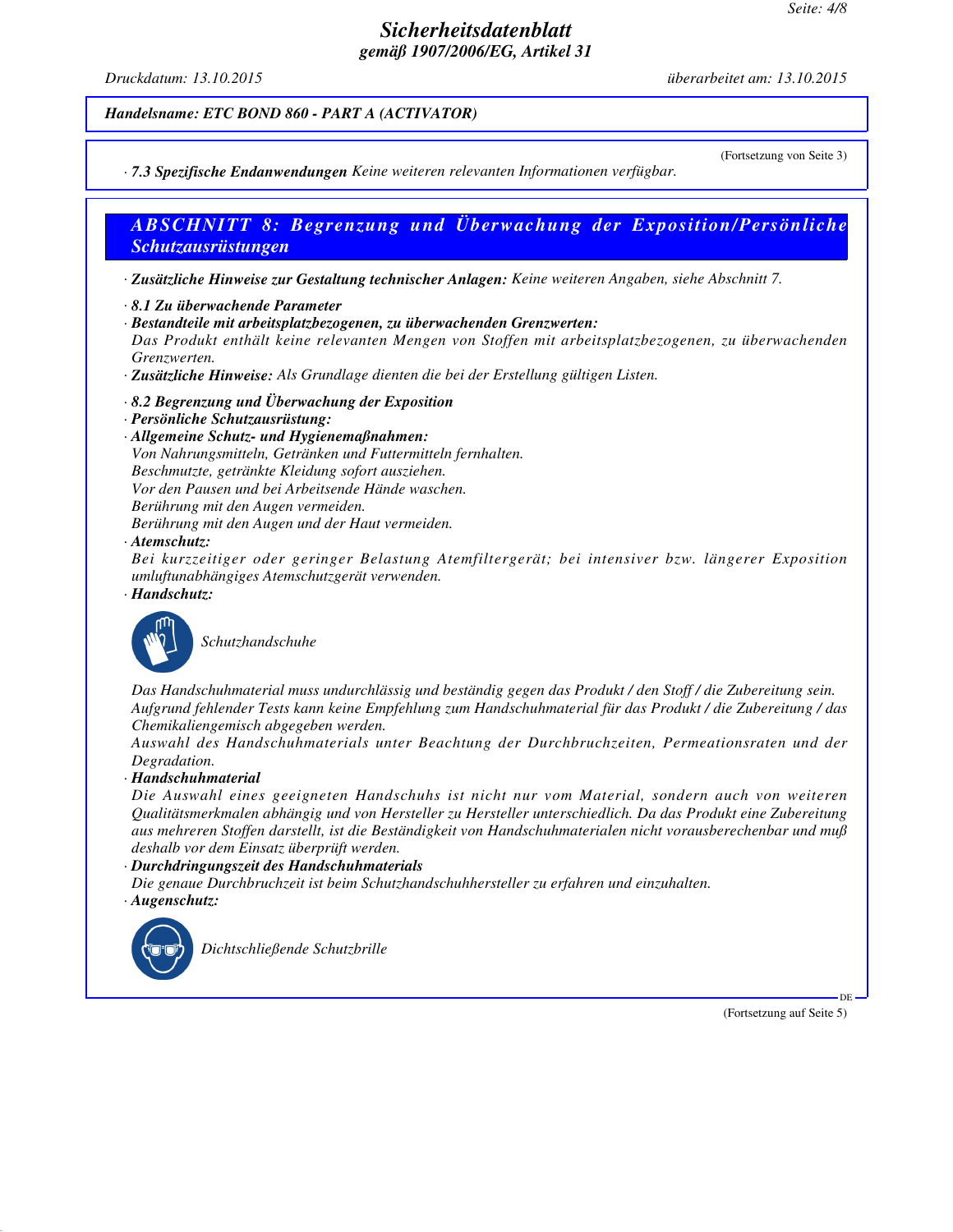**Handelsname: ETC BOND 860 - PART A (ACTIVATOR)**

(Fortsetzung von Seite 3)

· **7.3 Spezifische Endanwendungen** Keine weiteren relevanten Informationen verfügbar.

## ABSCHNITT 8: Begrenzung und Überwachung der Exposition/Persönliche Schutzausrüstungen

· **Zusätzliche Hinweise zur Gestaltung technischer Anlagen:** Keine weiteren Angaben, siehe Abschnitt 7.

· **8.1 Zu überwachende Parameter**
· **Bestandteile mit arbeitsplatzbezogenen, zu überwachenden Grenzwerten:**
Das Produkt enthält keine relevanten Mengen von Stoffen mit arbeitsplatzbezogenen, zu überwachenden Grenzwerten.
· **Zusätzliche Hinweise:** Als Grundlage dienten die bei der Erstellung gültigen Listen.

· **8.2 Begrenzung und Überwachung der Exposition**
· **Persönliche Schutzausrüstung:**
· **Allgemeine Schutz- und Hygienemaßnahmen:**
Von Nahrungsmitteln, Getränken und Futtermitteln fernhalten.
Beschmutzte, getränkte Kleidung sofort ausziehen.
Vor den Pausen und bei Arbeitsende Hände waschen.
Berührung mit den Augen vermeiden.
Berührung mit den Augen und der Haut vermeiden.
· **Atemschutz:**
Bei kurzzeitiger oder geringer Belastung Atemfiltergerät; bei intensiver bzw. längerer Exposition umluftunabhängiges Atemschutzgerät verwenden.
· **Handschutz:**

Schutzhandschuhe

Das Handschuhmaterial muss undurchlässig und beständig gegen das Produkt / den Stoff / die Zubereitung sein.
Aufgrund fehlender Tests kann keine Empfehlung zum Handschuhmaterial für das Produkt / die Zubereitung / das Chemikaliengemisch abgegeben werden.
Auswahl des Handschuhmaterials unter Beachtung der Durchbruchzeiten, Permeationsraten und der Degradation.
· **Handschuhmaterial**
Die Auswahl eines geeigneten Handschuhs ist nicht nur vom Material, sondern auch von weiteren Qualitätsmerkmalen abhängig und von Hersteller zu Hersteller unterschiedlich. Da das Produkt eine Zubereitung aus mehreren Stoffen darstellt, ist die Beständigkeit von Handschuhmaterialen nicht vorausberechenbar und muß deshalb vor dem Einsatz überprüft werden.
· **Durchdringungszeit des Handschuhmaterials**
Die genaue Durchbruchzeit ist beim Schutzhandschuhhersteller zu erfahren und einzuhalten.
· **Augenschutz:**

Dichtschließende Schutzbrille

(Fortsetzung auf Seite 5)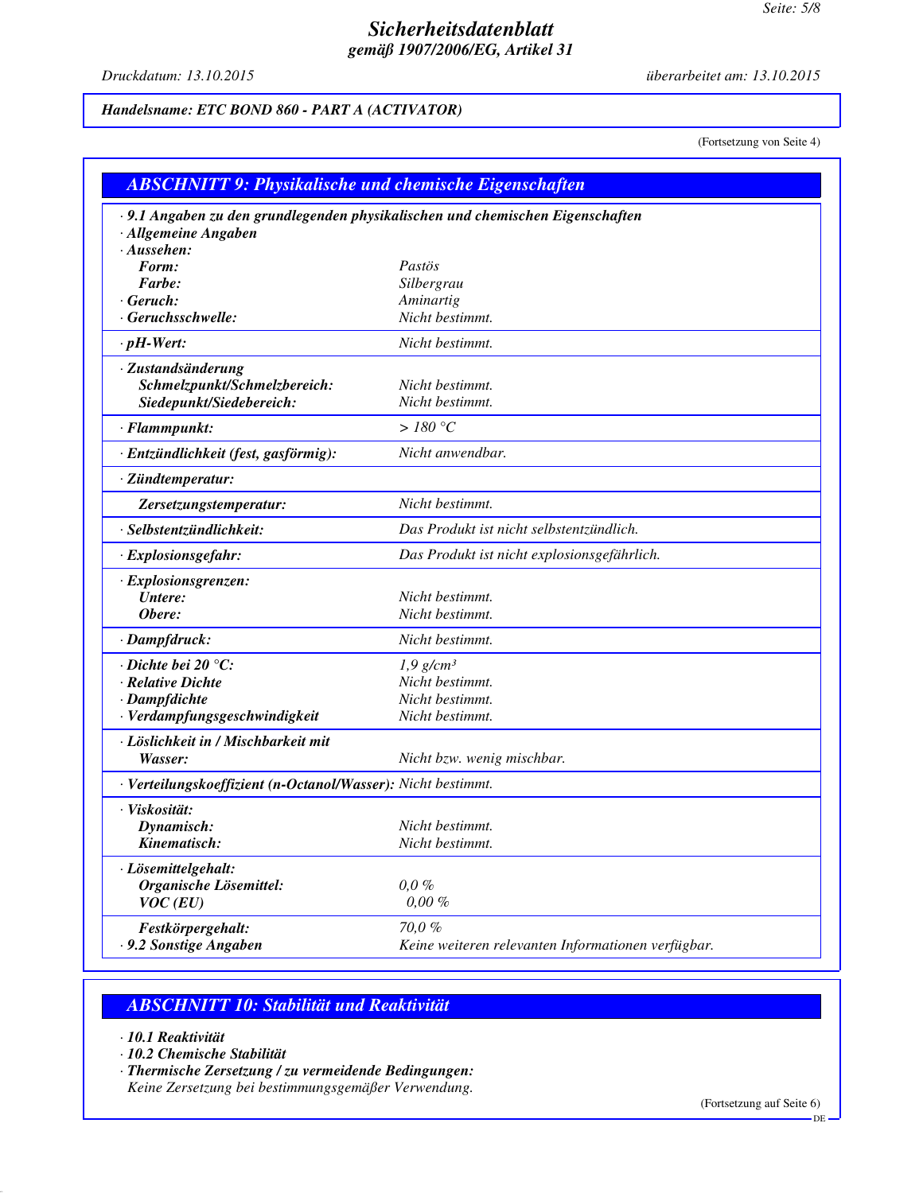# Sicherheitsdatenblatt
**gemäß 1907/2006/EG, Artikel 31**

Druckdatum: 13.10.2015 — überarbeitet am: 13.10.2015

**Handelsname: ETC BOND 860 - PART A (ACTIVATOR)**

(Fortsetzung von Seite 4)

## ABSCHNITT 9: Physikalische und chemische Eigenschaften

| | |
|---|---|
| **· 9.1 Angaben zu den grundlegenden physikalischen und chemischen Eigenschaften** | |
| **· Allgemeine Angaben** | |
| **· Aussehen:** | |
| **Form:** | Pastös |
| **Farbe:** | Silbergrau |
| **· Geruch:** | Aminartig |
| **· Geruchsschwelle:** | Nicht bestimmt. |
| **· pH-Wert:** | Nicht bestimmt. |
| **· Zustandsänderung** | |
| **Schmelzpunkt/Schmelzbereich:** | Nicht bestimmt. |
| **Siedepunkt/Siedebereich:** | Nicht bestimmt. |
| **· Flammpunkt:** | > 180 °C |
| **· Entzündlichkeit (fest, gasförmig):** | Nicht anwendbar. |
| **· Zündtemperatur:** | |
| **Zersetzungstemperatur:** | Nicht bestimmt. |
| **· Selbstentzündlichkeit:** | Das Produkt ist nicht selbstentzündlich. |
| **· Explosionsgefahr:** | Das Produkt ist nicht explosionsgefährlich. |
| **· Explosionsgrenzen:** | |
| **Untere:** | Nicht bestimmt. |
| **Obere:** | Nicht bestimmt. |
| **· Dampfdruck:** | Nicht bestimmt. |
| **· Dichte bei 20 °C:** | 1,9 g/cm³ |
| **· Relative Dichte** | Nicht bestimmt. |
| **· Dampfdichte** | Nicht bestimmt. |
| **· Verdampfungsgeschwindigkeit** | Nicht bestimmt. |
| **· Löslichkeit in / Mischbarkeit mit** | |
| **Wasser:** | Nicht bzw. wenig mischbar. |
| **· Verteilungskoeffizient (n-Octanol/Wasser):** | Nicht bestimmt. |
| **· Viskosität:** | |
| **Dynamisch:** | Nicht bestimmt. |
| **Kinematisch:** | Nicht bestimmt. |
| **· Lösemittelgehalt:** | |
| **Organische Lösemittel:** | 0,0 % |
| **VOC (EU)** | 0,00 % |
| **Festkörpergehalt:** | 70,0 % |
| **· 9.2 Sonstige Angaben** | Keine weiteren relevanten Informationen verfügbar. |

## ABSCHNITT 10: Stabilität und Reaktivität

**· 10.1 Reaktivität**

**· 10.2 Chemische Stabilität**

**· Thermische Zersetzung / zu vermeidende Bedingungen:**
Keine Zersetzung bei bestimmungsgemäßer Verwendung.

(Fortsetzung auf Seite 6)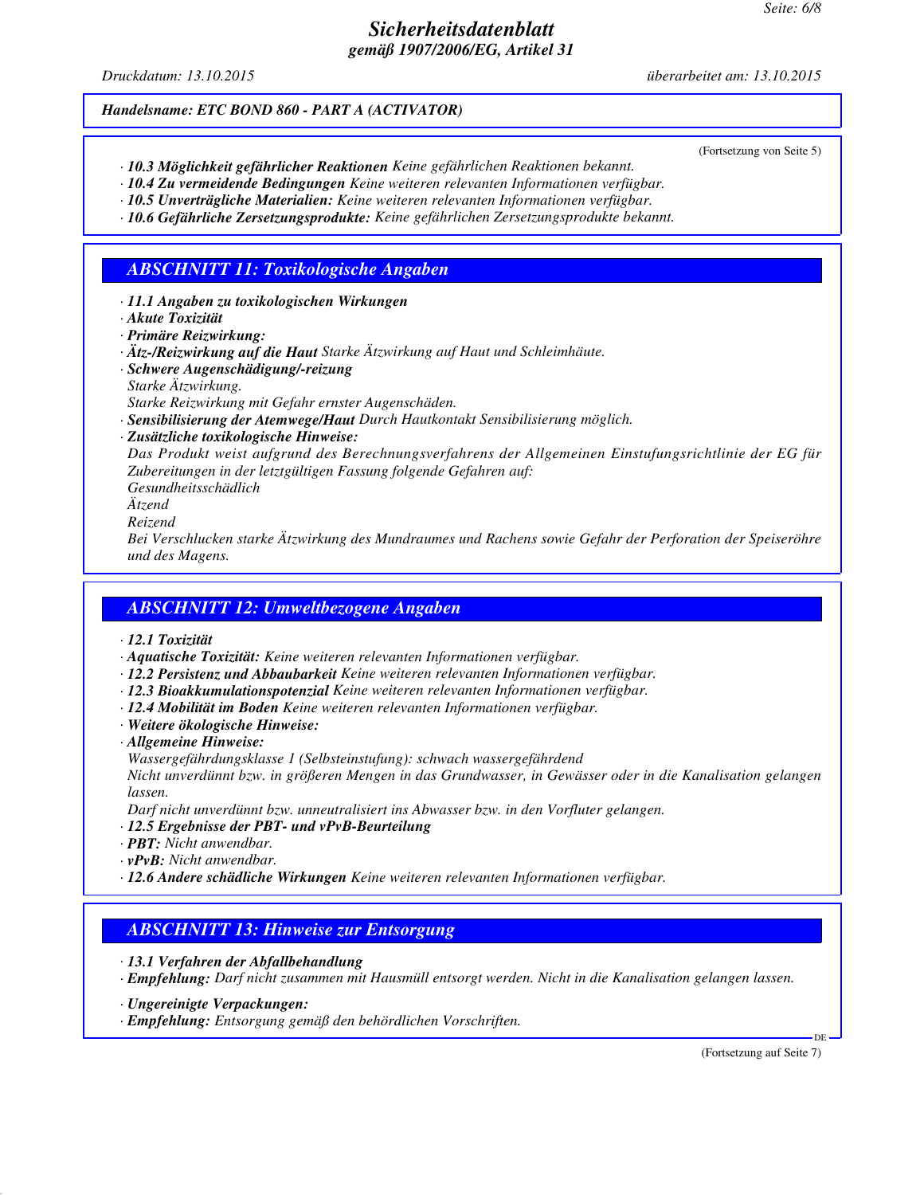# Sicherheitsdatenblatt
## gemäß 1907/2006/EG, Artikel 31

*Druckdatum: 13.10.2015* *überarbeitet am: 13.10.2015*

***Handelsname: ETC BOND 860 - PART A (ACTIVATOR)***

(Fortsetzung von Seite 5)

· ***10.3 Möglichkeit gefährlicher Reaktionen*** *Keine gefährlichen Reaktionen bekannt.*
· ***10.4 Zu vermeidende Bedingungen*** *Keine weiteren relevanten Informationen verfügbar.*
· ***10.5 Unverträgliche Materialien:*** *Keine weiteren relevanten Informationen verfügbar.*
· ***10.6 Gefährliche Zersetzungsprodukte:*** *Keine gefährlichen Zersetzungsprodukte bekannt.*

## ABSCHNITT 11: Toxikologische Angaben

· ***11.1 Angaben zu toxikologischen Wirkungen***
· ***Akute Toxizität***
· ***Primäre Reizwirkung:***
· ***Ätz-/Reizwirkung auf die Haut*** *Starke Ätzwirkung auf Haut und Schleimhäute.*
· ***Schwere Augenschädigung/-reizung***
*Starke Ätzwirkung.*
*Starke Reizwirkung mit Gefahr ernster Augenschäden.*
· ***Sensibilisierung der Atemwege/Haut*** *Durch Hautkontakt Sensibilisierung möglich.*
· ***Zusätzliche toxikologische Hinweise:***
*Das Produkt weist aufgrund des Berechnungsverfahrens der Allgemeinen Einstufungsrichtlinie der EG für Zubereitungen in der letztgültigen Fassung folgende Gefahren auf:*
*Gesundheitsschädlich*
*Ätzend*
*Reizend*
*Bei Verschlucken starke Ätzwirkung des Mundraumes und Rachens sowie Gefahr der Perforation der Speiseröhre und des Magens.*

## ABSCHNITT 12: Umweltbezogene Angaben

· ***12.1 Toxizität***
· ***Aquatische Toxizität:*** *Keine weiteren relevanten Informationen verfügbar.*
· ***12.2 Persistenz und Abbaubarkeit*** *Keine weiteren relevanten Informationen verfügbar.*
· ***12.3 Bioakkumulationspotenzial*** *Keine weiteren relevanten Informationen verfügbar.*
· ***12.4 Mobilität im Boden*** *Keine weiteren relevanten Informationen verfügbar.*
· ***Weitere ökologische Hinweise:***
· ***Allgemeine Hinweise:***
*Wassergefährdungsklasse 1 (Selbsteinstufung): schwach wassergefährdend*
*Nicht unverdünnt bzw. in größeren Mengen in das Grundwasser, in Gewässer oder in die Kanalisation gelangen lassen.*
*Darf nicht unverdünnt bzw. unneutralisiert ins Abwasser bzw. in den Vorfluter gelangen.*
· ***12.5 Ergebnisse der PBT- und vPvB-Beurteilung***
· ***PBT:*** *Nicht anwendbar.*
· ***vPvB:*** *Nicht anwendbar.*
· ***12.6 Andere schädliche Wirkungen*** *Keine weiteren relevanten Informationen verfügbar.*

## ABSCHNITT 13: Hinweise zur Entsorgung

· ***13.1 Verfahren der Abfallbehandlung***
· ***Empfehlung:*** *Darf nicht zusammen mit Hausmüll entsorgt werden. Nicht in die Kanalisation gelangen lassen.*

· ***Ungereinigte Verpackungen:***
· ***Empfehlung:*** *Entsorgung gemäß den behördlichen Vorschriften.*

(Fortsetzung auf Seite 7)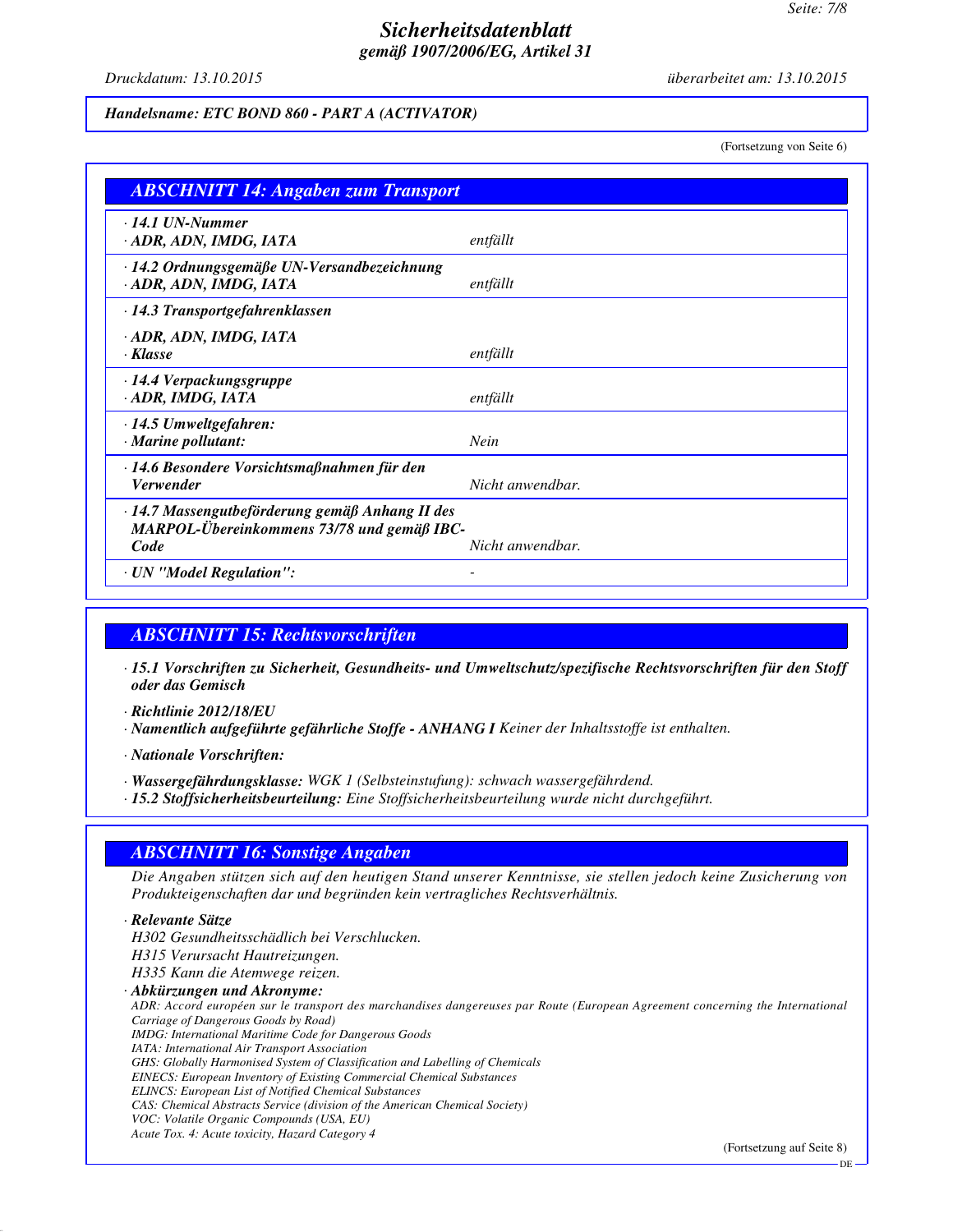# Sicherheitsdatenblatt
## gemäß 1907/2006/EG, Artikel 31

Druckdatum: 13.10.2015 überarbeitet am: 13.10.2015

**Handelsname: ETC BOND 860 - PART A (ACTIVATOR)**

(Fortsetzung von Seite 6)

## ABSCHNITT 14: Angaben zum Transport

| | |
|---|---|
| **· 14.1 UN-Nummer**<br>**· ADR, ADN, IMDG, IATA** | *entfällt* |
| **· 14.2 Ordnungsgemäße UN-Versandbezeichnung**<br>**· ADR, ADN, IMDG, IATA** | *entfällt* |
| **· 14.3 Transportgefahrenklassen**<br>**· ADR, ADN, IMDG, IATA**<br>**· Klasse** | *entfällt* |
| **· 14.4 Verpackungsgruppe**<br>**· ADR, IMDG, IATA** | *entfällt* |
| **· 14.5 Umweltgefahren:**<br>**· Marine pollutant:** | *Nein* |
| **· 14.6 Besondere Vorsichtsmaßnahmen für den Verwender** | *Nicht anwendbar.* |
| **· 14.7 Massengutbeförderung gemäß Anhang II des MARPOL-Übereinkommens 73/78 und gemäß IBC-Code** | *Nicht anwendbar.* |
| **· UN "Model Regulation":** | - |

## ABSCHNITT 15: Rechtsvorschriften

**· 15.1 Vorschriften zu Sicherheit, Gesundheits- und Umweltschutz/spezifische Rechtsvorschriften für den Stoff oder das Gemisch**

**· Richtlinie 2012/18/EU**
**· Namentlich aufgeführte gefährliche Stoffe - ANHANG I** Keiner der Inhaltsstoffe ist enthalten.

**· Nationale Vorschriften:**

**· Wassergefährdungsklasse:** WGK 1 (Selbsteinstufung): schwach wassergefährdend.
**· 15.2 Stoffsicherheitsbeurteilung:** Eine Stoffsicherheitsbeurteilung wurde nicht durchgeführt.

## ABSCHNITT 16: Sonstige Angaben

Die Angaben stützen sich auf den heutigen Stand unserer Kenntnisse, sie stellen jedoch keine Zusicherung von Produkteigenschaften dar und begründen kein vertragliches Rechtsverhältnis.

**· Relevante Sätze**
H302 Gesundheitsschädlich bei Verschlucken.
H315 Verursacht Hautreizungen.
H335 Kann die Atemwege reizen.

**· Abkürzungen und Akronyme:**
ADR: Accord européen sur le transport des marchandises dangereuses par Route (European Agreement concerning the International Carriage of Dangerous Goods by Road)
IMDG: International Maritime Code for Dangerous Goods
IATA: International Air Transport Association
GHS: Globally Harmonised System of Classification and Labelling of Chemicals
EINECS: European Inventory of Existing Commercial Chemical Substances
ELINCS: European List of Notified Chemical Substances
CAS: Chemical Abstracts Service (division of the American Chemical Society)
VOC: Volatile Organic Compounds (USA, EU)
Acute Tox. 4: Acute toxicity, Hazard Category 4

(Fortsetzung auf Seite 8)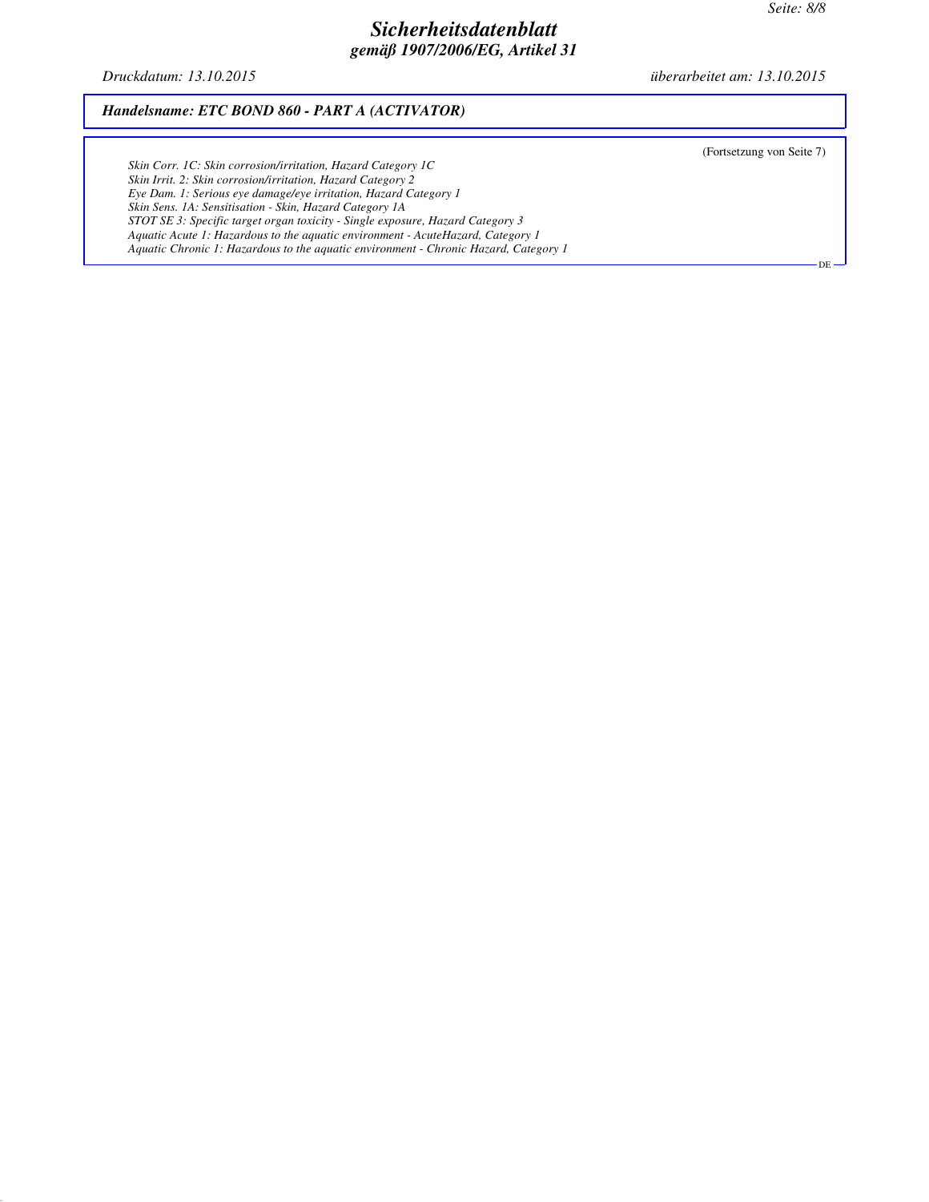(Fortsetzung von Seite 7)

*Skin Corr. 1C: Skin corrosion/irritation, Hazard Category 1C*
*Skin Irrit. 2: Skin corrosion/irritation, Hazard Category 2*
*Eye Dam. 1: Serious eye damage/eye irritation, Hazard Category 1*
*Skin Sens. 1A: Sensitisation - Skin, Hazard Category 1A*
*STOT SE 3: Specific target organ toxicity - Single exposure, Hazard Category 3*
*Aquatic Acute 1: Hazardous to the aquatic environment - AcuteHazard, Category 1*
*Aquatic Chronic 1: Hazardous to the aquatic environment - Chronic Hazard, Category 1*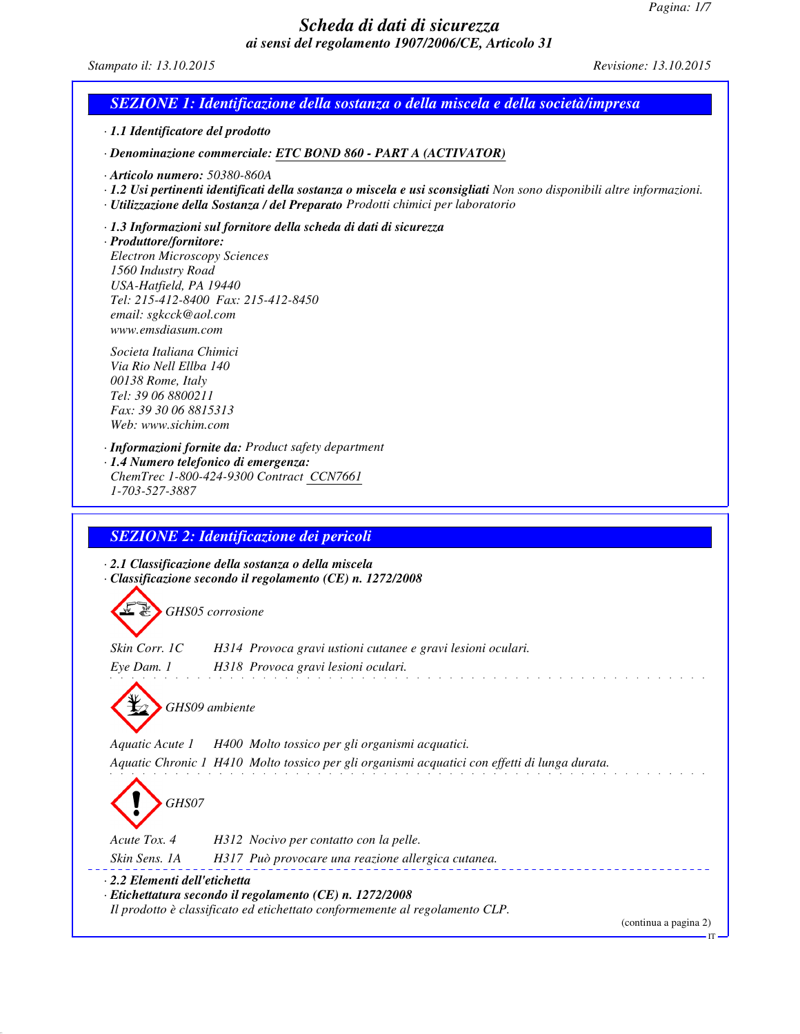# Scheda di dati di sicurezza
## ai sensi del regolamento 1907/2006/CE, Articolo 31

*Stampato il: 13.10.2015* *Revisione: 13.10.2015*

## SEZIONE 1: Identificazione della sostanza o della miscela e della società/impresa

· **1.1 Identificatore del prodotto**

· **Denominazione commerciale:** ETC BOND 860 - PART A (ACTIVATOR)

· **Articolo numero:** 50380-860A
· **1.2 Usi pertinenti identificati della sostanza o miscela e usi sconsigliati** Non sono disponibili altre informazioni.
· **Utilizzazione della Sostanza / del Preparato** Prodotti chimici per laboratorio

· **1.3 Informazioni sul fornitore della scheda di dati di sicurezza**
· **Produttore/fornitore:**
Electron Microscopy Sciences
1560 Industry Road
USA-Hatfield, PA 19440
Tel: 215-412-8400 Fax: 215-412-8450
email: sgkcck@aol.com
www.emsdiasum.com

Societa Italiana Chimici
Via Rio Nell Ellba 140
00138 Rome, Italy
Tel: 39 06 8800211
Fax: 39 30 06 8815313
Web: www.sichim.com

· **Informazioni fornite da:** Product safety department
· **1.4 Numero telefonico di emergenza:**
ChemTrec 1-800-424-9300 Contract CCN7661
1-703-527-3887

## SEZIONE 2: Identificazione dei pericoli

· **2.1 Classificazione della sostanza o della miscela**
· **Classificazione secondo il regolamento (CE) n. 1272/2008**

GHS05 corrosione

Skin Corr. 1C H314 Provoca gravi ustioni cutanee e gravi lesioni oculari.

Eye Dam. 1 H318 Provoca gravi lesioni oculari.

GHS09 ambiente

Aquatic Acute 1 H400 Molto tossico per gli organismi acquatici.

Aquatic Chronic 1 H410 Molto tossico per gli organismi acquatici con effetti di lunga durata.

GHS07

Acute Tox. 4 H312 Nocivo per contatto con la pelle.

Skin Sens. 1A H317 Può provocare una reazione allergica cutanea.

· **2.2 Elementi dell'etichetta**
· **Etichettatura secondo il regolamento (CE) n. 1272/2008**
Il prodotto è classificato ed etichettato conformemente al regolamento CLP.

(continua a pagina 2)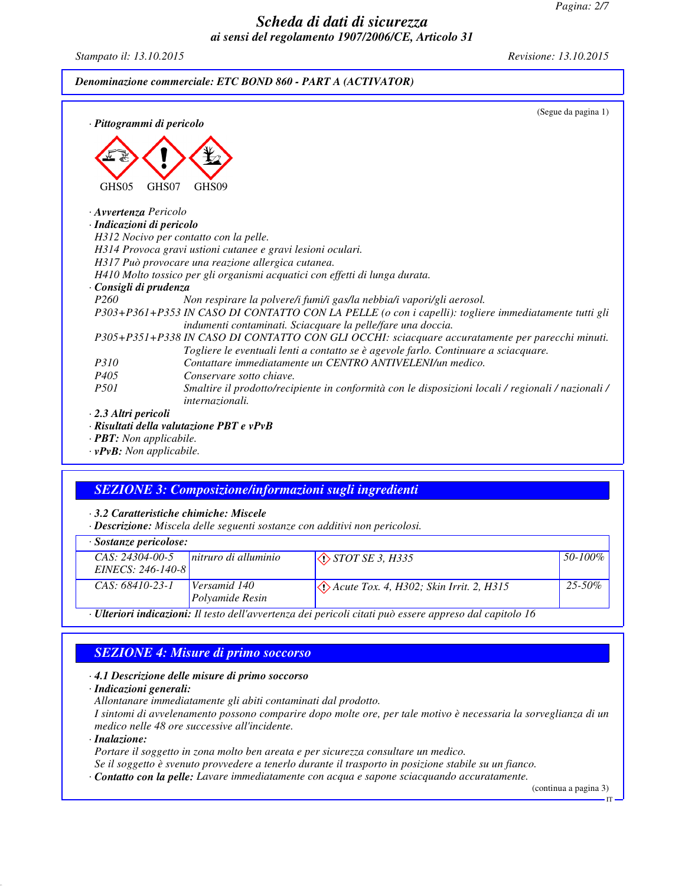*Denominazione commerciale: ETC BOND 860 - PART A (ACTIVATOR)*

(Segue da pagina 1)

· **Pittogrammi di pericolo**

GHS05 GHS07 GHS09

· **Avvertenza** Pericolo

· **Indicazioni di pericolo**

H312 Nocivo per contatto con la pelle.
H314 Provoca gravi ustioni cutanee e gravi lesioni oculari.
H317 Può provocare una reazione allergica cutanea.
H410 Molto tossico per gli organismi acquatici con effetti di lunga durata.

· **Consigli di prudenza**

P260 Non respirare la polvere/i fumi/i gas/la nebbia/i vapori/gli aerosol.
P303+P361+P353 IN CASO DI CONTATTO CON LA PELLE (o con i capelli): togliere immediatamente tutti gli indumenti contaminati. Sciacquare la pelle/fare una doccia.
P305+P351+P338 IN CASO DI CONTATTO CON GLI OCCHI: sciacquare accuratamente per parecchi minuti. Togliere le eventuali lenti a contatto se è agevole farlo. Continuare a sciacquare.
P310 Contattare immediatamente un CENTRO ANTIVELENI/un medico.
P405 Conservare sotto chiave.
P501 Smaltire il prodotto/recipiente in conformità con le disposizioni locali / regionali / nazionali / internazionali.

· **2.3 Altri pericoli**

· **Risultati della valutazione PBT e vPvB**

· **PBT:** Non applicabile.

· **vPvB:** Non applicabile.

## SEZIONE 3: Composizione/informazioni sugli ingredienti

· **3.2 Caratteristiche chimiche: Miscele**

· **Descrizione:** Miscela delle seguenti sostanze con additivi non pericolosi.

· **Sostanze pericolose:**

| | | | |
|---|---|---|---|
| CAS: 24304-00-5<br>EINECS: 246-140-8 | nitruro di alluminio | STOT SE 3, H335 | 50-100% |
| CAS: 68410-23-1 | Versamid 140<br>Polyamide Resin | Acute Tox. 4, H302; Skin Irrit. 2, H315 | 25-50% |

· **Ulteriori indicazioni:** Il testo dell'avvertenza dei pericoli citati può essere appreso dal capitolo 16

## SEZIONE 4: Misure di primo soccorso

· **4.1 Descrizione delle misure di primo soccorso**

· **Indicazioni generali:**

Allontanare immediatamente gli abiti contaminati dal prodotto.
I sintomi di avvelenamento possono comparire dopo molte ore, per tale motivo è necessaria la sorveglianza di un medico nelle 48 ore successive all'incidente.

· **Inalazione:**

Portare il soggetto in zona molto ben areata e per sicurezza consultare un medico.
Se il soggetto è svenuto provvedere a tenerlo durante il trasporto in posizione stabile su un fianco.

· **Contatto con la pelle:** Lavare immediatamente con acqua e sapone sciacquando accuratamente.

(continua a pagina 3)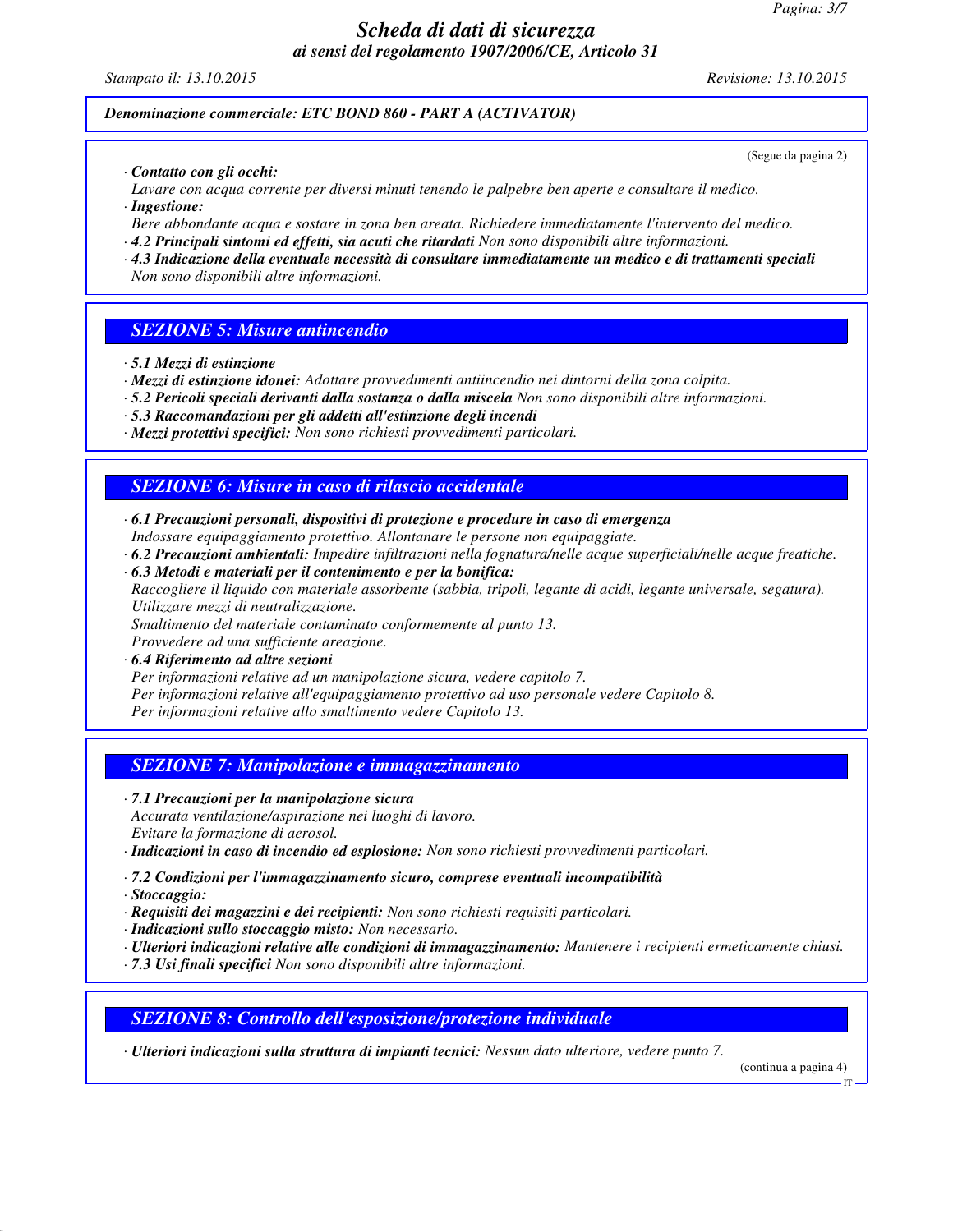*Denominazione commerciale: ETC BOND 860 - PART A (ACTIVATOR)*

(Segue da pagina 2)

· ***Contatto con gli occhi:***
Lavare con acqua corrente per diversi minuti tenendo le palpebre ben aperte e consultare il medico.
· ***Ingestione:***
Bere abbondante acqua e sostare in zona ben areata. Richiedere immediatamente l'intervento del medico.
· ***4.2 Principali sintomi ed effetti, sia acuti che ritardati*** Non sono disponibili altre informazioni.
· ***4.3 Indicazione della eventuale necessità di consultare immediatamente un medico e di trattamenti speciali***
Non sono disponibili altre informazioni.

## SEZIONE 5: Misure antincendio

· ***5.1 Mezzi di estinzione***
· ***Mezzi di estinzione idonei:*** Adottare provvedimenti antiincendio nei dintorni della zona colpita.
· ***5.2 Pericoli speciali derivanti dalla sostanza o dalla miscela*** Non sono disponibili altre informazioni.
· ***5.3 Raccomandazioni per gli addetti all'estinzione degli incendi***
· ***Mezzi protettivi specifici:*** Non sono richiesti provvedimenti particolari.

## SEZIONE 6: Misure in caso di rilascio accidentale

· ***6.1 Precauzioni personali, dispositivi di protezione e procedure in caso di emergenza***
Indossare equipaggiamento protettivo. Allontanare le persone non equipaggiate.
· ***6.2 Precauzioni ambientali:*** Impedire infiltrazioni nella fognatura/nelle acque superficiali/nelle acque freatiche.
· ***6.3 Metodi e materiali per il contenimento e per la bonifica:***
Raccogliere il liquido con materiale assorbente (sabbia, tripoli, legante di acidi, legante universale, segatura).
Utilizzare mezzi di neutralizzazione.
Smaltimento del materiale contaminato conformemente al punto 13.
Provvedere ad una sufficiente areazione.
· ***6.4 Riferimento ad altre sezioni***
Per informazioni relative ad un manipolazione sicura, vedere capitolo 7.
Per informazioni relative all'equipaggiamento protettivo ad uso personale vedere Capitolo 8.
Per informazioni relative allo smaltimento vedere Capitolo 13.

## SEZIONE 7: Manipolazione e immagazzinamento

· ***7.1 Precauzioni per la manipolazione sicura***
Accurata ventilazione/aspirazione nei luoghi di lavoro.
Evitare la formazione di aerosol.
· ***Indicazioni in caso di incendio ed esplosione:*** Non sono richiesti provvedimenti particolari.

· ***7.2 Condizioni per l'immagazzinamento sicuro, comprese eventuali incompatibilità***
· ***Stoccaggio:***
· ***Requisiti dei magazzini e dei recipienti:*** Non sono richiesti requisiti particolari.
· ***Indicazioni sullo stoccaggio misto:*** Non necessario.
· ***Ulteriori indicazioni relative alle condizioni di immagazzinamento:*** Mantenere i recipienti ermeticamente chiusi.
· ***7.3 Usi finali specifici*** Non sono disponibili altre informazioni.

## SEZIONE 8: Controllo dell'esposizione/protezione individuale

· ***Ulteriori indicazioni sulla struttura di impianti tecnici:*** Nessun dato ulteriore, vedere punto 7.

(continua a pagina 4)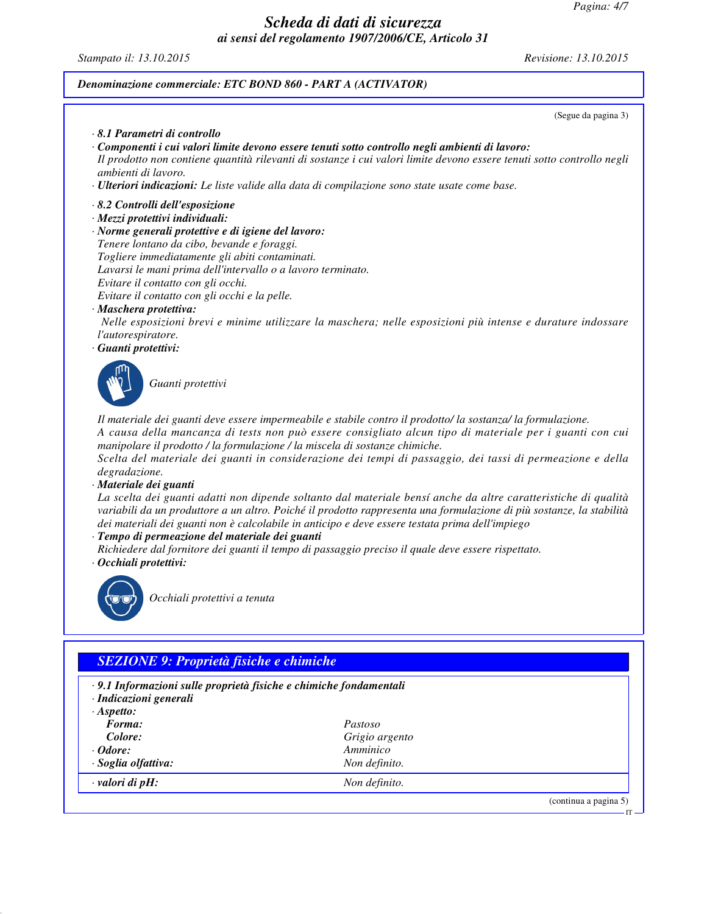**Denominazione commerciale: ETC BOND 860 - PART A (ACTIVATOR)**

(Segue da pagina 3)

· **8.1 Parametri di controllo**

· **Componenti i cui valori limite devono essere tenuti sotto controllo negli ambienti di lavoro:**
Il prodotto non contiene quantità rilevanti di sostanze i cui valori limite devono essere tenuti sotto controllo negli ambienti di lavoro.

· **Ulteriori indicazioni:** Le liste valide alla data di compilazione sono state usate come base.

· **8.2 Controlli dell'esposizione**

· **Mezzi protettivi individuali:**

· **Norme generali protettive e di igiene del lavoro:**
Tenere lontano da cibo, bevande e foraggi.
Togliere immediatamente gli abiti contaminati.
Lavarsi le mani prima dell'intervallo o a lavoro terminato.
Evitare il contatto con gli occhi.
Evitare il contatto con gli occhi e la pelle.

· **Maschera protettiva:**
Nelle esposizioni brevi e minime utilizzare la maschera; nelle esposizioni più intense e durature indossare l'autorespiratore.

· **Guanti protettivi:**

Guanti protettivi

Il materiale dei guanti deve essere impermeabile e stabile contro il prodotto/ la sostanza/ la formulazione.
A causa della mancanza di tests non può essere consigliato alcun tipo di materiale per i guanti con cui manipolare il prodotto / la formulazione / la miscela di sostanze chimiche.
Scelta del materiale dei guanti in considerazione dei tempi di passaggio, dei tassi di permeazione e della degradazione.

· **Materiale dei guanti**
La scelta dei guanti adatti non dipende soltanto dal materiale bensí anche da altre caratteristiche di qualità variabili da un produttore a un altro. Poiché il prodotto rappresenta una formulazione di più sostanze, la stabilità dei materiali dei guanti non è calcolabile in anticipo e deve essere testata prima dell'impiego

· **Tempo di permeazione del materiale dei guanti**
Richiedere dal fornitore dei guanti il tempo di passaggio preciso il quale deve essere rispettato.

· **Occhiali protettivi:**

Occhiali protettivi a tenuta

## SEZIONE 9: Proprietà fisiche e chimiche

· **9.1 Informazioni sulle proprietà fisiche e chimiche fondamentali**

· **Indicazioni generali**

· **Aspetto:**

| | |
|---|---|
| **Forma:** | Pastoso |
| **Colore:** | Grigio argento |
| · **Odore:** | Amminico |
| · **Soglia olfattiva:** | Non definito. |
| · **valori di pH:** | Non definito. |

(continua a pagina 5)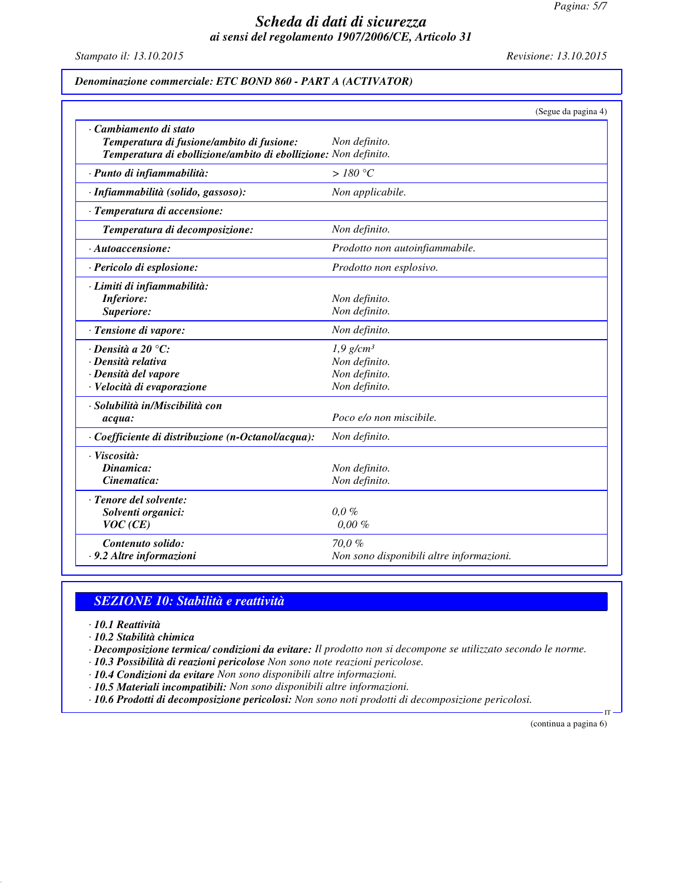**Denominazione commerciale: ETC BOND 860 - PART A (ACTIVATOR)**

(Segue da pagina 4)

| | |
|---|---|
| · **Cambiamento di stato** | |
| **Temperatura di fusione/ambito di fusione:** | Non definito. |
| **Temperatura di ebollizione/ambito di ebollizione:** | Non definito. |
| · **Punto di infiammabilità:** | > 180 °C |
| · **Infiammabilità (solido, gassoso):** | Non applicabile. |
| · **Temperatura di accensione:** | |
| **Temperatura di decomposizione:** | Non definito. |
| · **Autoaccensione:** | Prodotto non autoinfiammabile. |
| · **Pericolo di esplosione:** | Prodotto non esplosivo. |
| · **Limiti di infiammabilità:** | |
| **Inferiore:** | Non definito. |
| **Superiore:** | Non definito. |
| · **Tensione di vapore:** | Non definito. |
| · **Densità a 20 °C:** | 1,9 g/cm³ |
| · **Densità relativa** | Non definito. |
| · **Densità del vapore** | Non definito. |
| · **Velocità di evaporazione** | Non definito. |
| · **Solubilità in/Miscibilità con** | |
| **acqua:** | Poco e/o non miscibile. |
| · **Coefficiente di distribuzione (n-Octanol/acqua):** | Non definito. |
| · **Viscosità:** | |
| **Dinamica:** | Non definito. |
| **Cinematica:** | Non definito. |
| · **Tenore del solvente:** | |
| **Solventi organici:** | 0,0 % |
| **VOC (CE)** | 0,00 % |
| **Contenuto solido:** | 70,0 % |
| · **9.2 Altre informazioni** | Non sono disponibili altre informazioni. |

## SEZIONE 10: Stabilità e reattività

· **10.1 Reattività**
· **10.2 Stabilità chimica**
· **Decomposizione termica/ condizioni da evitare:** Il prodotto non si decompone se utilizzato secondo le norme.
· **10.3 Possibilità di reazioni pericolose** Non sono note reazioni pericolose.
· **10.4 Condizioni da evitare** Non sono disponibili altre informazioni.
· **10.5 Materiali incompatibili:** Non sono disponibili altre informazioni.
· **10.6 Prodotti di decomposizione pericolosi:** Non sono noti prodotti di decomposizione pericolosi.

(continua a pagina 6)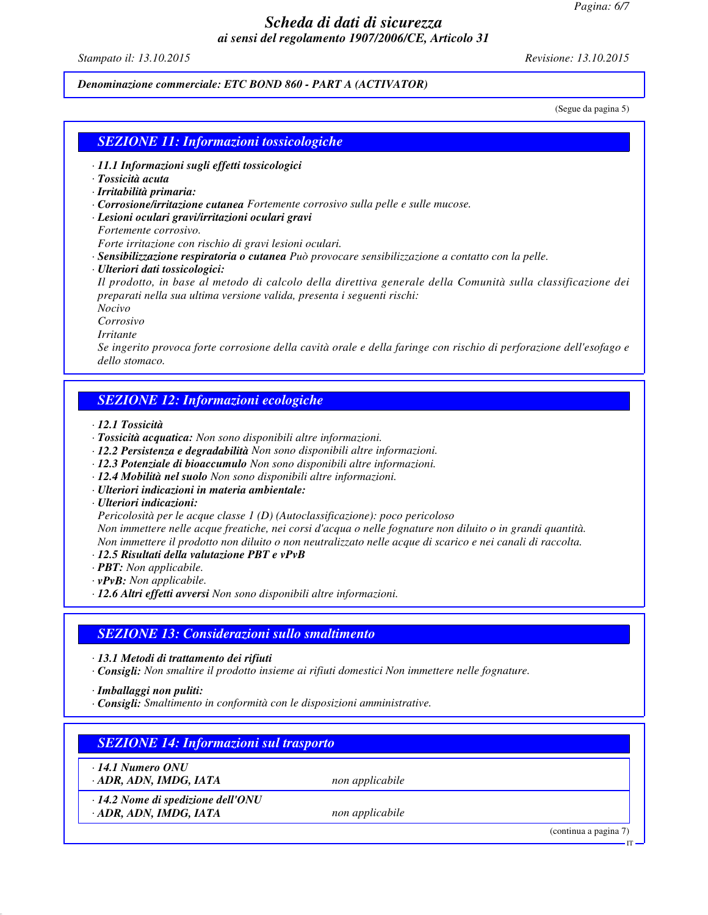**Denominazione commerciale: ETC BOND 860 - PART A (ACTIVATOR)**

(Segue da pagina 5)

## SEZIONE 11: Informazioni tossicologiche

- **11.1 Informazioni sugli effetti tossicologici**
- **Tossicità acuta**
- **Irritabilità primaria:**
- **Corrosione/irritazione cutanea** Fortemente corrosivo sulla pelle e sulle mucose.
- **Lesioni oculari gravi/irritazioni oculari gravi**
  Fortemente corrosivo.
  Forte irritazione con rischio di gravi lesioni oculari.
- **Sensibilizzazione respiratoria o cutanea** Può provocare sensibilizzazione a contatto con la pelle.
- **Ulteriori dati tossicologici:**
  Il prodotto, in base al metodo di calcolo della direttiva generale della Comunità sulla classificazione dei preparati nella sua ultima versione valida, presenta i seguenti rischi:
  Nocivo
  Corrosivo
  Irritante
  Se ingerito provoca forte corrosione della cavità orale e della faringe con rischio di perforazione dell'esofago e dello stomaco.

## SEZIONE 12: Informazioni ecologiche

- **12.1 Tossicità**
- **Tossicità acquatica:** Non sono disponibili altre informazioni.
- **12.2 Persistenza e degradabilità** Non sono disponibili altre informazioni.
- **12.3 Potenziale di bioaccumulo** Non sono disponibili altre informazioni.
- **12.4 Mobilità nel suolo** Non sono disponibili altre informazioni.
- **Ulteriori indicazioni in materia ambientale:**
- **Ulteriori indicazioni:**
  Pericolosità per le acque classe 1 (D) (Autoclassificazione): poco pericoloso
  Non immettere nelle acque freatiche, nei corsi d'acqua o nelle fognature non diluito o in grandi quantità.
  Non immettere il prodotto non diluito o non neutralizzato nelle acque di scarico e nei canali di raccolta.
- **12.5 Risultati della valutazione PBT e vPvB**
- **PBT:** Non applicabile.
- **vPvB:** Non applicabile.
- **12.6 Altri effetti avversi** Non sono disponibili altre informazioni.

## SEZIONE 13: Considerazioni sullo smaltimento

- **13.1 Metodi di trattamento dei rifiuti**
- **Consigli:** Non smaltire il prodotto insieme ai rifiuti domestici Non immettere nelle fognature.

- **Imballaggi non puliti:**
- **Consigli:** Smaltimento in conformità con le disposizioni amministrative.

## SEZIONE 14: Informazioni sul trasporto

| | |
|---|---|
| **14.1 Numero ONU** | |
| **ADR, ADN, IMDG, IATA** | non applicabile |
| **14.2 Nome di spedizione dell'ONU** | |
| **ADR, ADN, IMDG, IATA** | non applicabile |

(continua a pagina 7)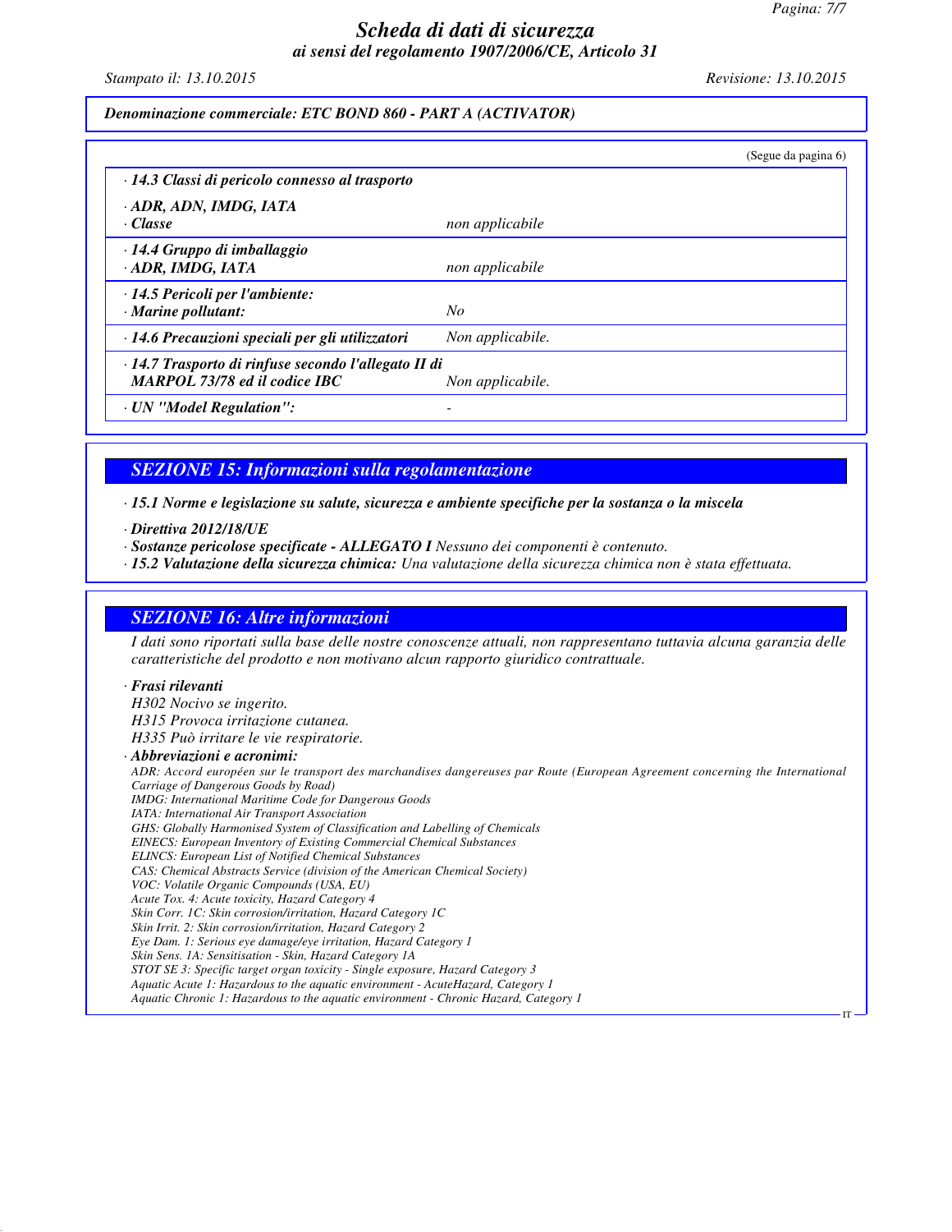*Denominazione commerciale: ETC BOND 860 - PART A (ACTIVATOR)*

(Segue da pagina 6)

| · 14.3 Classi di pericolo connesso al trasporto | |
|---|---|
| · ADR, ADN, IMDG, IATA<br>· Classe | non applicabile |
| · 14.4 Gruppo di imballaggio<br>· ADR, IMDG, IATA | non applicabile |
| · 14.5 Pericoli per l'ambiente:<br>· Marine pollutant: | No |
| · 14.6 Precauzioni speciali per gli utilizzatori | Non applicabile. |
| · 14.7 Trasporto di rinfuse secondo l'allegato II di MARPOL 73/78 ed il codice IBC | Non applicabile. |
| · UN "Model Regulation": | - |

## SEZIONE 15: Informazioni sulla regolamentazione

· **15.1 Norme e legislazione su salute, sicurezza e ambiente specifiche per la sostanza o la miscela**

· **Direttiva 2012/18/UE**

· **Sostanze pericolose specificate - ALLEGATO I** Nessuno dei componenti è contenuto.

· **15.2 Valutazione della sicurezza chimica:** Una valutazione della sicurezza chimica non è stata effettuata.

## SEZIONE 16: Altre informazioni

I dati sono riportati sulla base delle nostre conoscenze attuali, non rappresentano tuttavia alcuna garanzia delle caratteristiche del prodotto e non motivano alcun rapporto giuridico contrattuale.

· **Frasi rilevanti**

H302 Nocivo se ingerito.
H315 Provoca irritazione cutanea.
H335 Può irritare le vie respiratorie.

· **Abbreviazioni e acronimi:**

ADR: Accord européen sur le transport des marchandises dangereuses par Route (European Agreement concerning the International Carriage of Dangerous Goods by Road)
IMDG: International Maritime Code for Dangerous Goods
IATA: International Air Transport Association
GHS: Globally Harmonised System of Classification and Labelling of Chemicals
EINECS: European Inventory of Existing Commercial Chemical Substances
ELINCS: European List of Notified Chemical Substances
CAS: Chemical Abstracts Service (division of the American Chemical Society)
VOC: Volatile Organic Compounds (USA, EU)
Acute Tox. 4: Acute toxicity, Hazard Category 4
Skin Corr. 1C: Skin corrosion/irritation, Hazard Category 1C
Skin Irrit. 2: Skin corrosion/irritation, Hazard Category 2
Eye Dam. 1: Serious eye damage/eye irritation, Hazard Category 1
Skin Sens. 1A: Sensitisation - Skin, Hazard Category 1A
STOT SE 3: Specific target organ toxicity - Single exposure, Hazard Category 3
Aquatic Acute 1: Hazardous to the aquatic environment - AcuteHazard, Category 1
Aquatic Chronic 1: Hazardous to the aquatic environment - Chronic Hazard, Category 1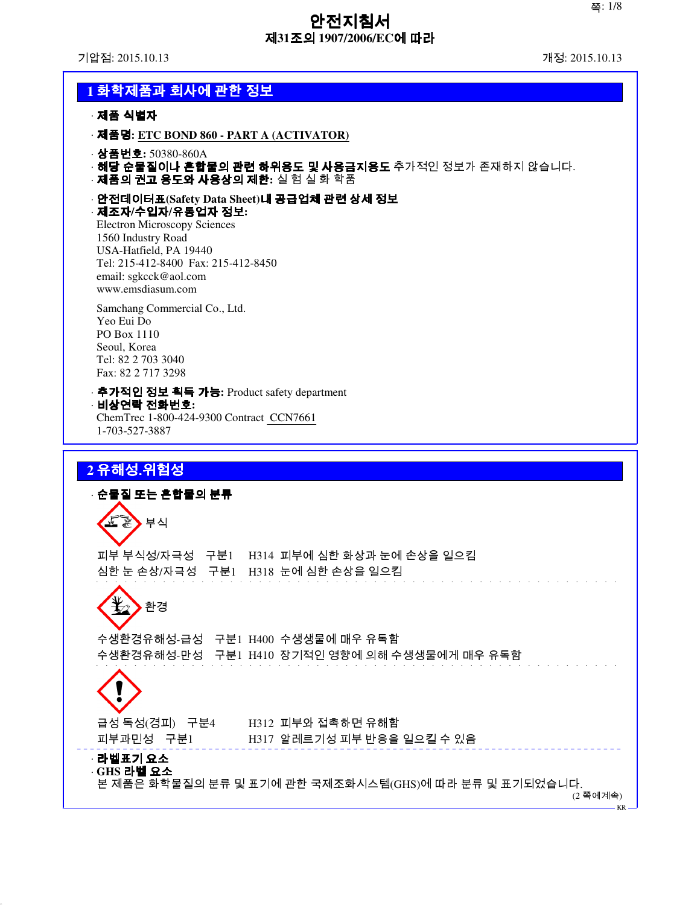# 안전지침서

**제31조의 1907/2006/EC에 따라**

기압점: 2015.10.13 개정: 2015.10.13

## 1 화학제품과 회사에 관한 정보

· **제품 식별자**

· **제품명:** ETC BOND 860 - PART A (ACTIVATOR)

· **상품번호:** 50380-860A

· **해당 순물질이나 혼합물의 관련 하위용도 및 사용금지용도** 추가적인 정보가 존재하지 않습니다.

· **제품의 권고 용도와 사용상의 제한:** 실 험 실 화 학품

· **안전데이터표(Safety Data Sheet)내 공급업체 관련 상세 정보**

· **제조자/수입자/유통업자 정보:**

Electron Microscopy Sciences
1560 Industry Road
USA-Hatfield, PA 19440
Tel: 215-412-8400 Fax: 215-412-8450
email: sgkcck@aol.com
www.emsdiasum.com

Samchang Commercial Co., Ltd.
Yeo Eui Do
PO Box 1110
Seoul, Korea
Tel: 82 2 703 3040
Fax: 82 2 717 3298

· **추가적인 정보 획득 가능:** Product safety department

· **비상연락 전화번호:**

ChemTrec 1-800-424-9300 Contract CCN7661
1-703-527-3887

## 2 유해성.위험성

· **순물질 또는 혼합물의 분류**

부식

피부 부식성/자극성 구분1 H314 피부에 심한 화상과 눈에 손상을 일으킴
심한 눈 손상/자극성 구분1 H318 눈에 심한 손상을 일으킴

환경

수생환경유해성-급성 구분1 H400 수생생물에 매우 유독함
수생환경유해성-만성 구분1 H410 장기적인 영향에 의해 수생생물에게 매우 유독함

급성 독성(경피) 구분4 H312 피부와 접촉하면 유해함
피부과민성 구분1 H317 알레르기성 피부 반응을 일으킬 수 있음

· **라벨표기 요소**

· **GHS 라벨 요소**

본 제품은 화학물질의 분류 및 표기에 관한 국제조화시스템(GHS)에 따라 분류 및 표기되었습니다.

(2 쪽에계속)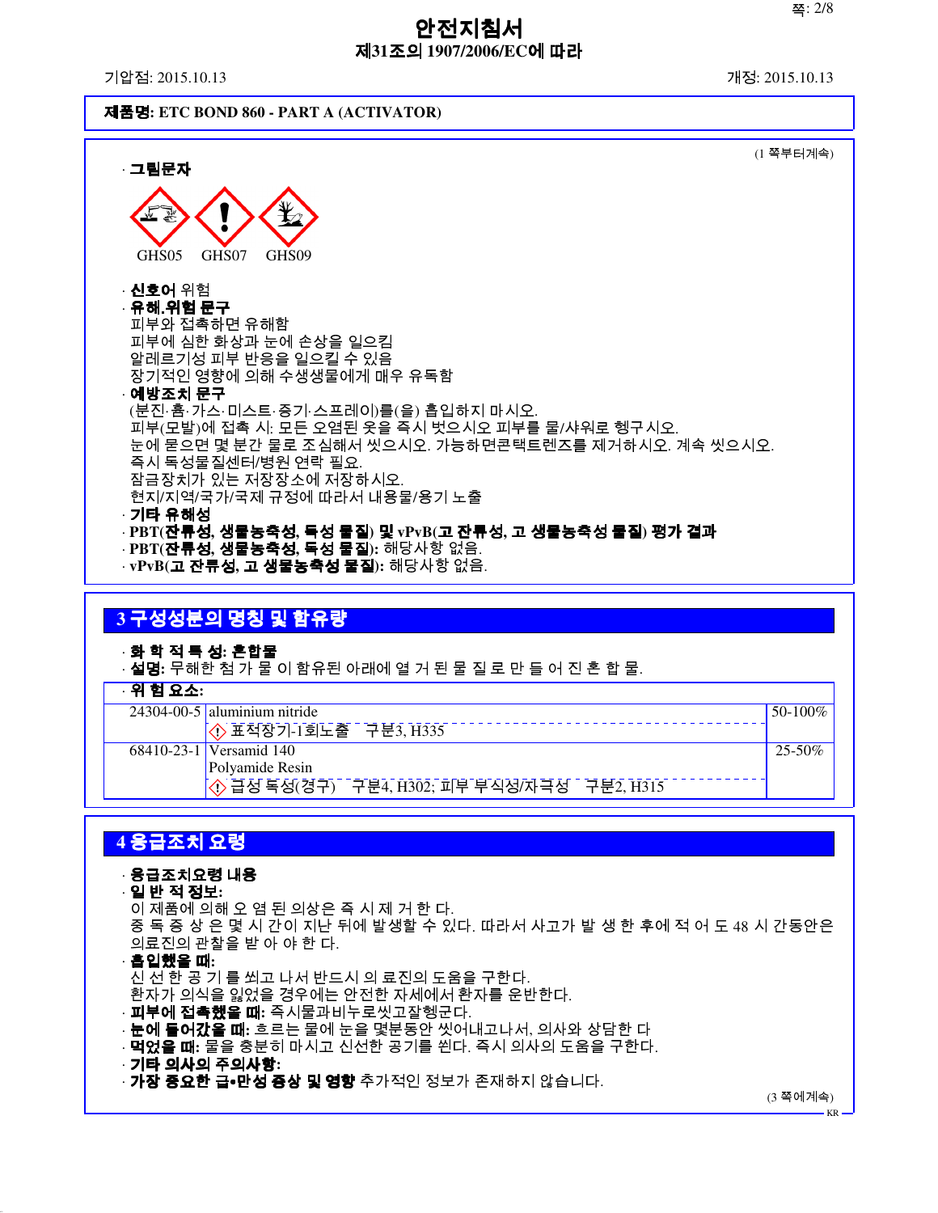# 안전지침서
## 제31조의 1907/2006/EC에 따라

기압점: 2015.10.13 개정: 2015.10.13

**제품명: ETC BOND 860 - PART A (ACTIVATOR)**

(1 쪽부터계속)

· **그림문자**

GHS05 GHS07 GHS09

· **신호어** 위험
· **유해.위험 문구**
피부와 접촉하면 유해함
피부에 심한 화상과 눈에 손상을 일으킴
알레르기성 피부 반응을 일으킬 수 있음
장기적인 영향에 의해 수생생물에게 매우 유독함
· **예방조치 문구**
(분진·흄·가스·미스트·증기·스프레이)를(을) 흡입하지 마시오.
피부(모발)에 접촉 시: 모든 오염된 옷을 즉시 벗으시오 피부를 물/샤워로 헹구시오.
눈에 묻으면 몇 분간 물로 조심해서 씻으시오. 가능하면콘택트렌즈를 제거하시오. 계속 씻으시오.
즉시 독성물질센터/병원 연락 필요.
잠금장치가 있는 저장장소에 저장하시오.
현지/지역/국가/국제 규정에 따라서 내용물/용기 노출
· **기타 유해성**
· **PBT(잔류성, 생물농축성, 독성 물질) 및 vPvB(고 잔류성, 고 생물농축성 물질) 평가 결과**
· **PBT(잔류성, 생물농축성, 독성 물질):** 해당사항 없음.
· **vPvB(고 잔류성, 고 생물농축성 물질):** 해당사항 없음.

## 3 구성성분의 명칭 및 함유량

· **화 학 적 특 성: 혼합물**
· **설명:** 무해한 첨 가 물 이 함유된 아래에 열 거 된 물 질 로 만 들 어 진 혼 합 물.

· **위 험 요소:**

| | | |
|---|---|---|
| 24304-00-5 | aluminium nitride<br>◇! 표적장기-1회노출 구분3, H335 | 50-100% |
| 68410-23-1 | Versamid 140<br>Polyamide Resin<br>◇! 급성 독성(경구) 구분4, H302; 피부 부식성/자극성 구분2, H315 | 25-50% |

## 4 응급조치 요령

· **응급조치요령 내용**
· **일 반 적 정보:**
이 제품에 의해 오 염 된 의상은 즉 시 제 거 한 다.
중 독 증 상 은 몇 시 간이 지난 뒤에 발생할 수 있다. 따라서 사고가 발 생 한 후에 적 어 도 48 시 간동안은 의료진의 관찰을 받 아 야 한 다.
· **흡입했을 때:**
신 선 한 공 기 를 쐬고 나서 반드시 의 료진의 도움을 구한다.
환자가 의식을 잃었을 경우에는 안전한 자세에서 환자를 운반한다.
· **피부에 접촉했을 때:** 즉시물과비누로씻고잘헹군다.
· **눈에 들어갔을 때:** 흐르는 물에 눈을 몇분동안 씻어내고나서, 의사와 상담한 다
· **먹었을 때:** 물을 충분히 마시고 신선한 공기를 쐰다. 즉시 의사의 도움을 구한다.
· **기타 의사의 주의사항:**
· **가장 중요한 급•만성 증상 및 영향** 추가적인 정보가 존재하지 않습니다.

(3 쪽에계속)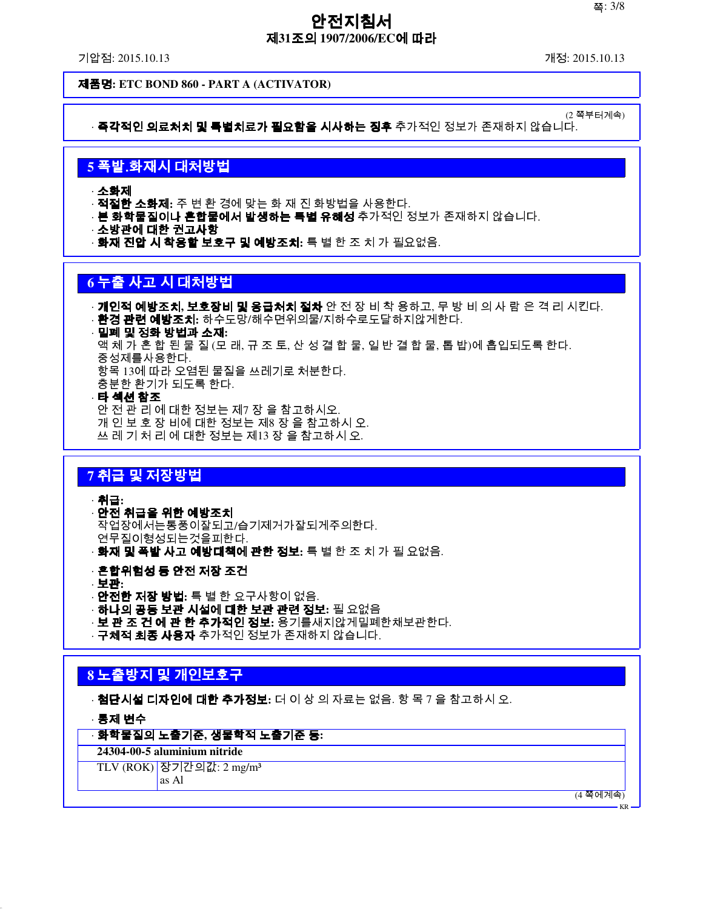# 안전지침서

**제31조의 1907/2006/EC에 따라**

기압점: 2015.10.13 개정: 2015.10.13

**제품명: ETC BOND 860 - PART A (ACTIVATOR)**

(2 쪽부터계속)

· **즉각적인 의료처치 및 특별치료가 필요함을 시사하는 징후** 추가적인 정보가 존재하지 않습니다.

## 5 폭발.화재시 대처방법

· **소화제**
· **적절한 소화제:** 주 변 환 경에 맞는 화 재 진 화방법을 사용한다.
· **본 화학물질이나 혼합물에서 발생하는 특별 유해성** 추가적인 정보가 존재하지 않습니다.
· **소방관에 대한 권고사항**
· **화재 진압 시 착용할 보호구 및 예방조치:** 특 별 한 조 치 가 필요없음.

## 6 누출 사고 시 대처방법

· **개인적 예방조치, 보호장비 및 응급처치 절차** 안 전 장 비 착 용하고, 무 방 비 의 사 람 은 격 리 시킨다.
· **환경 관련 예방조치:** 하수도망/해수면위의물/지하수로도달하지않게한다.
· **밀폐 및 정화 방법과 소재:**
액 체 가 혼 합 된 물 질 (모 래, 규 조 토, 산 성 결 합 물, 일 반 결 합 물, 톱 밥)에 흡입되도록 한다.
중성제를사용한다.
항목 13에 따라 오염된 물질을 쓰레기로 처분한다.
충분한 환기가 되도록 한다.
· **타 섹션 참조**
안 전 관 리 에 대한 정보는 제7 장 을 참고하시오.
개 인 보 호 장 비에 대한 정보는 제8 장 을 참고하시 오.
쓰 레 기 처 리 에 대한 정보는 제13 장 을 참고하시 오.

## 7 취급 및 저장방법

· **취급:**
· **안전 취급을 위한 예방조치**
작업장에서는통풍이잘되고/습기제거가잘되게주의한다.
연무질이형성되는것을피한다.
· **화재 및 폭발 사고 예방대책에 관한 정보:** 특 별 한 조 치 가 필 요없음.

· **혼합위험성 등 안전 저장 조건**
· **보관:**
· **안전한 저장 방법:** 특 별 한 요구사항이 없음.
· **하나의 공동 보관 시설에 대한 보관 관련 정보:** 필 요없음
· **보 관 조 건 에 관 한 추가적인 정보:** 용기를새지않게밀폐한채보관한다.
· **구체적 최종 사용자** 추가적인 정보가 존재하지 않습니다.

## 8 노출방지 및 개인보호구

· **첨단시설 디자인에 대한 추가정보:** 더 이 상 의 자료는 없음. 항 목 7 을 참고하시 오.

· **통제 변수**

| · **화학물질의 노출기준, 생물학적 노출기준 등:** | |
|---|---|
| **24304-00-5 aluminium nitride** | |
| TLV (ROK) | 장기간의값: 2 mg/m³<br>as Al |

(4 쪽에계속)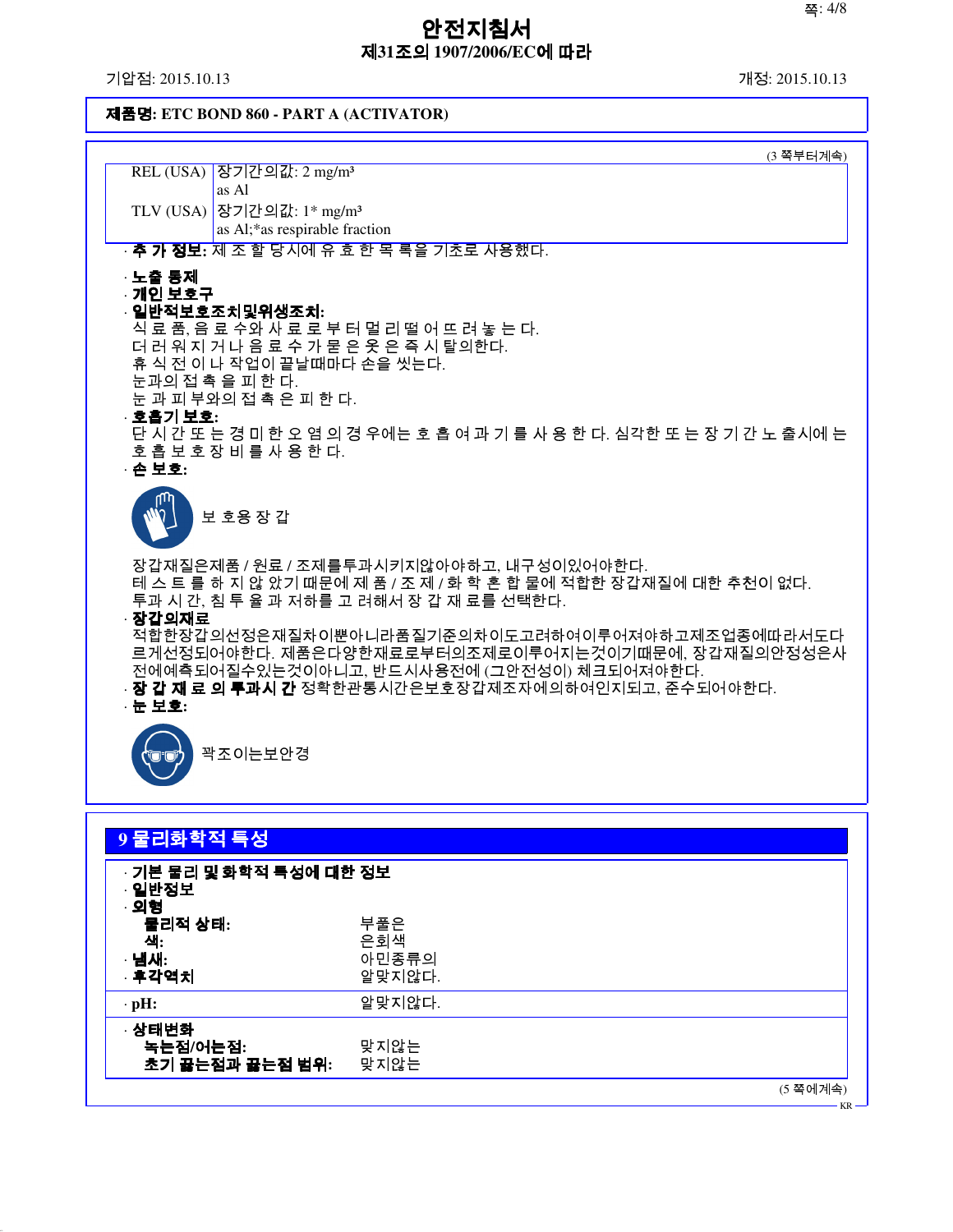# 안전지침서

**제31조의 1907/2006/EC에 따라**

기압점: 2015.10.13 개정: 2015.10.13

**제품명: ETC BOND 860 - PART A (ACTIVATOR)**

(3 쪽부터계속)

| | |
|---|---|
| REL (USA) | 장기간의값: 2 mg/m³<br>as Al |
| TLV (USA) | 장기간의값: 1* mg/m³<br>as Al;*as respirable fraction |

· **추 가 정보:** 제 조 할 당시에 유 효 한 목 록을 기초로 사용했다.

· **노출 통제**
· **개인 보호구**
· **일반적보호조치및위생조치:**
식 료 품, 음 료 수와 사 료 로 부 터 멀 리 떨 어 뜨 려 놓 는 다.
더 러 워 지 거 나 음 료 수 가 묻 은 옷 은 즉 시 탈의한다.
휴 식 전 이 나 작업이 끝날때마다 손을 씻는다.
눈과의 접 촉 을 피 한 다.
눈 과 피 부와의 접 촉 은 피 한 다.
· **호흡기 보호:**
단 시 간 또 는 경 미 한 오 염 의 경 우에는 호 흡 여 과 기 를 사 용 한 다. 심각한 또 는 장 기 간 노 출시에 는 호 흡 보 호 장 비 를 사 용 한 다.
· **손 보호:**

보 호용 장 갑

장갑재질은제품 / 원료 / 조제를투과시키지않아야하고, 내구성이있어야한다.
테 스 트 를 하 지 않 았기 때문에 제 품 / 조 제 / 화 학 혼 합 물에 적합한 장갑재질에 대한 추천이 없다.
투과 시 간, 침 투 율 과 저하를 고 려해서 장 갑 재 료를 선택한다.
· **장갑의재료**
적합한장갑의선정은재질차이뿐아니라품질기준의차이도고려하여이루어져야하고제조업종에따라서도다르게선정되어야한다. 제품은다양한재료로부터의조제로이루어지는것이기때문에, 장갑재질의안정성은사전에예측되어질수있는것이아니고, 반드시사용전에 (그안전성이) 체크되어져야한다.
· **장 갑 재 료 의 투과시 간** 정확한관통시간은보호장갑제조자에의하여인지되고, 준수되어야한다.
· **눈 보호:**

꽉조이는보안경

## 9 물리화학적 특성

· **기본 물리 및 화학적 특성에 대한 정보**
· **일반정보**
· **외형**

| | |
|---|---|
| **물리적 상태:** | 부풀은 |
| **색:** | 은회색 |
| · **냄새:** | 아민종류의 |
| · **후각역치** | 알맞지않다. |
| · **pH:** | 알맞지않다. |
| · **상태변화** | |
| **녹는점/어는점:** | 맞지않는 |
| **초기 끓는점과 끓는점 범위:** | 맞지않는 |

(5 쪽에계속)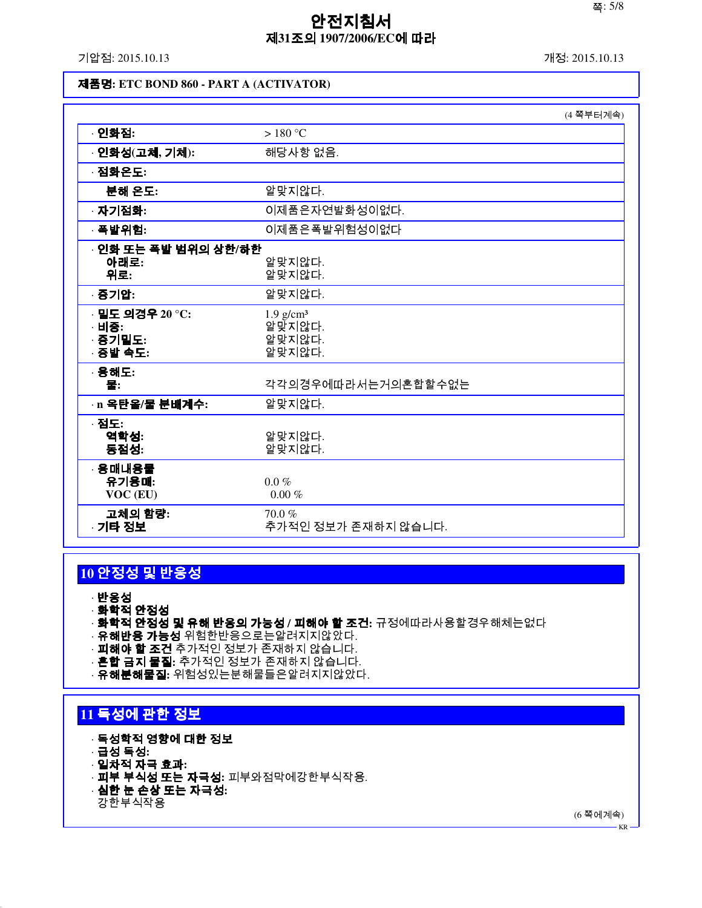안전지침서
제31조의 1907/2006/EC에 따라

기압점: 2015.10.13 개정: 2015.10.13

**제품명: ETC BOND 860 - PART A (ACTIVATOR)**

(4 쪽부터계속)

| | |
|---|---|
| · **인화점:** | > 180 °C |
| · **인화성(고체, 기체):** | 해당사항 없음. |
| · **점화온도:** | |
| **분해 온도:** | 알맞지않다. |
| · **자기점화:** | 이제품은자연발화성이없다. |
| · **폭발위험:** | 이제품은폭발위험성이없다 |
| · **인화 또는 폭발 범위의 상한/하한** **아래로:** **위로:** | 알맞지않다. 알맞지않다. |
| · **증기압:** | 알맞지않다. |
| · **밀도 의경우 20 °C:** · **비중:** · **증기밀도:** · **증발 속도:** | 1.9 g/cm³ 알맞지않다. 알맞지않다. 알맞지않다. |
| · **용해도:** **물:** | 각각의경우에따라서는거의혼합할수없는 |
| · **n 옥탄올/물 분배계수:** | 알맞지않다. |
| · **점도:** **역학성:** **동점성:** | 알맞지않다. 알맞지않다. |
| · **용매내용물** **유기용매:** **VOC (EU)** | 0.0 % 0.00 % |
| **고체의 함량:** · **기타 정보** | 70.0 % 추가적인 정보가 존재하지 않습니다. |

## 10 안정성 및 반응성

· **반응성**
· **화학적 안정성**
· **화학적 안정성 및 유해 반응의 가능성 / 피해야 할 조건:** 규정에따라사용할경우해체는없다
· **유해반응 가능성** 위험한반응으로는알려지지않았다.
· **피해야 할 조건** 추가적인 정보가 존재하지 않습니다.
· **혼합 금지 물질:** 추가적인 정보가 존재하지 않습니다.
· **유해분해물질:** 위험성있는분해물들은알려지지않았다.

## 11 독성에 관한 정보

· **독성학적 영향에 대한 정보**
· **급성 독성:**
· **일차적 자극 효과:**
· **피부 부식성 또는 자극성:** 피부와점막에강한부식작용.
· **심한 눈 손상 또는 자극성:**
강한부식작용

(6 쪽에계속)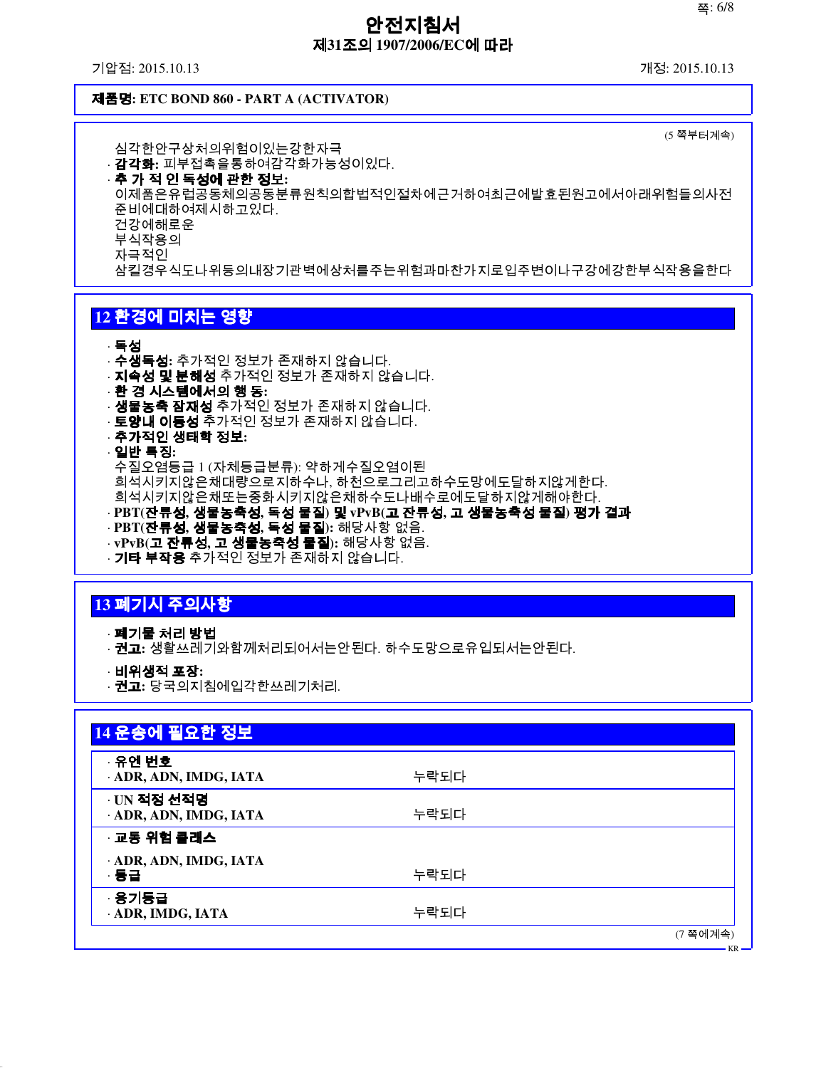**제품명: ETC BOND 860 - PART A (ACTIVATOR)**

(5 쪽부터계속)

심각한안구상처의위험이있는강한자극
· **감각화:** 피부접촉을통하여감각화가능성이있다.
· **추 가 적 인 독성에 관한 정보:**
이제품은유럽공동체의공동분류원칙의합법적인절차에근거하여최근에발효된원고에서아래위험들의사전준비에대하여제시하고있다.
건강에해로운
부식작용의
자극적인
삼킬경우식도나위등의내장기관벽에상처를주는위험과마찬가지로입주변이나구강에강한부식작용을한다

## 12 환경에 미치는 영향

· **독성**
· **수생독성:** 추가적인 정보가 존재하지 않습니다.
· **지속성 및 분해성** 추가적인 정보가 존재하지 않습니다.
· **환 경 시스템에서의 행 동:**
· **생물농축 잠재성** 추가적인 정보가 존재하지 않습니다.
· **토양내 이동성** 추가적인 정보가 존재하지 않습니다.
· **추가적인 생태학 정보:**
· **일반 특징:**
수질오염등급 1 (자체등급분류): 약하게수질오염이된
희석시키지않은채대량으로지하수나, 하천으로그리고하수도망에도달하지않게한다.
희석시키지않은채또는중화시키지않은채하수도나배수로에도달하지않게해야한다.
· **PBT(잔류성, 생물농축성, 독성 물질) 및 vPvB(고 잔류성, 고 생물농축성 물질) 평가 결과**
· **PBT(잔류성, 생물농축성, 독성 물질):** 해당사항 없음.
· **vPvB(고 잔류성, 고 생물농축성 물질):** 해당사항 없음.
· **기타 부작용** 추가적인 정보가 존재하지 않습니다.

## 13 폐기시 주의사항

· **폐기물 처리 방법**
· **권고:** 생활쓰레기와함께처리되어서는안된다. 하수도망으로유입되서는안된다.

· **비위생적 포장:**
· **권고:** 당국의지침에입각한쓰레기처리.

## 14 운송에 필요한 정보

| | |
|---|---|
| · **유엔 번호** | |
| · **ADR, ADN, IMDG, IATA** | 누락되다 |
| · **UN 적정 선적명** | |
| · **ADR, ADN, IMDG, IATA** | 누락되다 |
| · **교통 위험 클래스** | |
| · **ADR, ADN, IMDG, IATA** | |
| · **등급** | 누락되다 |
| · **용기등급** | |
| · **ADR, IMDG, IATA** | 누락되다 |

(7 쪽에계속)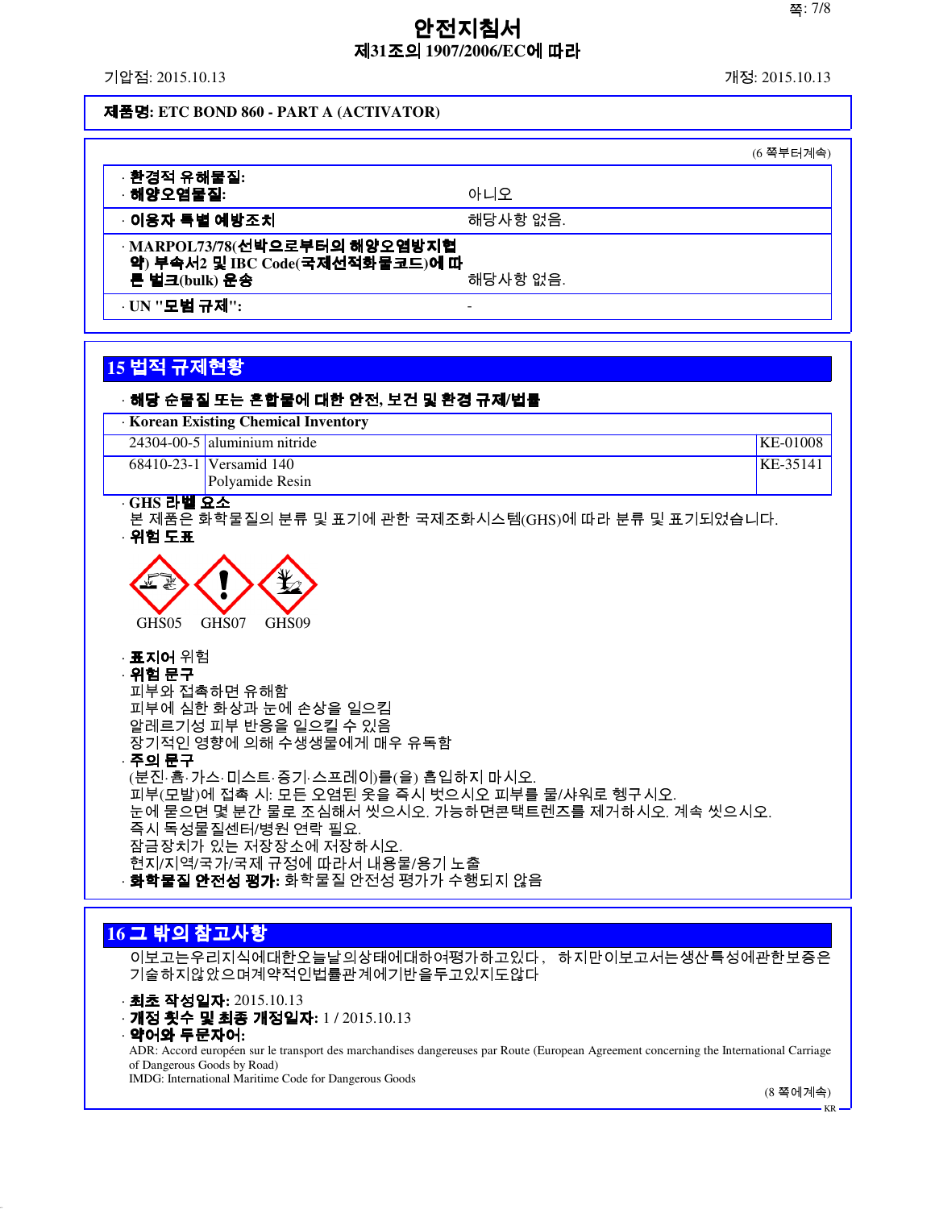# 안전지침서
## 제31조의 1907/2006/EC에 따라

기압점: 2015.10.13 개정: 2015.10.13

**제품명: ETC BOND 860 - PART A (ACTIVATOR)**

(6 쪽부터계속)

| | |
|---|---|
| · **환경적 유해물질:**<br>· **해양오염물질:** | 아니오 |
| · **이용자 특별 예방조치** | 해당사항 없음. |
| · **MARPOL73/78(선박으로부터의 해양오염방지협약) 부속서2 및 IBC Code(국제선적화물코드)에 따른 벌크(bulk) 운송** | 해당사항 없음. |
| · **UN "모범 규제":** | - |

## 15 법적 규제현황

· **해당 순물질 또는 혼합물에 대한 안전, 보건 및 환경 규제/법률**

| · Korean Existing Chemical Inventory | | |
|---|---|---|
| 24304-00-5 | aluminium nitride | KE-01008 |
| 68410-23-1 | Versamid 140<br>Polyamide Resin | KE-35141 |

· **GHS 라벨 요소**
본 제품은 화학물질의 분류 및 표기에 관한 국제조화시스템(GHS)에 따라 분류 및 표기되었습니다.

· **위험 도표**

GHS05 GHS07 GHS09

· **표지어** 위험

· **위험 문구**
피부와 접촉하면 유해함
피부에 심한 화상과 눈에 손상을 일으킴
알레르기성 피부 반응을 일으킬 수 있음
장기적인 영향에 의해 수생생물에게 매우 유독함

· **주의 문구**
(분진·흄·가스·미스트·증기·스프레이)를(을) 흡입하지 마시오.
피부(모발)에 접촉 시: 모든 오염된 옷을 즉시 벗으시오 피부를 물/샤워로 헹구시오.
눈에 묻으면 몇 분간 물로 조심해서 씻으시오. 가능하면콘택트렌즈를 제거하시오. 계속 씻으시오.
즉시 독성물질센터/병원 연락 필요.
잠금장치가 있는 저장장소에 저장하시오.
현지/지역/국가/국제 규정에 따라서 내용물/용기 노출

· **화학물질 안전성 평가:** 화학물질 안전성 평가가 수행되지 않음

## 16 그 밖의 참고사항

이보고는우리지식에대한오늘날의상태에대하여평가하고있다, 하지만이보고서는생산특성에관한보증은기술하지않았으며계약적인법률관계에기반을두고있지도않다

· **최초 작성일자:** 2015.10.13
· **개정 횟수 및 최종 개정일자:** 1 / 2015.10.13
· **약어와 두문자어:**
ADR: Accord européen sur le transport des marchandises dangereuses par Route (European Agreement concerning the International Carriage of Dangerous Goods by Road)
IMDG: International Maritime Code for Dangerous Goods

(8 쪽에계속)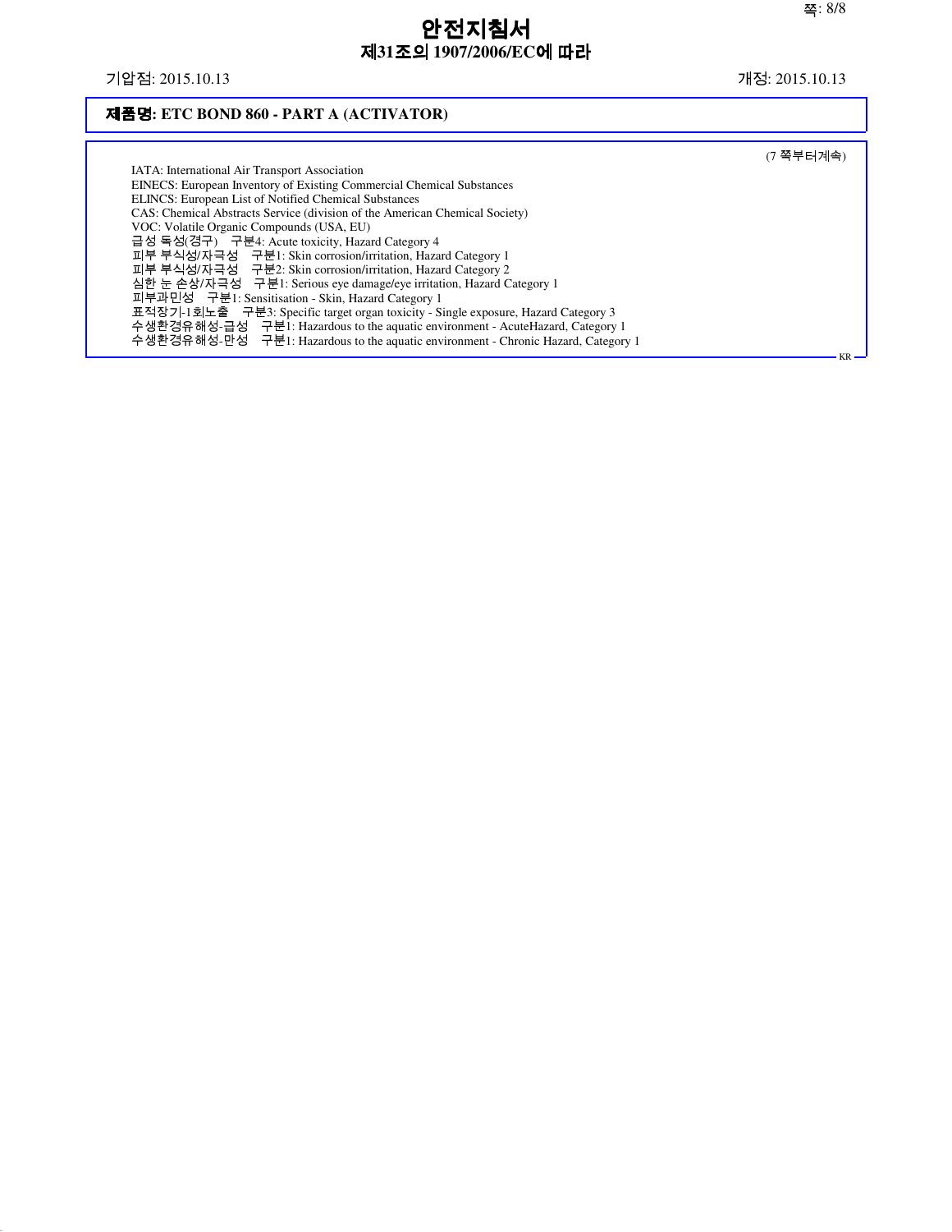**제품명: ETC BOND 860 - PART A (ACTIVATOR)**

(7 쪽부터계속)

IATA: International Air Transport Association
EINECS: European Inventory of Existing Commercial Chemical Substances
ELINCS: European List of Notified Chemical Substances
CAS: Chemical Abstracts Service (division of the American Chemical Society)
VOC: Volatile Organic Compounds (USA, EU)
급성 독성(경구) 구분4: Acute toxicity, Hazard Category 4
피부 부식성/자극성 구분1: Skin corrosion/irritation, Hazard Category 1
피부 부식성/자극성 구분2: Skin corrosion/irritation, Hazard Category 2
심한 눈 손상/자극성 구분1: Serious eye damage/eye irritation, Hazard Category 1
피부과민성 구분1: Sensitisation - Skin, Hazard Category 1
표적장기-1회노출 구분3: Specific target organ toxicity - Single exposure, Hazard Category 3
수생환경유해성-급성 구분1: Hazardous to the aquatic environment - AcuteHazard, Category 1
수생환경유해성-만성 구분1: Hazardous to the aquatic environment - Chronic Hazard, Category 1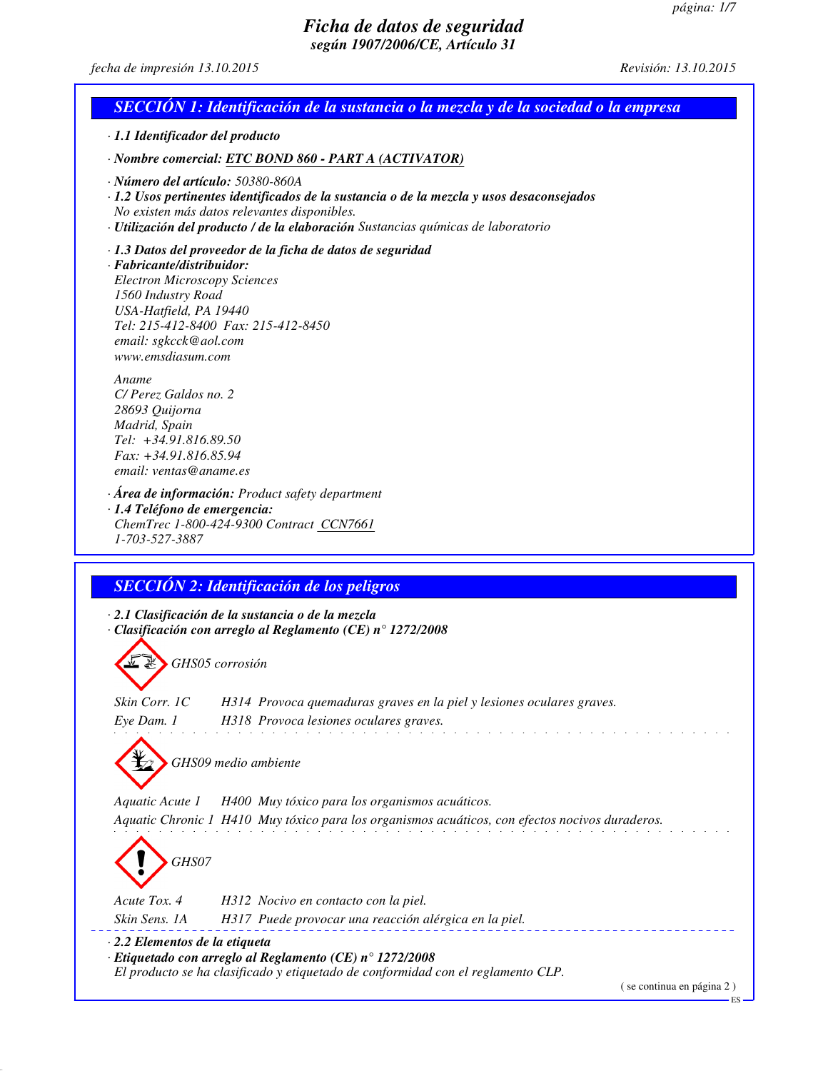# Ficha de datos de seguridad
## según 1907/2006/CE, Artículo 31

*fecha de impresión 13.10.2015* *Revisión: 13.10.2015*

## SECCIÓN 1: Identificación de la sustancia o la mezcla y de la sociedad o la empresa

· **1.1 Identificador del producto**

· **Nombre comercial:** **ETC BOND 860 - PART A (ACTIVATOR)**

· **Número del artículo:** 50380-860A
· **1.2 Usos pertinentes identificados de la sustancia o de la mezcla y usos desaconsejados**
No existen más datos relevantes disponibles.
· **Utilización del producto / de la elaboración** Sustancias químicas de laboratorio

· **1.3 Datos del proveedor de la ficha de datos de seguridad**
· **Fabricante/distribuidor:**
Electron Microscopy Sciences
1560 Industry Road
USA-Hatfield, PA 19440
Tel: 215-412-8400 Fax: 215-412-8450
email: sgkcck@aol.com
www.emsdiasum.com

Aname
C/ Perez Galdos no. 2
28693 Quijorna
Madrid, Spain
Tel: +34.91.816.89.50
Fax: +34.91.816.85.94
email: ventas@aname.es

· **Área de información:** Product safety department
· **1.4 Teléfono de emergencia:**
ChemTrec 1-800-424-9300 Contract CCN7661
1-703-527-3887

## SECCIÓN 2: Identificación de los peligros

· **2.1 Clasificación de la sustancia o de la mezcla**
· **Clasificación con arreglo al Reglamento (CE) n° 1272/2008**

GHS05 corrosión

Skin Corr. 1C H314 Provoca quemaduras graves en la piel y lesiones oculares graves.
Eye Dam. 1 H318 Provoca lesiones oculares graves.

GHS09 medio ambiente

Aquatic Acute 1 H400 Muy tóxico para los organismos acuáticos.
Aquatic Chronic 1 H410 Muy tóxico para los organismos acuáticos, con efectos nocivos duraderos.

GHS07

Acute Tox. 4 H312 Nocivo en contacto con la piel.
Skin Sens. 1A H317 Puede provocar una reacción alérgica en la piel.

· **2.2 Elementos de la etiqueta**
· **Etiquetado con arreglo al Reglamento (CE) n° 1272/2008**
El producto se ha clasificado y etiquetado de conformidad con el reglamento CLP.

( se continua en página 2 )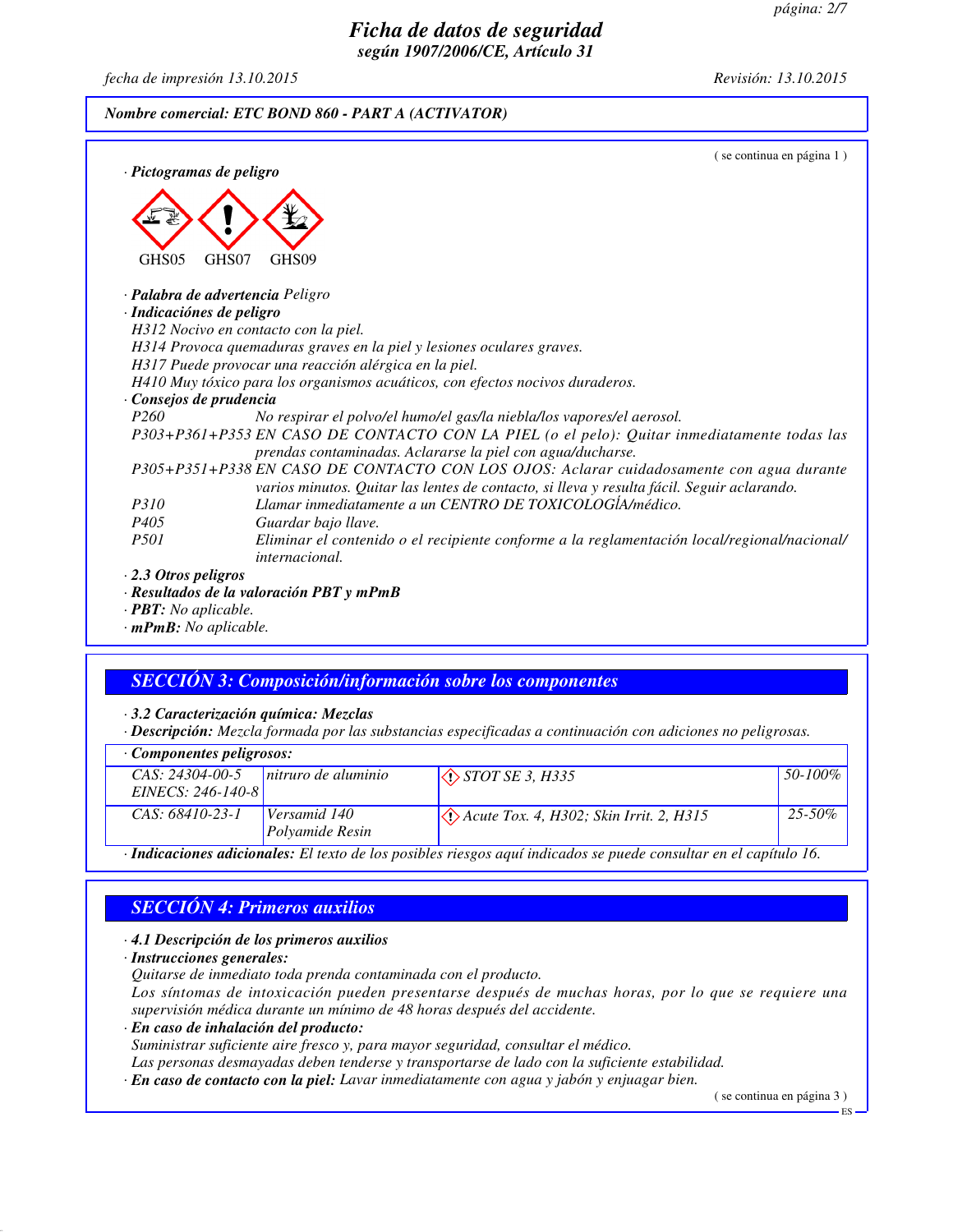# Ficha de datos de seguridad
## según 1907/2006/CE, Artículo 31

*fecha de impresión 13.10.2015* *Revisión: 13.10.2015*

**Nombre comercial: ETC BOND 860 - PART A (ACTIVATOR)**

( se continua en página 1 )

· **Pictogramas de peligro**

GHS05 GHS07 GHS09

· **Palabra de advertencia** Peligro
· **Indicaciónes de peligro**
H312 Nocivo en contacto con la piel.
H314 Provoca quemaduras graves en la piel y lesiones oculares graves.
H317 Puede provocar una reacción alérgica en la piel.
H410 Muy tóxico para los organismos acuáticos, con efectos nocivos duraderos.
· **Consejos de prudencia**

P260 No respirar el polvo/el humo/el gas/la niebla/los vapores/el aerosol.
P303+P361+P353 EN CASO DE CONTACTO CON LA PIEL (o el pelo): Quitar inmediatamente todas las prendas contaminadas. Aclararse la piel con agua/ducharse.
P305+P351+P338 EN CASO DE CONTACTO CON LOS OJOS: Aclarar cuidadosamente con agua durante varios minutos. Quitar las lentes de contacto, si lleva y resulta fácil. Seguir aclarando.
P310 Llamar inmediatamente a un CENTRO DE TOXICOLOGÍA/médico.
P405 Guardar bajo llave.
P501 Eliminar el contenido o el recipiente conforme a la reglamentación local/regional/nacional/internacional.

· **2.3 Otros peligros**
· **Resultados de la valoración PBT y mPmB**
· **PBT:** No aplicable.
· **mPmB:** No aplicable.

## SECCIÓN 3: Composición/información sobre los componentes

· **3.2 Caracterización química: Mezclas**
· **Descripción:** Mezcla formada por las substancias especificadas a continuación con adiciones no peligrosas.

· **Componentes peligrosos:**

| | | | |
|---|---|---|---|
| CAS: 24304-00-5 EINECS: 246-140-8 | nitruro de aluminio | STOT SE 3, H335 | 50-100% |
| CAS: 68410-23-1 | Versamid 140 Polyamide Resin | Acute Tox. 4, H302; Skin Irrit. 2, H315 | 25-50% |

· **Indicaciones adicionales:** El texto de los posibles riesgos aquí indicados se puede consultar en el capítulo 16.

## SECCIÓN 4: Primeros auxilios

· **4.1 Descripción de los primeros auxilios**
· **Instrucciones generales:**
Quitarse de inmediato toda prenda contaminada con el producto.
Los síntomas de intoxicación pueden presentarse después de muchas horas, por lo que se requiere una supervisión médica durante un mínimo de 48 horas después del accidente.
· **En caso de inhalación del producto:**
Suministrar suficiente aire fresco y, para mayor seguridad, consultar el médico.
Las personas desmayadas deben tenderse y transportarse de lado con la suficiente estabilidad.
· **En caso de contacto con la piel:** Lavar inmediatamente con agua y jabón y enjuagar bien.

( se continua en página 3 )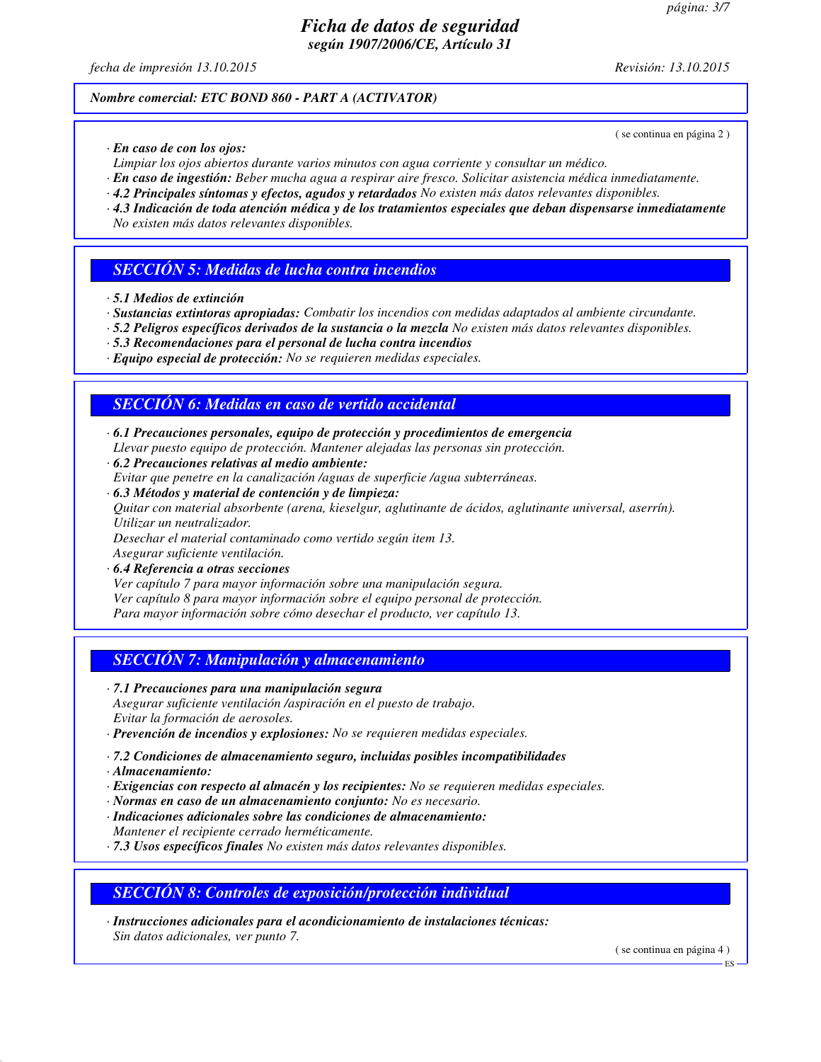*Nombre comercial: ETC BOND 860 - PART A (ACTIVATOR)*

( se continua en página 2 )

· ***En caso de con los ojos:***
*Limpiar los ojos abiertos durante varios minutos con agua corriente y consultar un médico.*
· ***En caso de ingestión:*** *Beber mucha agua a respirar aire fresco. Solicitar asistencia médica inmediatamente.*
· ***4.2 Principales síntomas y efectos, agudos y retardados*** *No existen más datos relevantes disponibles.*
· ***4.3 Indicación de toda atención médica y de los tratamientos especiales que deban dispensarse inmediatamente***
*No existen más datos relevantes disponibles.*

## *SECCIÓN 5: Medidas de lucha contra incendios*

· ***5.1 Medios de extinción***
· ***Sustancias extintoras apropiadas:*** *Combatir los incendios con medidas adaptados al ambiente circundante.*
· ***5.2 Peligros específicos derivados de la sustancia o la mezcla*** *No existen más datos relevantes disponibles.*
· ***5.3 Recomendaciones para el personal de lucha contra incendios***
· ***Equipo especial de protección:*** *No se requieren medidas especiales.*

## *SECCIÓN 6: Medidas en caso de vertido accidental*

· ***6.1 Precauciones personales, equipo de protección y procedimientos de emergencia***
*Llevar puesto equipo de protección. Mantener alejadas las personas sin protección.*
· ***6.2 Precauciones relativas al medio ambiente:***
*Evitar que penetre en la canalización /aguas de superficie /agua subterráneas.*
· ***6.3 Métodos y material de contención y de limpieza:***
*Quitar con material absorbente (arena, kieselgur, aglutinante de ácidos, aglutinante universal, aserrín).*
*Utilizar un neutralizador.*
*Desechar el material contaminado como vertido según item 13.*
*Asegurar suficiente ventilación.*
· ***6.4 Referencia a otras secciones***
*Ver capítulo 7 para mayor información sobre una manipulación segura.*
*Ver capítulo 8 para mayor información sobre el equipo personal de protección.*
*Para mayor información sobre cómo desechar el producto, ver capítulo 13.*

## *SECCIÓN 7: Manipulación y almacenamiento*

· ***7.1 Precauciones para una manipulación segura***
*Asegurar suficiente ventilación /aspiración en el puesto de trabajo.*
*Evitar la formación de aerosoles.*
· ***Prevención de incendios y explosiones:*** *No se requieren medidas especiales.*

· ***7.2 Condiciones de almacenamiento seguro, incluidas posibles incompatibilidades***
· ***Almacenamiento:***
· ***Exigencias con respecto al almacén y los recipientes:*** *No se requieren medidas especiales.*
· ***Normas en caso de un almacenamiento conjunto:*** *No es necesario.*
· ***Indicaciones adicionales sobre las condiciones de almacenamiento:***
*Mantener el recipiente cerrado herméticamente.*
· ***7.3 Usos específicos finales*** *No existen más datos relevantes disponibles.*

## *SECCIÓN 8: Controles de exposición/protección individual*

· ***Instrucciones adicionales para el acondicionamiento de instalaciones técnicas:***
*Sin datos adicionales, ver punto 7.*

( se continua en página 4 )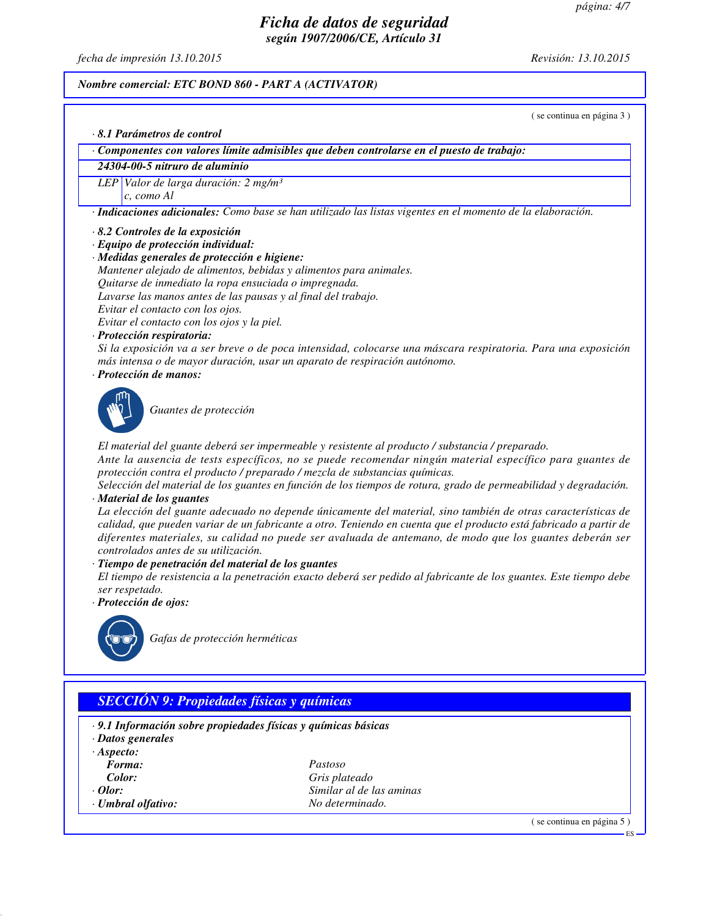# Ficha de datos de seguridad
## según 1907/2006/CE, Artículo 31

*fecha de impresión 13.10.2015* — *Revisión: 13.10.2015*

**Nombre comercial: ETC BOND 860 - PART A (ACTIVATOR)**

( se continua en página 3 )

· **8.1 Parámetros de control**

| · Componentes con valores límite admisibles que deben controlarse en el puesto de trabajo: | |
|---|---|
| **24304-00-5 nitruro de aluminio** | |
| LEP | Valor de larga duración: 2 mg/m³<br>c, como Al |

· **Indicaciones adicionales:** Como base se han utilizado las listas vigentes en el momento de la elaboración.

· **8.2 Controles de la exposición**

· **Equipo de protección individual:**

· **Medidas generales de protección e higiene:**
Mantener alejado de alimentos, bebidas y alimentos para animales.
Quitarse de inmediato la ropa ensuciada o impregnada.
Lavarse las manos antes de las pausas y al final del trabajo.
Evitar el contacto con los ojos.
Evitar el contacto con los ojos y la piel.

· **Protección respiratoria:**
Si la exposición va a ser breve o de poca intensidad, colocarse una máscara respiratoria. Para una exposición más intensa o de mayor duración, usar un aparato de respiración autónomo.

· **Protección de manos:**

Guantes de protección

El material del guante deberá ser impermeable y resistente al producto / substancia / preparado.
Ante la ausencia de tests específicos, no se puede recomendar ningún material específico para guantes de protección contra el producto / preparado / mezcla de substancias químicas.
Selección del material de los guantes en función de los tiempos de rotura, grado de permeabilidad y degradación.

· **Material de los guantes**
La elección del guante adecuado no depende únicamente del material, sino también de otras características de calidad, que pueden variar de un fabricante a otro. Teniendo en cuenta que el producto está fabricado a partir de diferentes materiales, su calidad no puede ser avaluada de antemano, de modo que los guantes deberán ser controlados antes de su utilización.

· **Tiempo de penetración del material de los guantes**
El tiempo de resistencia a la penetración exacto deberá ser pedido al fabricante de los guantes. Este tiempo debe ser respetado.

· **Protección de ojos:**

Gafas de protección herméticas

## SECCIÓN 9: Propiedades físicas y químicas

· **9.1 Información sobre propiedades físicas y químicas básicas**

· **Datos generales**

· **Aspecto:**

| | |
|---|---|
| **Forma:** | Pastoso |
| **Color:** | Gris plateado |
| · **Olor:** | Similar al de las aminas |
| · **Umbral olfativo:** | No determinado. |

( se continua en página 5 )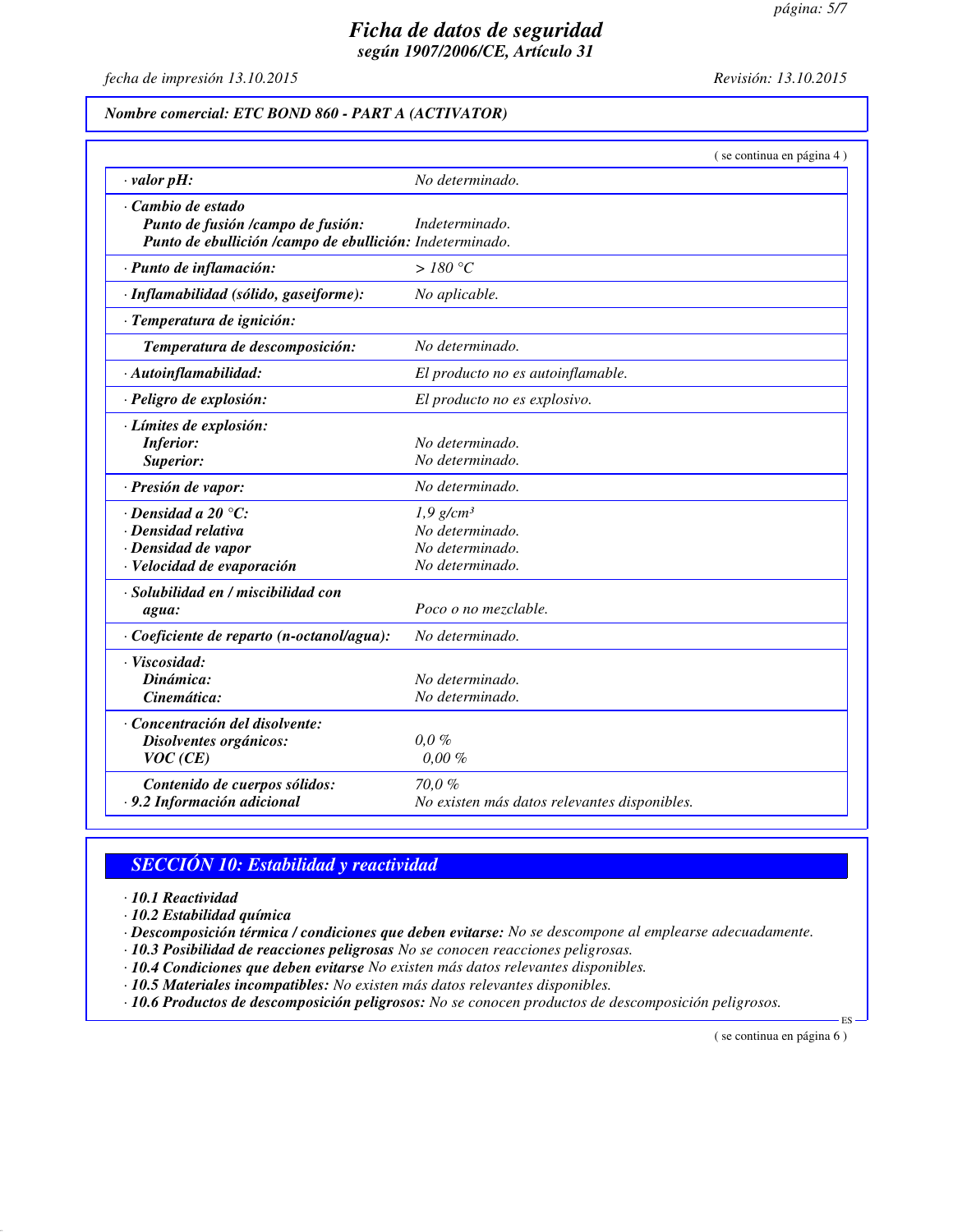*Nombre comercial: ETC BOND 860 - PART A (ACTIVATOR)*

( se continua en página 4 )

| | |
|---|---|
| · **valor pH:** | *No determinado.* |
| · **Cambio de estado** | |
| **Punto de fusión /campo de fusión:** | *Indeterminado.* |
| **Punto de ebullición /campo de ebullición:** | *Indeterminado.* |
| · **Punto de inflamación:** | *> 180 °C* |
| · **Inflamabilidad (sólido, gaseiforme):** | *No aplicable.* |
| · **Temperatura de ignición:** | |
| **Temperatura de descomposición:** | *No determinado.* |
| · **Autoinflamabilidad:** | *El producto no es autoinflamable.* |
| · **Peligro de explosión:** | *El producto no es explosivo.* |
| · **Límites de explosión:** | |
| **Inferior:** | *No determinado.* |
| **Superior:** | *No determinado.* |
| · **Presión de vapor:** | *No determinado.* |
| · **Densidad a 20 °C:** | *1,9 g/cm³* |
| · **Densidad relativa** | *No determinado.* |
| · **Densidad de vapor** | *No determinado.* |
| · **Velocidad de evaporación** | *No determinado.* |
| · **Solubilidad en / miscibilidad con agua:** | *Poco o no mezclable.* |
| · **Coeficiente de reparto (n-octanol/agua):** | *No determinado.* |
| · **Viscosidad:** | |
| **Dinámica:** | *No determinado.* |
| **Cinemática:** | *No determinado.* |
| · **Concentración del disolvente:** | |
| **Disolventes orgánicos:** | *0,0 %* |
| **VOC (CE)** | *0,00 %* |
| **Contenido de cuerpos sólidos:** | *70,0 %* |
| · **9.2 Información adicional** | *No existen más datos relevantes disponibles.* |

## SECCIÓN 10: Estabilidad y reactividad

· ***10.1 Reactividad***

· ***10.2 Estabilidad química***

· ***Descomposición térmica / condiciones que deben evitarse:*** *No se descompone al emplearse adecuadamente.*

· ***10.3 Posibilidad de reacciones peligrosas*** *No se conocen reacciones peligrosas.*

· ***10.4 Condiciones que deben evitarse*** *No existen más datos relevantes disponibles.*

· ***10.5 Materiales incompatibles:*** *No existen más datos relevantes disponibles.*

· ***10.6 Productos de descomposición peligrosos:*** *No se conocen productos de descomposición peligrosos.*

( se continua en página 6 )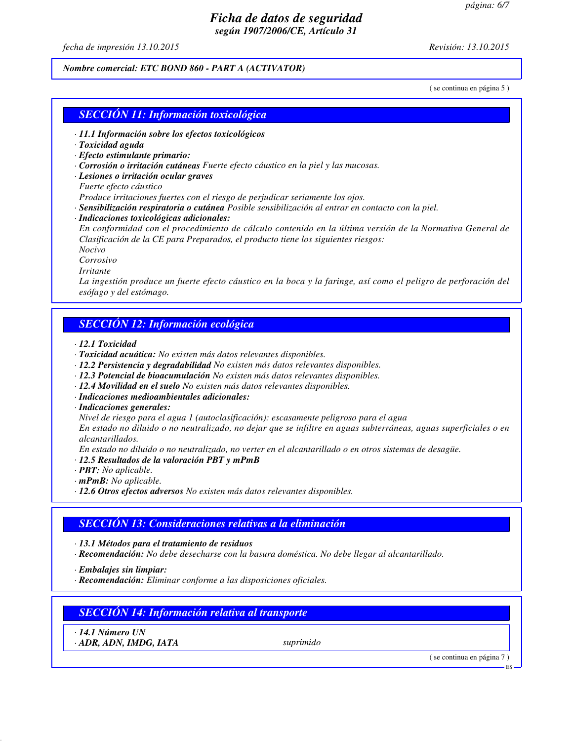## SECCIÓN 11: Información toxicológica

- **11.1 Información sobre los efectos toxicológicos**
- **Toxicidad aguda**
- **Efecto estimulante primario:**
- **Corrosión o irritación cutáneas** Fuerte efecto cáustico en la piel y las mucosas.
- **Lesiones o irritación ocular graves**

  Fuerte efecto cáustico

  Produce irritaciones fuertes con el riesgo de perjudicar seriamente los ojos.
- **Sensibilización respiratoria o cutánea** Posible sensibilización al entrar en contacto con la piel.
- **Indicaciones toxicológicas adicionales:**

  En conformidad con el procedimiento de cálculo contenido en la última versión de la Normativa General de Clasificación de la CE para Preparados, el producto tiene los siguientes riesgos:

  Nocivo

  Corrosivo

  Irritante

  La ingestión produce un fuerte efecto cáustico en la boca y la faringe, así como el peligro de perforación del esófago y del estómago.

## SECCIÓN 12: Información ecológica

- **12.1 Toxicidad**
- **Toxicidad acuática:** No existen más datos relevantes disponibles.
- **12.2 Persistencia y degradabilidad** No existen más datos relevantes disponibles.
- **12.3 Potencial de bioacumulación** No existen más datos relevantes disponibles.
- **12.4 Movilidad en el suelo** No existen más datos relevantes disponibles.
- **Indicaciones medioambientales adicionales:**
- **Indicaciones generales:**

  Nivel de riesgo para el agua 1 (autoclasificación): escasamente peligroso para el agua

  En estado no diluido o no neutralizado, no dejar que se infiltre en aguas subterráneas, aguas superficiales o en alcantarillados.

  En estado no diluido o no neutralizado, no verter en el alcantarillado o en otros sistemas de desagüe.
- **12.5 Resultados de la valoración PBT y mPmB**
- **PBT:** No aplicable.
- **mPmB:** No aplicable.
- **12.6 Otros efectos adversos** No existen más datos relevantes disponibles.

## SECCIÓN 13: Consideraciones relativas a la eliminación

- **13.1 Métodos para el tratamiento de residuos**
- **Recomendación:** No debe desecharse con la basura doméstica. No debe llegar al alcantarillado.
- **Embalajes sin limpiar:**
- **Recomendación:** Eliminar conforme a las disposiciones oficiales.

## SECCIÓN 14: Información relativa al transporte

| | |
|---|---|
| **14.1 Número UN** | |
| **ADR, ADN, IMDG, IATA** | suprimido |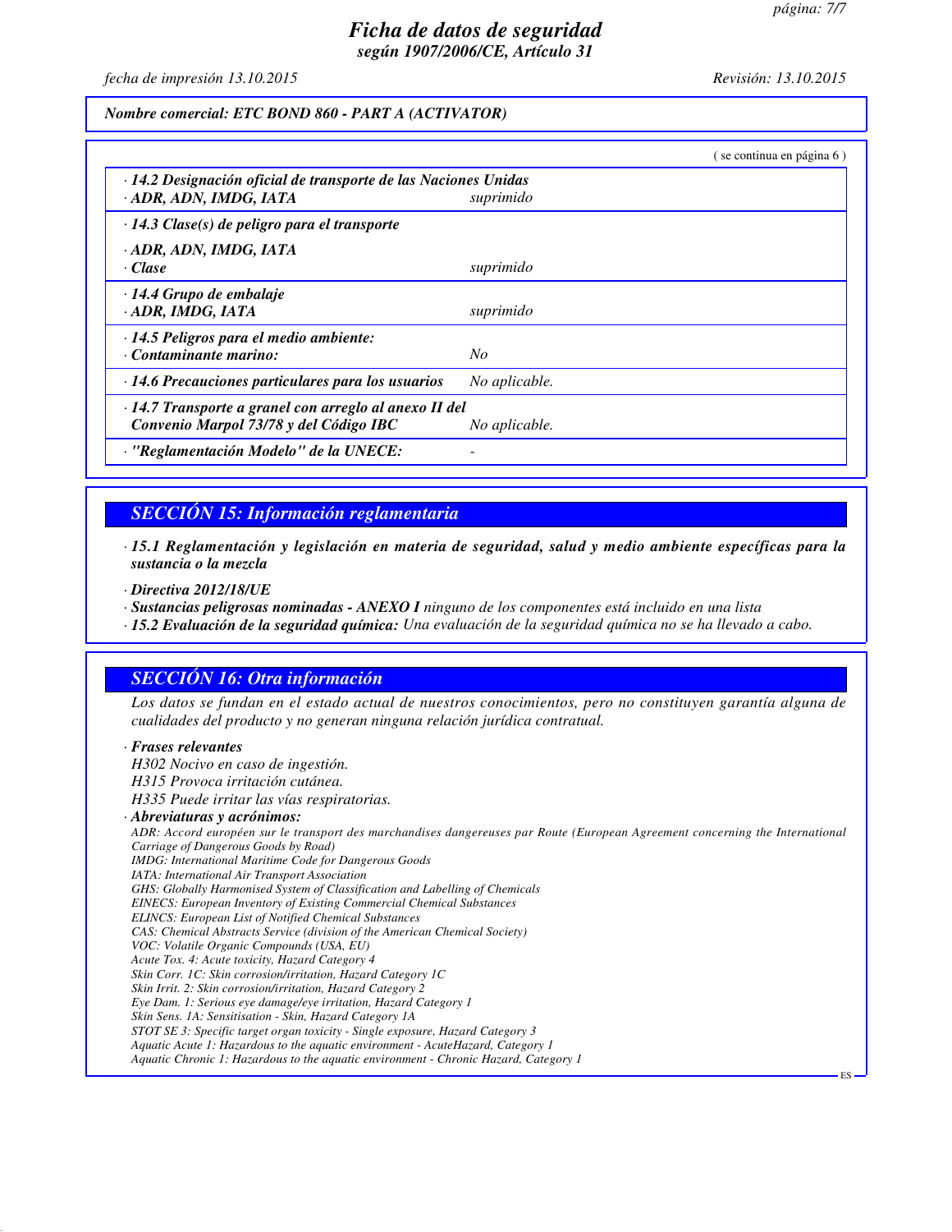Nombre comercial: ETC BOND 860 - PART A (ACTIVATOR)

( se continua en página 6 )

| | |
|---|---|
| · 14.2 Designación oficial de transporte de las Naciones Unidas<br>· ADR, ADN, IMDG, IATA | suprimido |
| · 14.3 Clase(s) de peligro para el transporte<br>· ADR, ADN, IMDG, IATA<br>· Clase | suprimido |
| · 14.4 Grupo de embalaje<br>· ADR, IMDG, IATA | suprimido |
| · 14.5 Peligros para el medio ambiente:<br>· Contaminante marino: | No |
| · 14.6 Precauciones particulares para los usuarios | No aplicable. |
| · 14.7 Transporte a granel con arreglo al anexo II del Convenio Marpol 73/78 y del Código IBC | No aplicable. |
| · "Reglamentación Modelo" de la UNECE: | - |

## SECCIÓN 15: Información reglamentaria

· **15.1 Reglamentación y legislación en materia de seguridad, salud y medio ambiente específicas para la sustancia o la mezcla**

· **Directiva 2012/18/UE**

· **Sustancias peligrosas nominadas - ANEXO I** ninguno de los componentes está incluido en una lista

· **15.2 Evaluación de la seguridad química:** Una evaluación de la seguridad química no se ha llevado a cabo.

## SECCIÓN 16: Otra información

Los datos se fundan en el estado actual de nuestros conocimientos, pero no constituyen garantía alguna de cualidades del producto y no generan ninguna relación jurídica contratual.

· **Frases relevantes**

H302 Nocivo en caso de ingestión.
H315 Provoca irritación cutánea.
H335 Puede irritar las vías respiratorias.

· **Abreviaturas y acrónimos:**

ADR: Accord européen sur le transport des marchandises dangereuses par Route (European Agreement concerning the International Carriage of Dangerous Goods by Road)
IMDG: International Maritime Code for Dangerous Goods
IATA: International Air Transport Association
GHS: Globally Harmonised System of Classification and Labelling of Chemicals
EINECS: European Inventory of Existing Commercial Chemical Substances
ELINCS: European List of Notified Chemical Substances
CAS: Chemical Abstracts Service (division of the American Chemical Society)
VOC: Volatile Organic Compounds (USA, EU)
Acute Tox. 4: Acute toxicity, Hazard Category 4
Skin Corr. 1C: Skin corrosion/irritation, Hazard Category 1C
Skin Irrit. 2: Skin corrosion/irritation, Hazard Category 2
Eye Dam. 1: Serious eye damage/eye irritation, Hazard Category 1
Skin Sens. 1A: Sensitisation - Skin, Hazard Category 1A
STOT SE 3: Specific target organ toxicity - Single exposure, Hazard Category 3
Aquatic Acute 1: Hazardous to the aquatic environment - AcuteHazard, Category 1
Aquatic Chronic 1: Hazardous to the aquatic environment - Chronic Hazard, Category 1